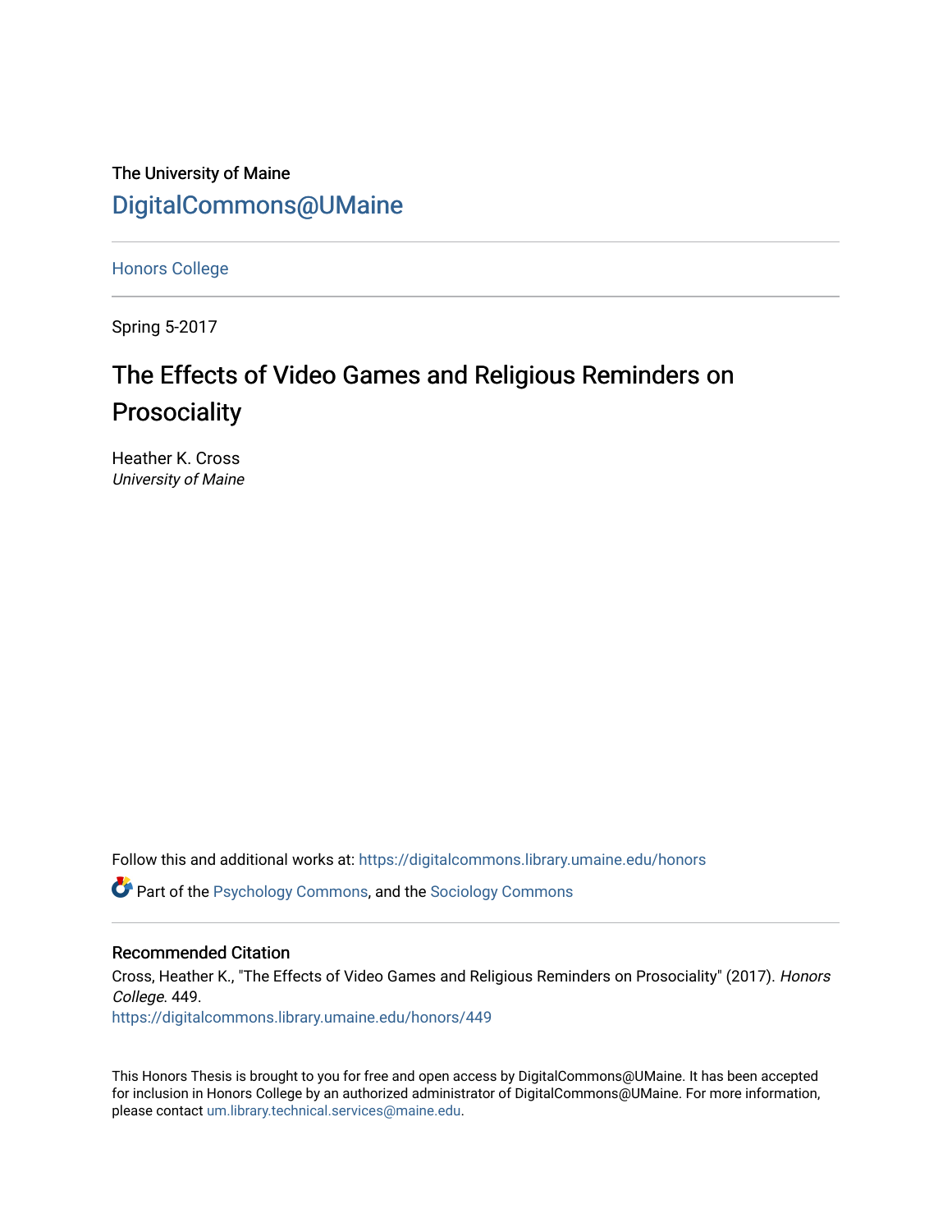The University of Maine

DigitalCommons@UMaine

Honors College

Spring 5-2017

# The Effects of Video Games and Religious Reminders on Prosociality

Heather K. Cross
*University of Maine*

Follow this and additional works at: https://digitalcommons.library.umaine.edu/honors

Part of the Psychology Commons, and the Sociology Commons

## Recommended Citation

Cross, Heather K., "The Effects of Video Games and Religious Reminders on Prosociality" (2017). *Honors College*. 449.
https://digitalcommons.library.umaine.edu/honors/449

This Honors Thesis is brought to you for free and open access by DigitalCommons@UMaine. It has been accepted for inclusion in Honors College by an authorized administrator of DigitalCommons@UMaine. For more information, please contact um.library.technical.services@maine.edu.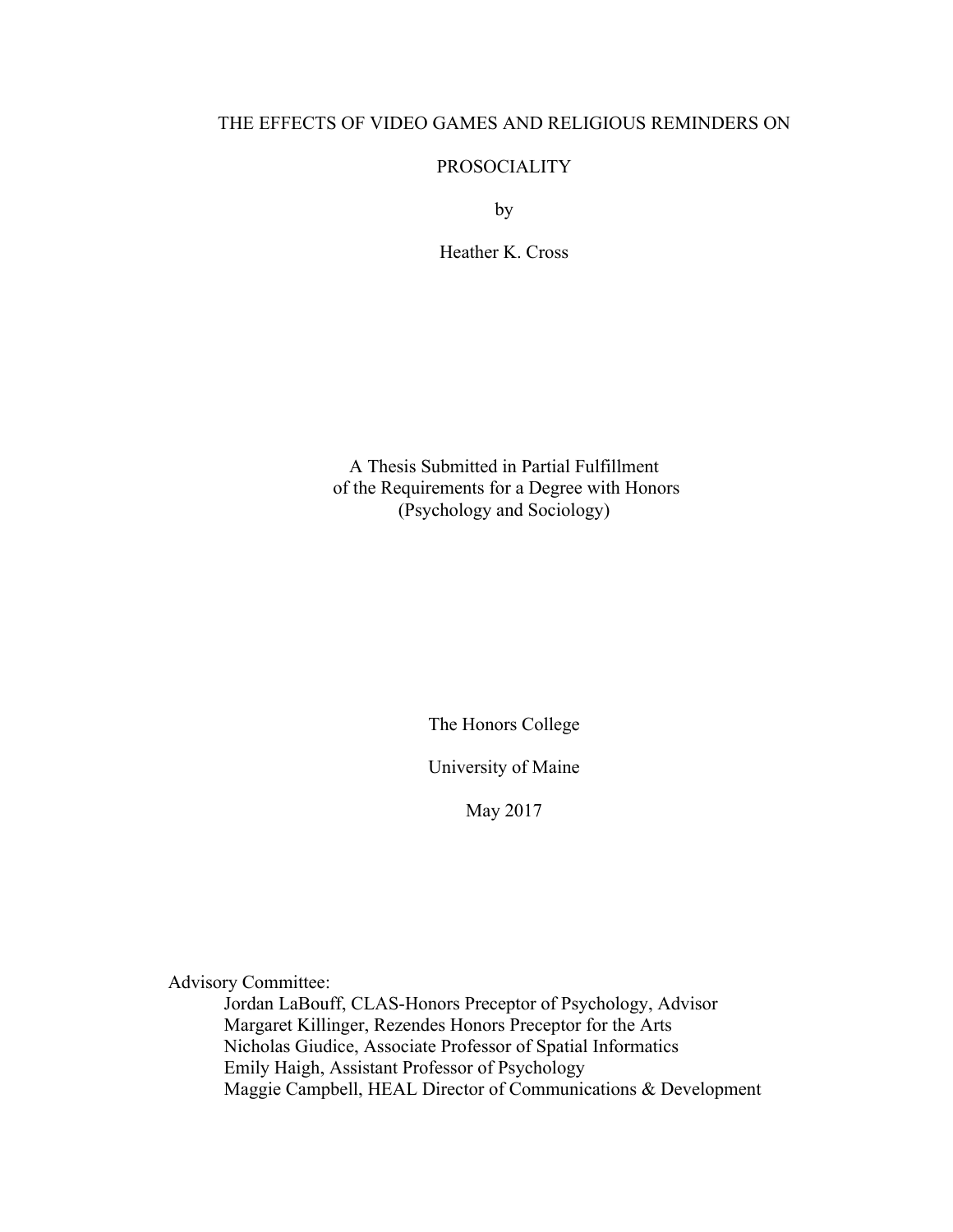# THE EFFECTS OF VIDEO GAMES AND RELIGIOUS REMINDERS ON PROSOCIALITY

by

Heather K. Cross

A Thesis Submitted in Partial Fulfillment
of the Requirements for a Degree with Honors
(Psychology and Sociology)

The Honors College

University of Maine

May 2017

Advisory Committee:

Jordan LaBouff, CLAS-Honors Preceptor of Psychology, Advisor
Margaret Killinger, Rezendes Honors Preceptor for the Arts
Nicholas Giudice, Associate Professor of Spatial Informatics
Emily Haigh, Assistant Professor of Psychology
Maggie Campbell, HEAL Director of Communications & Development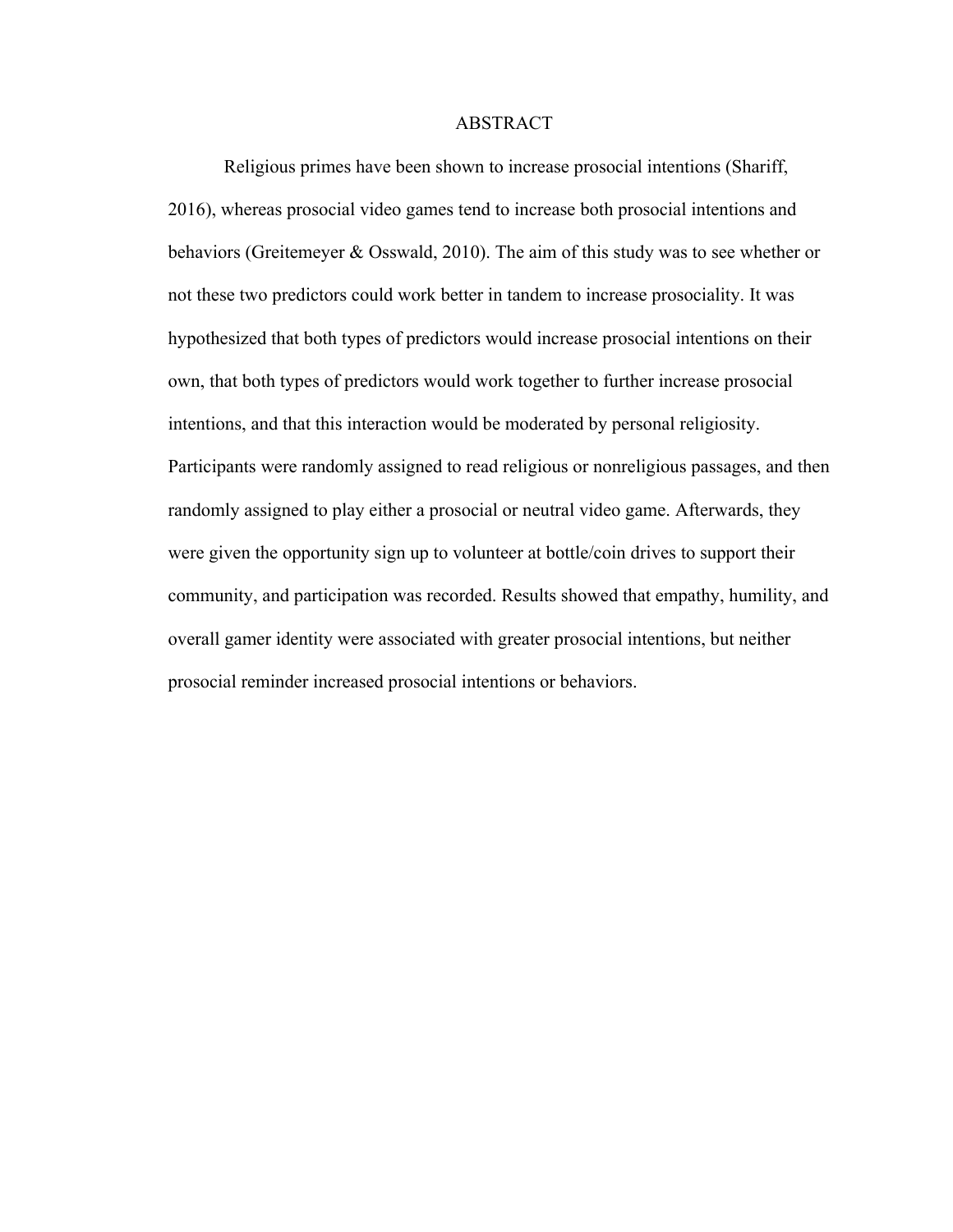# ABSTRACT

Religious primes have been shown to increase prosocial intentions (Shariff, 2016), whereas prosocial video games tend to increase both prosocial intentions and behaviors (Greitemeyer & Osswald, 2010). The aim of this study was to see whether or not these two predictors could work better in tandem to increase prosociality. It was hypothesized that both types of predictors would increase prosocial intentions on their own, that both types of predictors would work together to further increase prosocial intentions, and that this interaction would be moderated by personal religiosity. Participants were randomly assigned to read religious or nonreligious passages, and then randomly assigned to play either a prosocial or neutral video game. Afterwards, they were given the opportunity sign up to volunteer at bottle/coin drives to support their community, and participation was recorded. Results showed that empathy, humility, and overall gamer identity were associated with greater prosocial intentions, but neither prosocial reminder increased prosocial intentions or behaviors.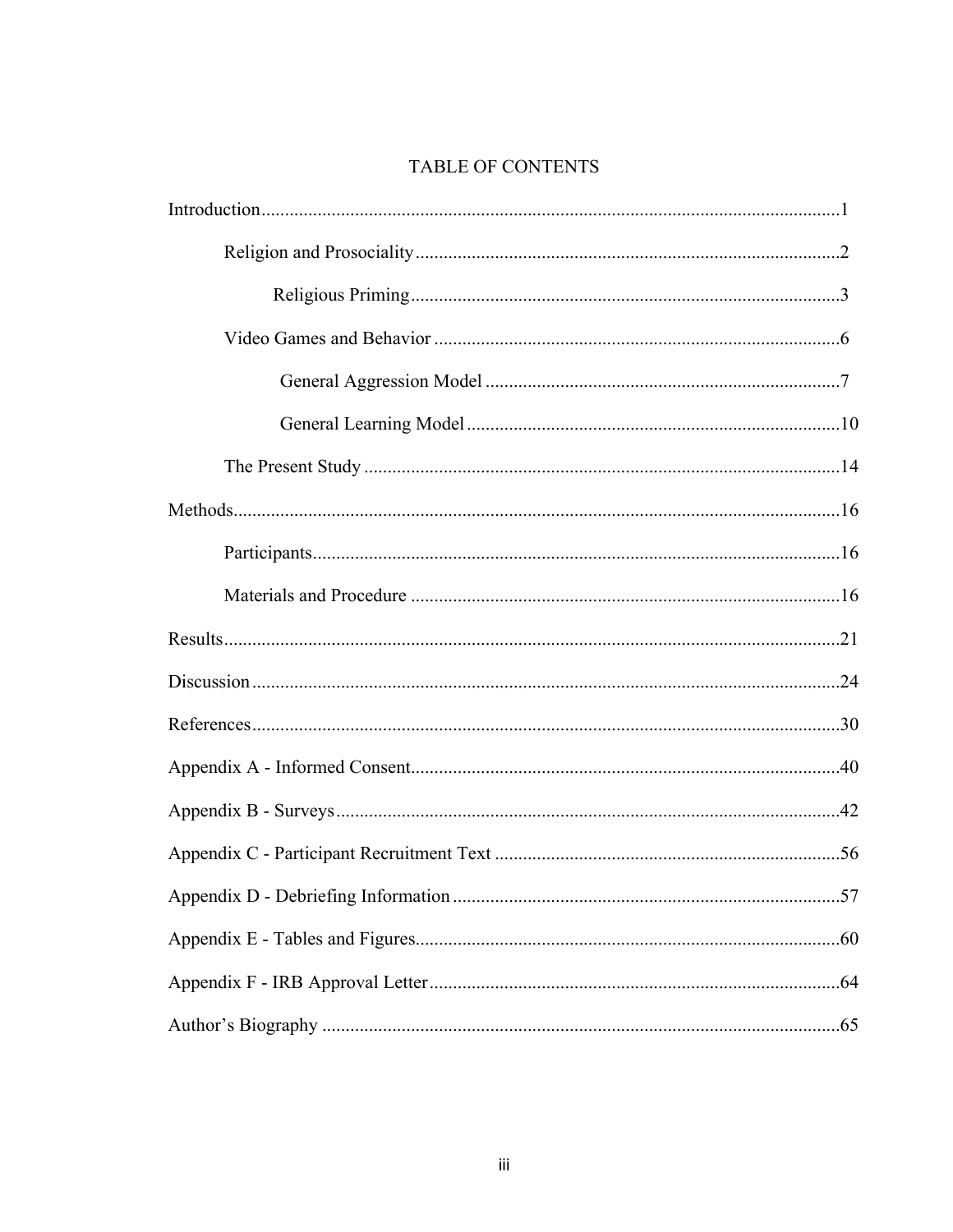# TABLE OF CONTENTS

Introduction....................................................................................................................1

Religion and Prosociality..........................................................................................2

Religious Priming..........................................................................................3

Video Games and Behavior .....................................................................................6

General Aggression Model ..........................................................................7

General Learning Model .............................................................................10

The Present Study ....................................................................................................14

Methods..........................................................................................................................16

Participants..............................................................................................................16

Materials and Procedure ..........................................................................................16

Results.............................................................................................................................21

Discussion .......................................................................................................................24

References........................................................................................................................30

Appendix A - Informed Consent.......................................................................................40

Appendix B - Surveys.......................................................................................................42

Appendix C - Participant Recruitment Text ....................................................................56

Appendix D - Debriefing Information .............................................................................57

Appendix E - Tables and Figures......................................................................................60

Appendix F - IRB Approval Letter...................................................................................64

Author's Biography ..........................................................................................................65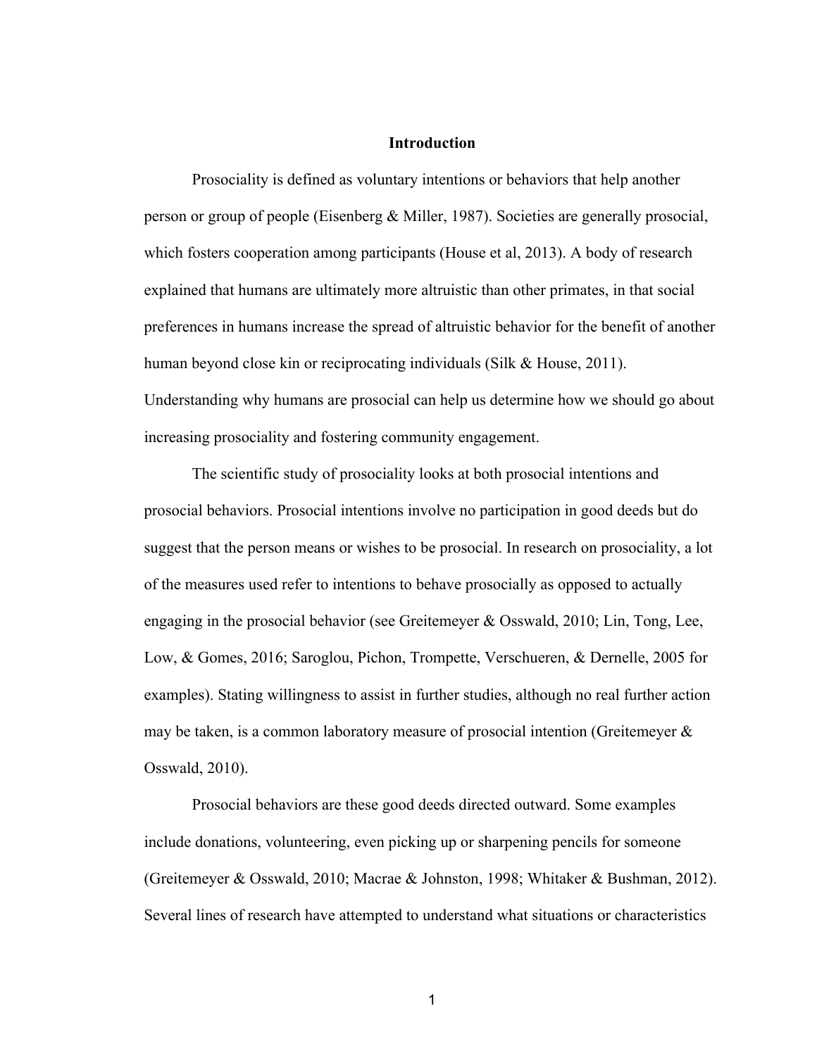# Introduction

Prosociality is defined as voluntary intentions or behaviors that help another person or group of people (Eisenberg & Miller, 1987). Societies are generally prosocial, which fosters cooperation among participants (House et al, 2013). A body of research explained that humans are ultimately more altruistic than other primates, in that social preferences in humans increase the spread of altruistic behavior for the benefit of another human beyond close kin or reciprocating individuals (Silk & House, 2011). Understanding why humans are prosocial can help us determine how we should go about increasing prosociality and fostering community engagement.

The scientific study of prosociality looks at both prosocial intentions and prosocial behaviors. Prosocial intentions involve no participation in good deeds but do suggest that the person means or wishes to be prosocial. In research on prosociality, a lot of the measures used refer to intentions to behave prosocially as opposed to actually engaging in the prosocial behavior (see Greitemeyer & Osswald, 2010; Lin, Tong, Lee, Low, & Gomes, 2016; Saroglou, Pichon, Trompette, Verschueren, & Dernelle, 2005 for examples). Stating willingness to assist in further studies, although no real further action may be taken, is a common laboratory measure of prosocial intention (Greitemeyer & Osswald, 2010).

Prosocial behaviors are these good deeds directed outward. Some examples include donations, volunteering, even picking up or sharpening pencils for someone (Greitemeyer & Osswald, 2010; Macrae & Johnston, 1998; Whitaker & Bushman, 2012). Several lines of research have attempted to understand what situations or characteristics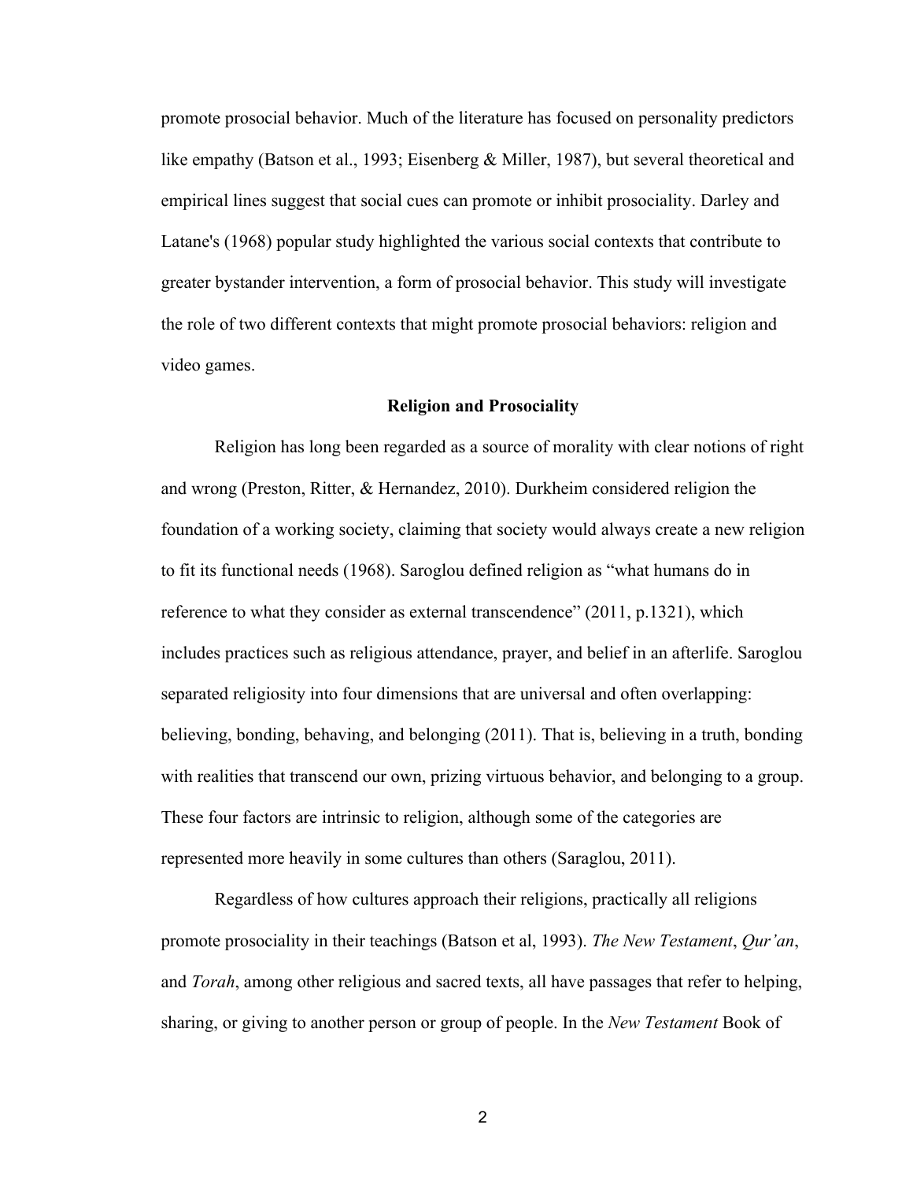promote prosocial behavior. Much of the literature has focused on personality predictors like empathy (Batson et al., 1993; Eisenberg & Miller, 1987), but several theoretical and empirical lines suggest that social cues can promote or inhibit prosociality. Darley and Latane's (1968) popular study highlighted the various social contexts that contribute to greater bystander intervention, a form of prosocial behavior. This study will investigate the role of two different contexts that might promote prosocial behaviors: religion and video games.

## Religion and Prosociality

Religion has long been regarded as a source of morality with clear notions of right and wrong (Preston, Ritter, & Hernandez, 2010). Durkheim considered religion the foundation of a working society, claiming that society would always create a new religion to fit its functional needs (1968). Saroglou defined religion as "what humans do in reference to what they consider as external transcendence" (2011, p.1321), which includes practices such as religious attendance, prayer, and belief in an afterlife. Saroglou separated religiosity into four dimensions that are universal and often overlapping: believing, bonding, behaving, and belonging (2011). That is, believing in a truth, bonding with realities that transcend our own, prizing virtuous behavior, and belonging to a group. These four factors are intrinsic to religion, although some of the categories are represented more heavily in some cultures than others (Saraglou, 2011).

Regardless of how cultures approach their religions, practically all religions promote prosociality in their teachings (Batson et al, 1993). *The New Testament*, *Qur'an*, and *Torah*, among other religious and sacred texts, all have passages that refer to helping, sharing, or giving to another person or group of people. In the *New Testament* Book of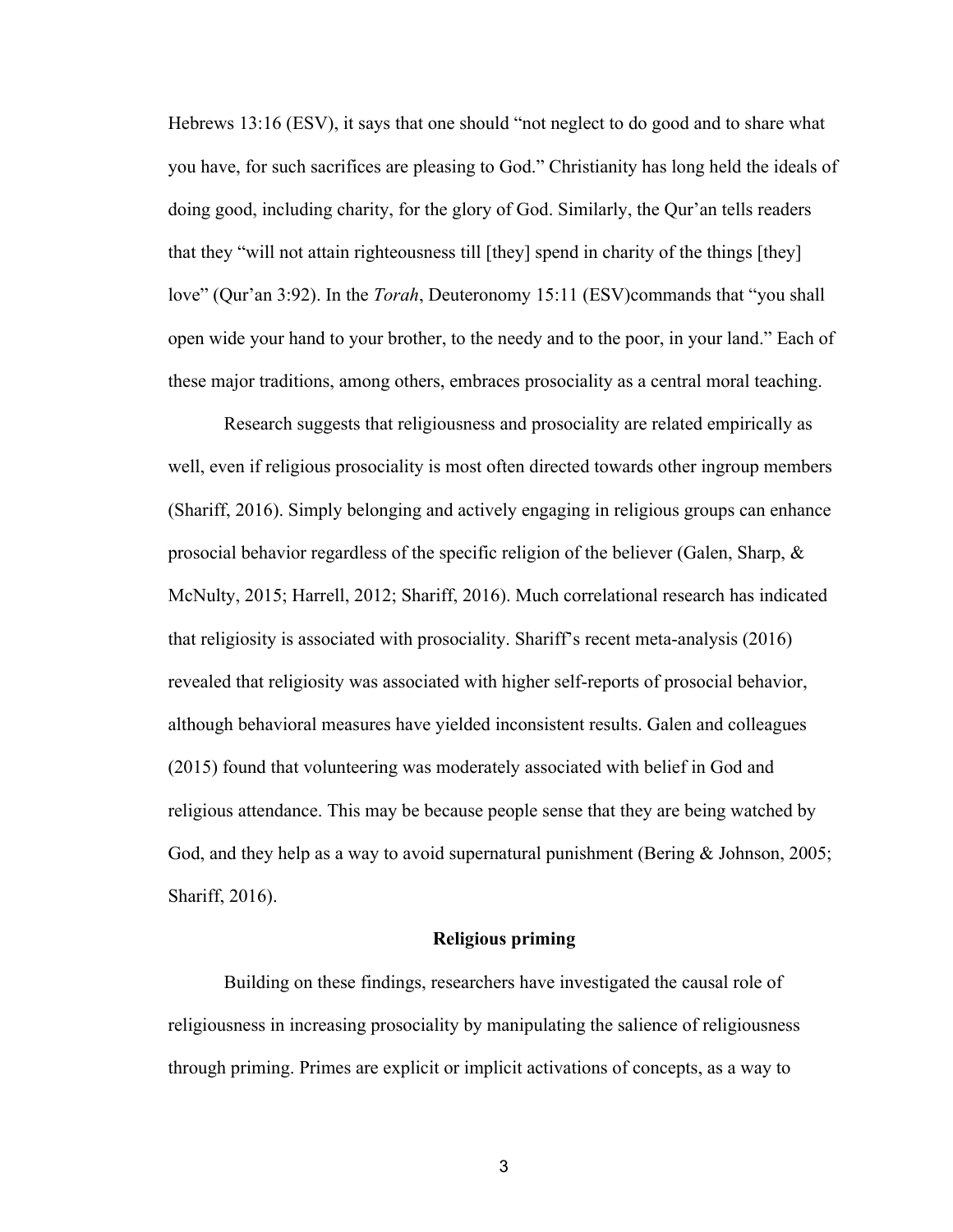Hebrews 13:16 (ESV), it says that one should "not neglect to do good and to share what you have, for such sacrifices are pleasing to God." Christianity has long held the ideals of doing good, including charity, for the glory of God. Similarly, the Qur'an tells readers that they "will not attain righteousness till [they] spend in charity of the things [they] love" (Qur'an 3:92). In the *Torah*, Deuteronomy 15:11 (ESV)commands that "you shall open wide your hand to your brother, to the needy and to the poor, in your land." Each of these major traditions, among others, embraces prosociality as a central moral teaching.

Research suggests that religiousness and prosociality are related empirically as well, even if religious prosociality is most often directed towards other ingroup members (Shariff, 2016). Simply belonging and actively engaging in religious groups can enhance prosocial behavior regardless of the specific religion of the believer (Galen, Sharp, & McNulty, 2015; Harrell, 2012; Shariff, 2016). Much correlational research has indicated that religiosity is associated with prosociality. Shariff's recent meta-analysis (2016) revealed that religiosity was associated with higher self-reports of prosocial behavior, although behavioral measures have yielded inconsistent results. Galen and colleagues (2015) found that volunteering was moderately associated with belief in God and religious attendance. This may be because people sense that they are being watched by God, and they help as a way to avoid supernatural punishment (Bering & Johnson, 2005; Shariff, 2016).

## Religious priming

Building on these findings, researchers have investigated the causal role of religiousness in increasing prosociality by manipulating the salience of religiousness through priming. Primes are explicit or implicit activations of concepts, as a way to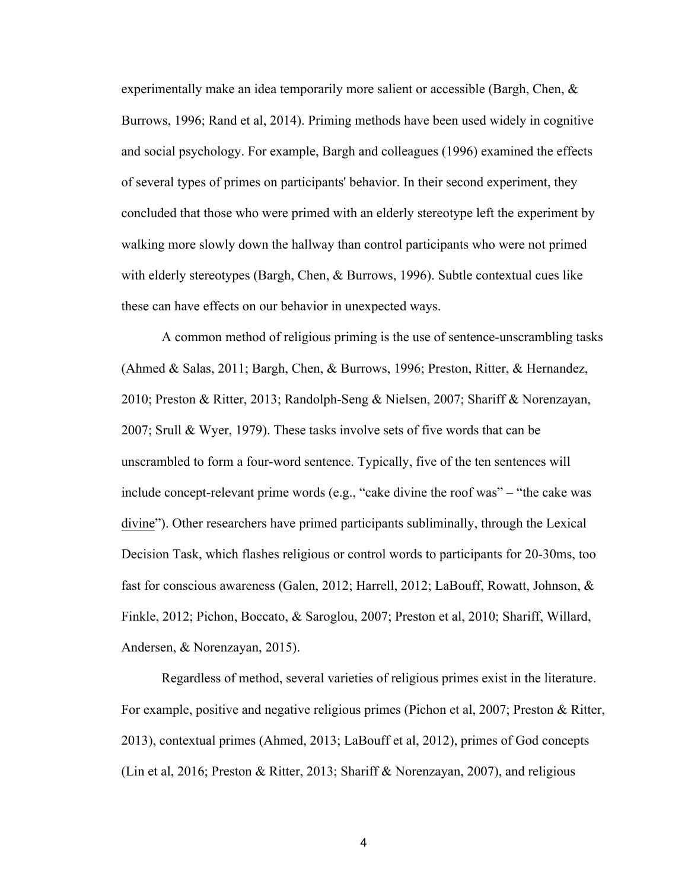experimentally make an idea temporarily more salient or accessible (Bargh, Chen, & Burrows, 1996; Rand et al, 2014). Priming methods have been used widely in cognitive and social psychology. For example, Bargh and colleagues (1996) examined the effects of several types of primes on participants' behavior. In their second experiment, they concluded that those who were primed with an elderly stereotype left the experiment by walking more slowly down the hallway than control participants who were not primed with elderly stereotypes (Bargh, Chen, & Burrows, 1996). Subtle contextual cues like these can have effects on our behavior in unexpected ways.

A common method of religious priming is the use of sentence-unscrambling tasks (Ahmed & Salas, 2011; Bargh, Chen, & Burrows, 1996; Preston, Ritter, & Hernandez, 2010; Preston & Ritter, 2013; Randolph-Seng & Nielsen, 2007; Shariff & Norenzayan, 2007; Srull & Wyer, 1979). These tasks involve sets of five words that can be unscrambled to form a four-word sentence. Typically, five of the ten sentences will include concept-relevant prime words (e.g., "cake divine the roof was" – "the cake was <u>divine</u>"). Other researchers have primed participants subliminally, through the Lexical Decision Task, which flashes religious or control words to participants for 20-30ms, too fast for conscious awareness (Galen, 2012; Harrell, 2012; LaBouff, Rowatt, Johnson, & Finkle, 2012; Pichon, Boccato, & Saroglou, 2007; Preston et al, 2010; Shariff, Willard, Andersen, & Norenzayan, 2015).

Regardless of method, several varieties of religious primes exist in the literature. For example, positive and negative religious primes (Pichon et al, 2007; Preston & Ritter, 2013), contextual primes (Ahmed, 2013; LaBouff et al, 2012), primes of God concepts (Lin et al, 2016; Preston & Ritter, 2013; Shariff & Norenzayan, 2007), and religious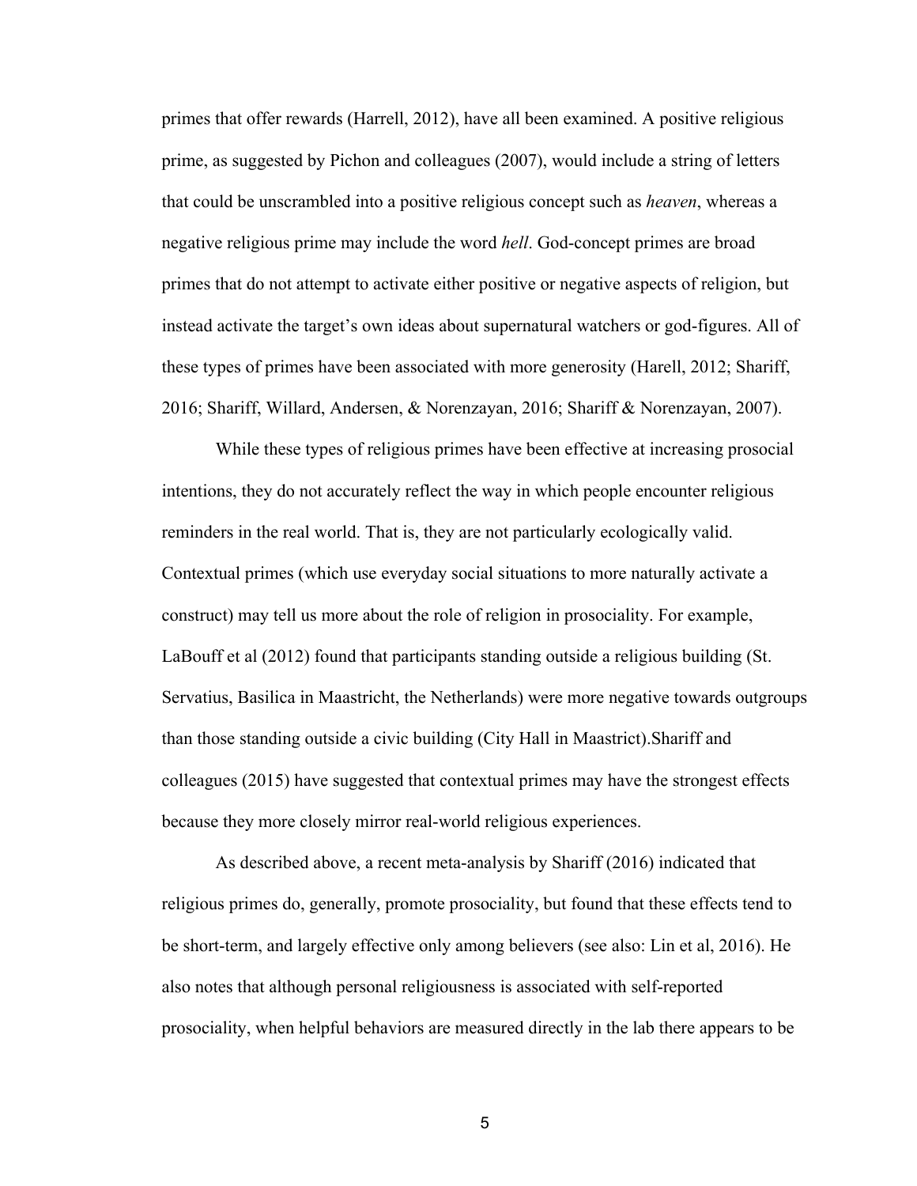primes that offer rewards (Harrell, 2012), have all been examined. A positive religious prime, as suggested by Pichon and colleagues (2007), would include a string of letters that could be unscrambled into a positive religious concept such as *heaven*, whereas a negative religious prime may include the word *hell*. God-concept primes are broad primes that do not attempt to activate either positive or negative aspects of religion, but instead activate the target's own ideas about supernatural watchers or god-figures. All of these types of primes have been associated with more generosity (Harell, 2012; Shariff, 2016; Shariff, Willard, Andersen, & Norenzayan, 2016; Shariff & Norenzayan, 2007).

While these types of religious primes have been effective at increasing prosocial intentions, they do not accurately reflect the way in which people encounter religious reminders in the real world. That is, they are not particularly ecologically valid. Contextual primes (which use everyday social situations to more naturally activate a construct) may tell us more about the role of religion in prosociality. For example, LaBouff et al (2012) found that participants standing outside a religious building (St. Servatius, Basilica in Maastricht, the Netherlands) were more negative towards outgroups than those standing outside a civic building (City Hall in Maastrict).Shariff and colleagues (2015) have suggested that contextual primes may have the strongest effects because they more closely mirror real-world religious experiences.

As described above, a recent meta-analysis by Shariff (2016) indicated that religious primes do, generally, promote prosociality, but found that these effects tend to be short-term, and largely effective only among believers (see also: Lin et al, 2016). He also notes that although personal religiousness is associated with self-reported prosociality, when helpful behaviors are measured directly in the lab there appears to be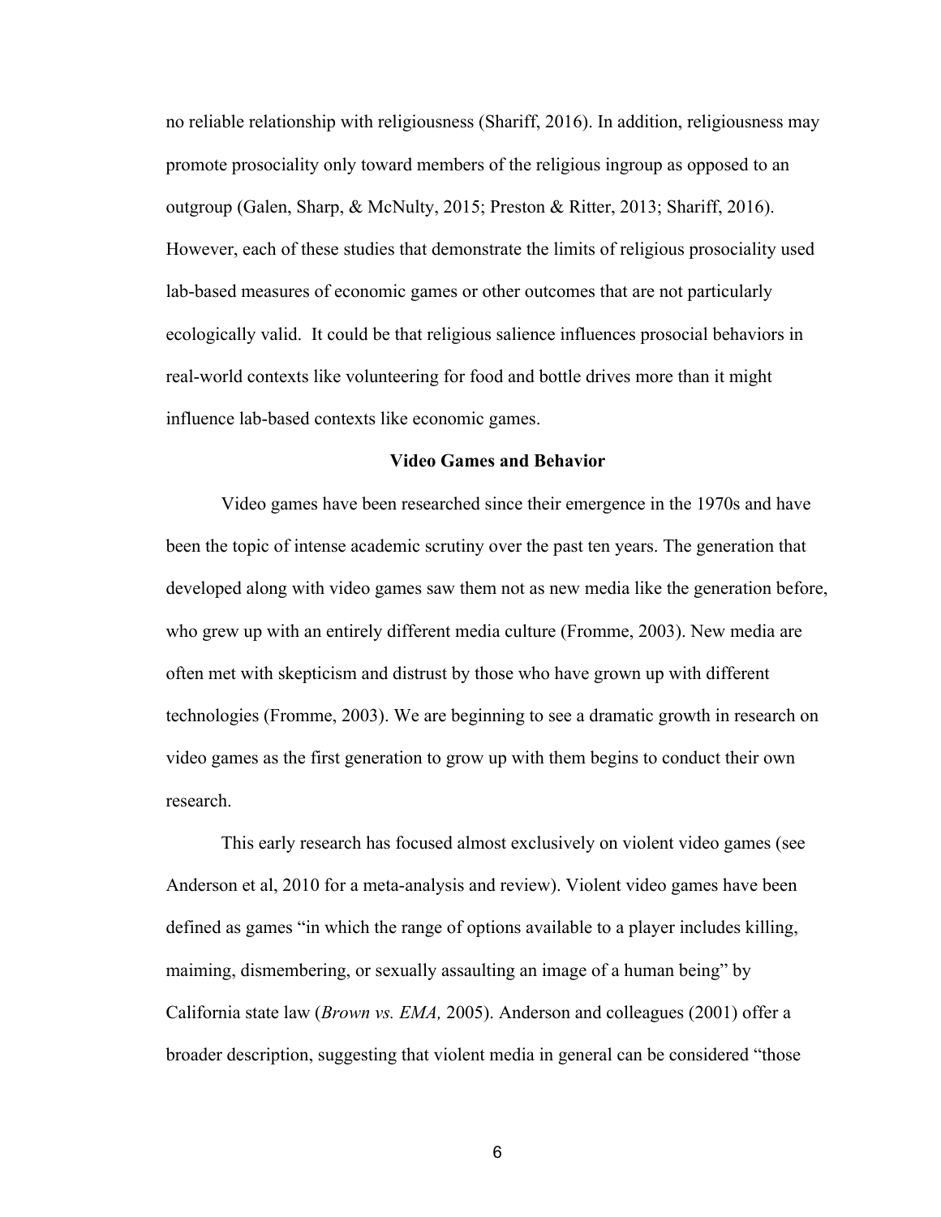no reliable relationship with religiousness (Shariff, 2016). In addition, religiousness may promote prosociality only toward members of the religious ingroup as opposed to an outgroup (Galen, Sharp, & McNulty, 2015; Preston & Ritter, 2013; Shariff, 2016). However, each of these studies that demonstrate the limits of religious prosociality used lab-based measures of economic games or other outcomes that are not particularly ecologically valid. It could be that religious salience influences prosocial behaviors in real-world contexts like volunteering for food and bottle drives more than it might influence lab-based contexts like economic games.

## Video Games and Behavior

Video games have been researched since their emergence in the 1970s and have been the topic of intense academic scrutiny over the past ten years. The generation that developed along with video games saw them not as new media like the generation before, who grew up with an entirely different media culture (Fromme, 2003). New media are often met with skepticism and distrust by those who have grown up with different technologies (Fromme, 2003). We are beginning to see a dramatic growth in research on video games as the first generation to grow up with them begins to conduct their own research.

This early research has focused almost exclusively on violent video games (see Anderson et al, 2010 for a meta-analysis and review). Violent video games have been defined as games "in which the range of options available to a player includes killing, maiming, dismembering, or sexually assaulting an image of a human being" by California state law (*Brown vs. EMA,* 2005). Anderson and colleagues (2001) offer a broader description, suggesting that violent media in general can be considered "those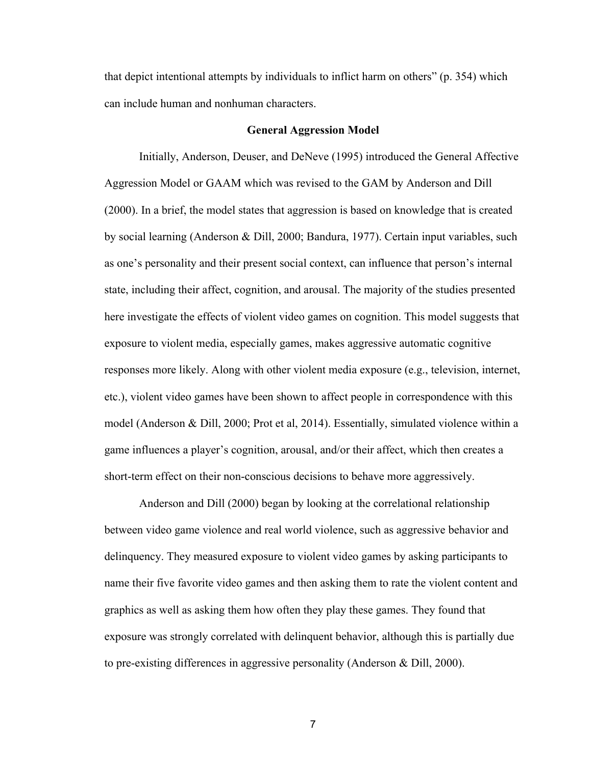that depict intentional attempts by individuals to inflict harm on others" (p. 354) which can include human and nonhuman characters.

## General Aggression Model

Initially, Anderson, Deuser, and DeNeve (1995) introduced the General Affective Aggression Model or GAAM which was revised to the GAM by Anderson and Dill (2000). In a brief, the model states that aggression is based on knowledge that is created by social learning (Anderson & Dill, 2000; Bandura, 1977). Certain input variables, such as one's personality and their present social context, can influence that person's internal state, including their affect, cognition, and arousal. The majority of the studies presented here investigate the effects of violent video games on cognition. This model suggests that exposure to violent media, especially games, makes aggressive automatic cognitive responses more likely. Along with other violent media exposure (e.g., television, internet, etc.), violent video games have been shown to affect people in correspondence with this model (Anderson & Dill, 2000; Prot et al, 2014). Essentially, simulated violence within a game influences a player's cognition, arousal, and/or their affect, which then creates a short-term effect on their non-conscious decisions to behave more aggressively.

Anderson and Dill (2000) began by looking at the correlational relationship between video game violence and real world violence, such as aggressive behavior and delinquency. They measured exposure to violent video games by asking participants to name their five favorite video games and then asking them to rate the violent content and graphics as well as asking them how often they play these games. They found that exposure was strongly correlated with delinquent behavior, although this is partially due to pre-existing differences in aggressive personality (Anderson & Dill, 2000).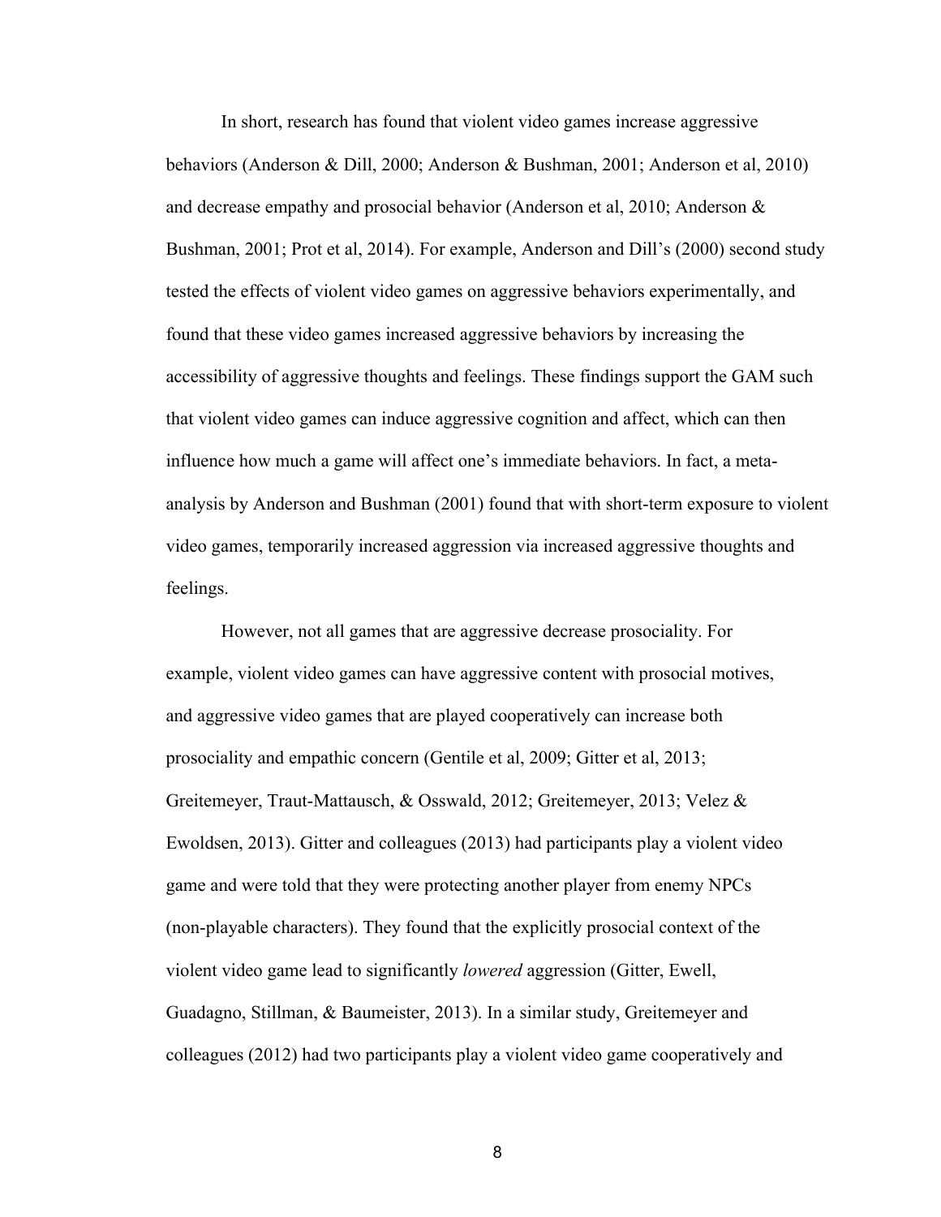In short, research has found that violent video games increase aggressive behaviors (Anderson & Dill, 2000; Anderson & Bushman, 2001; Anderson et al, 2010) and decrease empathy and prosocial behavior (Anderson et al, 2010; Anderson & Bushman, 2001; Prot et al, 2014). For example, Anderson and Dill's (2000) second study tested the effects of violent video games on aggressive behaviors experimentally, and found that these video games increased aggressive behaviors by increasing the accessibility of aggressive thoughts and feelings. These findings support the GAM such that violent video games can induce aggressive cognition and affect, which can then influence how much a game will affect one's immediate behaviors. In fact, a meta-analysis by Anderson and Bushman (2001) found that with short-term exposure to violent video games, temporarily increased aggression via increased aggressive thoughts and feelings.

However, not all games that are aggressive decrease prosociality. For example, violent video games can have aggressive content with prosocial motives, and aggressive video games that are played cooperatively can increase both prosociality and empathic concern (Gentile et al, 2009; Gitter et al, 2013; Greitemeyer, Traut-Mattausch, & Osswald, 2012; Greitemeyer, 2013; Velez & Ewoldsen, 2013). Gitter and colleagues (2013) had participants play a violent video game and were told that they were protecting another player from enemy NPCs (non-playable characters). They found that the explicitly prosocial context of the violent video game lead to significantly *lowered* aggression (Gitter, Ewell, Guadagno, Stillman, & Baumeister, 2013). In a similar study, Greitemeyer and colleagues (2012) had two participants play a violent video game cooperatively and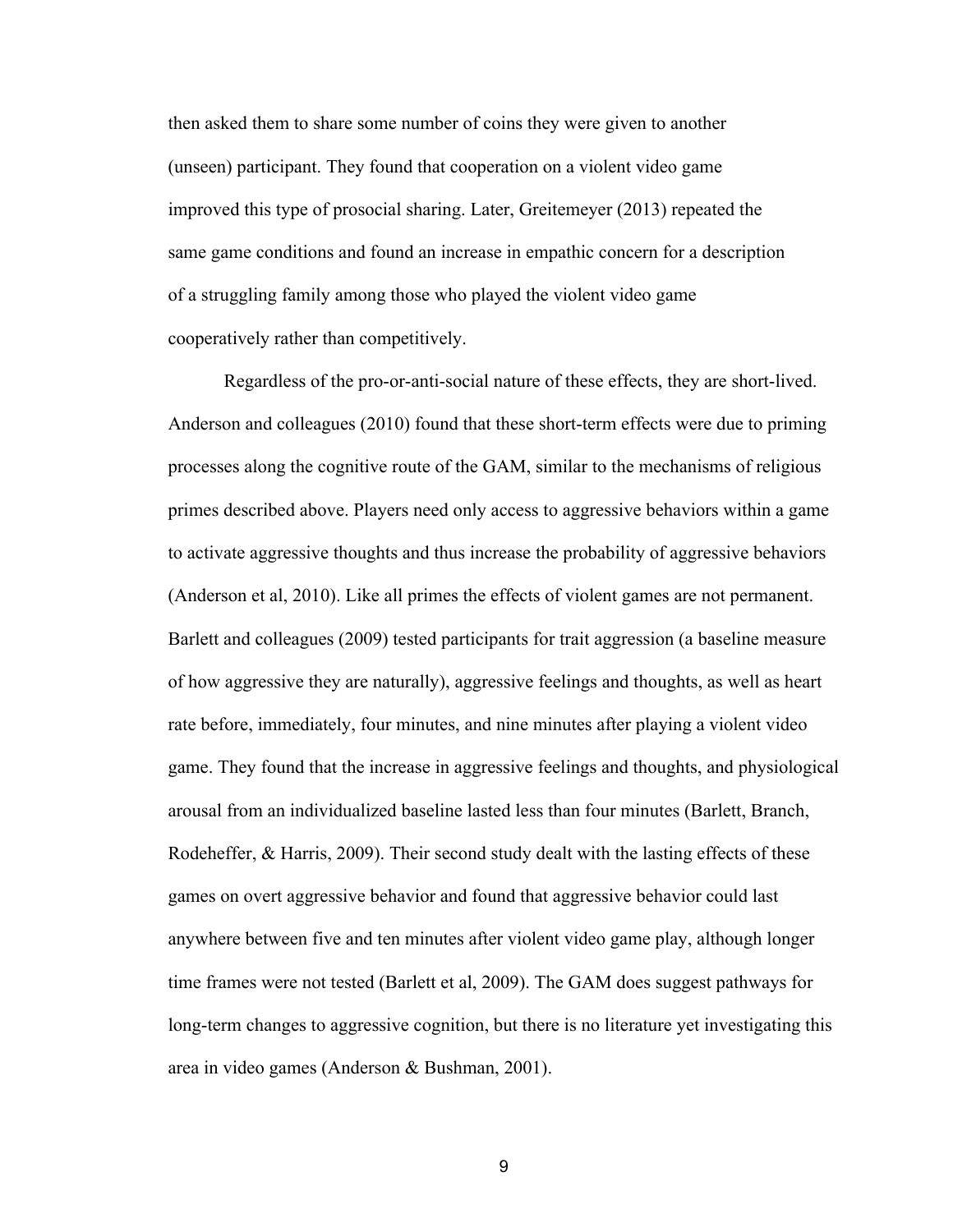then asked them to share some number of coins they were given to another (unseen) participant. They found that cooperation on a violent video game improved this type of prosocial sharing. Later, Greitemeyer (2013) repeated the same game conditions and found an increase in empathic concern for a description of a struggling family among those who played the violent video game cooperatively rather than competitively.

Regardless of the pro-or-anti-social nature of these effects, they are short-lived. Anderson and colleagues (2010) found that these short-term effects were due to priming processes along the cognitive route of the GAM, similar to the mechanisms of religious primes described above. Players need only access to aggressive behaviors within a game to activate aggressive thoughts and thus increase the probability of aggressive behaviors (Anderson et al, 2010). Like all primes the effects of violent games are not permanent. Barlett and colleagues (2009) tested participants for trait aggression (a baseline measure of how aggressive they are naturally), aggressive feelings and thoughts, as well as heart rate before, immediately, four minutes, and nine minutes after playing a violent video game. They found that the increase in aggressive feelings and thoughts, and physiological arousal from an individualized baseline lasted less than four minutes (Barlett, Branch, Rodeheffer, & Harris, 2009). Their second study dealt with the lasting effects of these games on overt aggressive behavior and found that aggressive behavior could last anywhere between five and ten minutes after violent video game play, although longer time frames were not tested (Barlett et al, 2009). The GAM does suggest pathways for long-term changes to aggressive cognition, but there is no literature yet investigating this area in video games (Anderson & Bushman, 2001).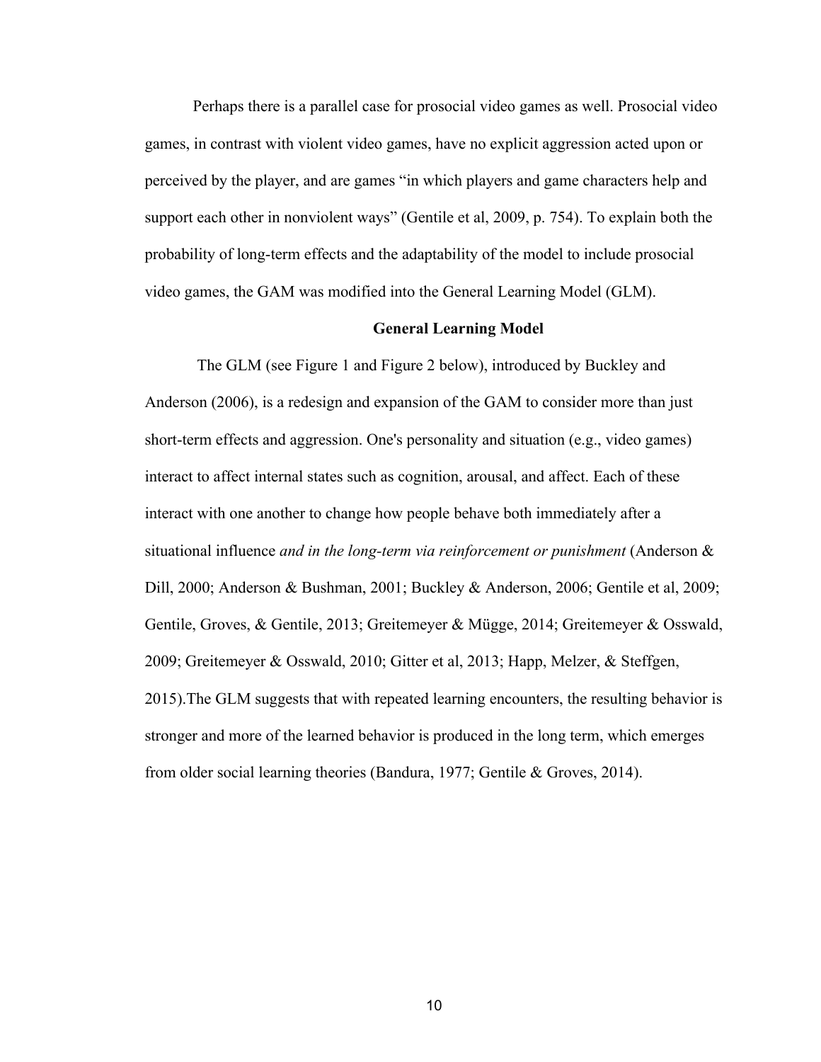Perhaps there is a parallel case for prosocial video games as well. Prosocial video games, in contrast with violent video games, have no explicit aggression acted upon or perceived by the player, and are games "in which players and game characters help and support each other in nonviolent ways" (Gentile et al, 2009, p. 754). To explain both the probability of long-term effects and the adaptability of the model to include prosocial video games, the GAM was modified into the General Learning Model (GLM).

## General Learning Model

The GLM (see Figure 1 and Figure 2 below), introduced by Buckley and Anderson (2006), is a redesign and expansion of the GAM to consider more than just short-term effects and aggression. One's personality and situation (e.g., video games) interact to affect internal states such as cognition, arousal, and affect. Each of these interact with one another to change how people behave both immediately after a situational influence *and in the long-term via reinforcement or punishment* (Anderson & Dill, 2000; Anderson & Bushman, 2001; Buckley & Anderson, 2006; Gentile et al, 2009; Gentile, Groves, & Gentile, 2013; Greitemeyer & Mügge, 2014; Greitemeyer & Osswald, 2009; Greitemeyer & Osswald, 2010; Gitter et al, 2013; Happ, Melzer, & Steffgen, 2015).The GLM suggests that with repeated learning encounters, the resulting behavior is stronger and more of the learned behavior is produced in the long term, which emerges from older social learning theories (Bandura, 1977; Gentile & Groves, 2014).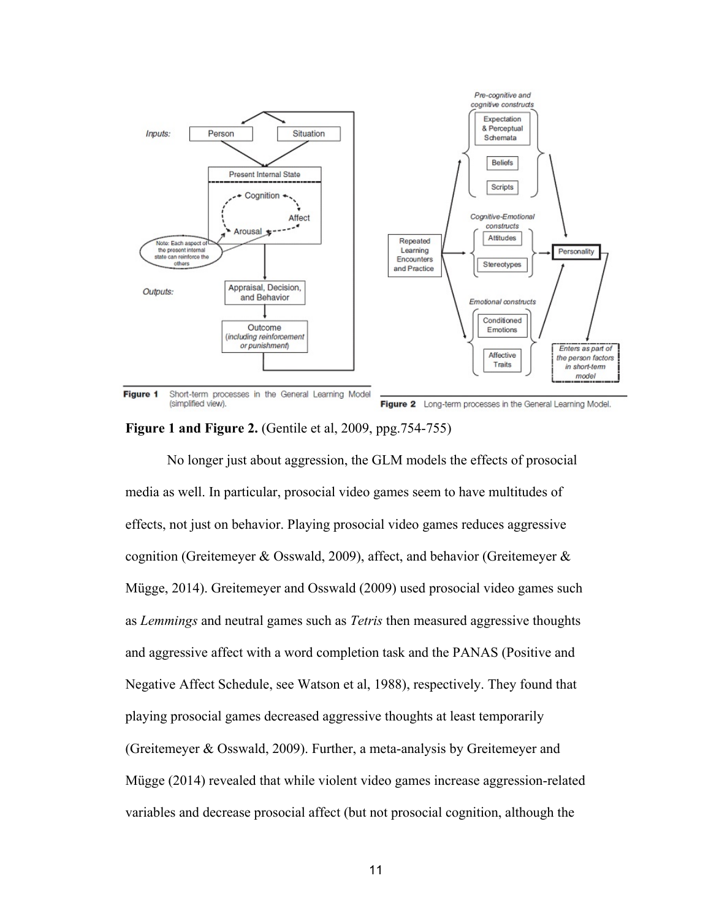Figure 1 Short-term processes in the General Learning Model (simplified view).

Figure 2 Long-term processes in the General Learning Model.

**Figure 1 and Figure 2.** (Gentile et al, 2009, ppg.754-755)

No longer just about aggression, the GLM models the effects of prosocial media as well. In particular, prosocial video games seem to have multitudes of effects, not just on behavior. Playing prosocial video games reduces aggressive cognition (Greitemeyer & Osswald, 2009), affect, and behavior (Greitemeyer & Mügge, 2014). Greitemeyer and Osswald (2009) used prosocial video games such as *Lemmings* and neutral games such as *Tetris* then measured aggressive thoughts and aggressive affect with a word completion task and the PANAS (Positive and Negative Affect Schedule, see Watson et al, 1988), respectively. They found that playing prosocial games decreased aggressive thoughts at least temporarily (Greitemeyer & Osswald, 2009). Further, a meta-analysis by Greitemeyer and Mügge (2014) revealed that while violent video games increase aggression-related variables and decrease prosocial affect (but not prosocial cognition, although the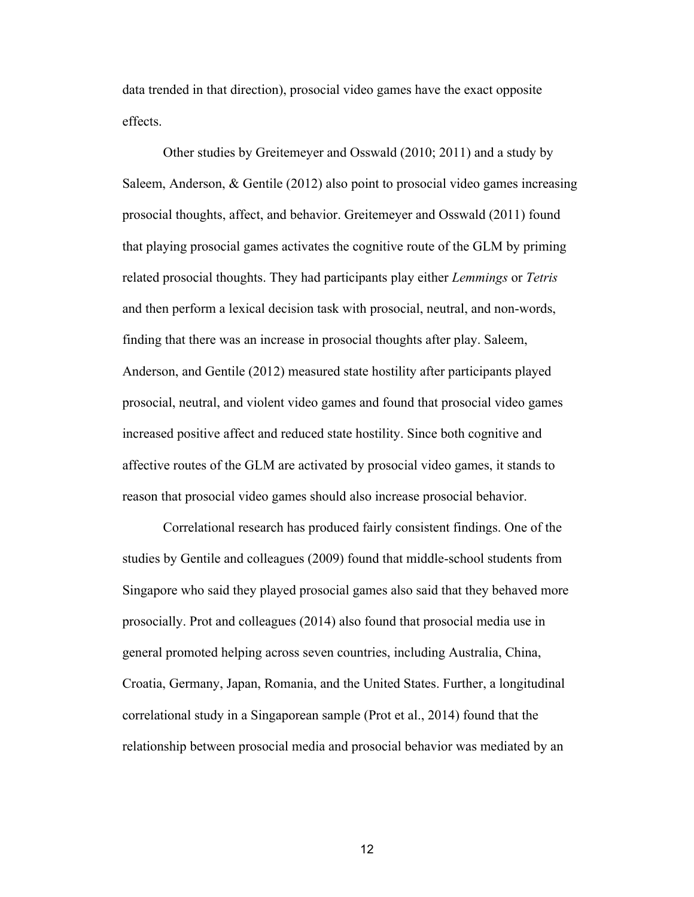data trended in that direction), prosocial video games have the exact opposite effects.

Other studies by Greitemeyer and Osswald (2010; 2011) and a study by Saleem, Anderson, & Gentile (2012) also point to prosocial video games increasing prosocial thoughts, affect, and behavior. Greitemeyer and Osswald (2011) found that playing prosocial games activates the cognitive route of the GLM by priming related prosocial thoughts. They had participants play either *Lemmings* or *Tetris* and then perform a lexical decision task with prosocial, neutral, and non-words, finding that there was an increase in prosocial thoughts after play. Saleem, Anderson, and Gentile (2012) measured state hostility after participants played prosocial, neutral, and violent video games and found that prosocial video games increased positive affect and reduced state hostility. Since both cognitive and affective routes of the GLM are activated by prosocial video games, it stands to reason that prosocial video games should also increase prosocial behavior.

Correlational research has produced fairly consistent findings. One of the studies by Gentile and colleagues (2009) found that middle-school students from Singapore who said they played prosocial games also said that they behaved more prosocially. Prot and colleagues (2014) also found that prosocial media use in general promoted helping across seven countries, including Australia, China, Croatia, Germany, Japan, Romania, and the United States. Further, a longitudinal correlational study in a Singaporean sample (Prot et al., 2014) found that the relationship between prosocial media and prosocial behavior was mediated by an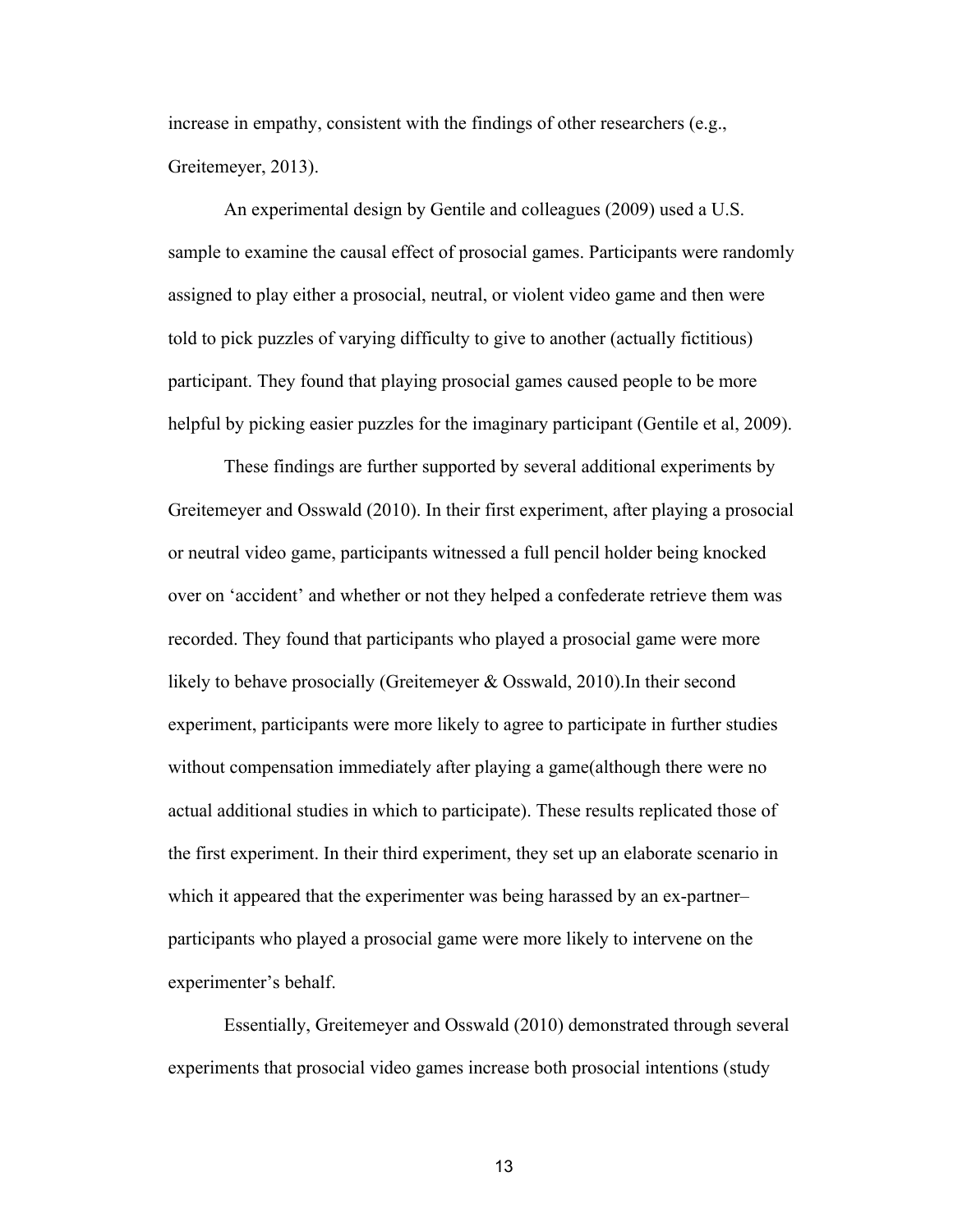increase in empathy, consistent with the findings of other researchers (e.g., Greitemeyer, 2013).

An experimental design by Gentile and colleagues (2009) used a U.S. sample to examine the causal effect of prosocial games. Participants were randomly assigned to play either a prosocial, neutral, or violent video game and then were told to pick puzzles of varying difficulty to give to another (actually fictitious) participant. They found that playing prosocial games caused people to be more helpful by picking easier puzzles for the imaginary participant (Gentile et al, 2009).

These findings are further supported by several additional experiments by Greitemeyer and Osswald (2010). In their first experiment, after playing a prosocial or neutral video game, participants witnessed a full pencil holder being knocked over on 'accident' and whether or not they helped a confederate retrieve them was recorded. They found that participants who played a prosocial game were more likely to behave prosocially (Greitemeyer & Osswald, 2010).In their second experiment, participants were more likely to agree to participate in further studies without compensation immediately after playing a game(although there were no actual additional studies in which to participate). These results replicated those of the first experiment. In their third experiment, they set up an elaborate scenario in which it appeared that the experimenter was being harassed by an ex-partner– participants who played a prosocial game were more likely to intervene on the experimenter's behalf.

Essentially, Greitemeyer and Osswald (2010) demonstrated through several experiments that prosocial video games increase both prosocial intentions (study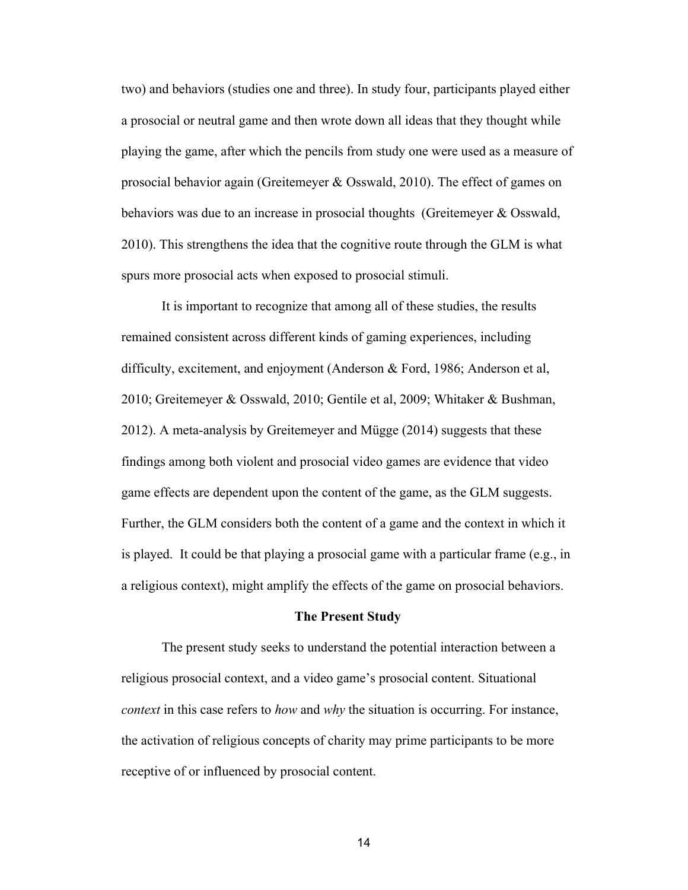two) and behaviors (studies one and three). In study four, participants played either a prosocial or neutral game and then wrote down all ideas that they thought while playing the game, after which the pencils from study one were used as a measure of prosocial behavior again (Greitemeyer & Osswald, 2010). The effect of games on behaviors was due to an increase in prosocial thoughts (Greitemeyer & Osswald, 2010). This strengthens the idea that the cognitive route through the GLM is what spurs more prosocial acts when exposed to prosocial stimuli.

It is important to recognize that among all of these studies, the results remained consistent across different kinds of gaming experiences, including difficulty, excitement, and enjoyment (Anderson & Ford, 1986; Anderson et al, 2010; Greitemeyer & Osswald, 2010; Gentile et al, 2009; Whitaker & Bushman, 2012). A meta-analysis by Greitemeyer and Mügge (2014) suggests that these findings among both violent and prosocial video games are evidence that video game effects are dependent upon the content of the game, as the GLM suggests. Further, the GLM considers both the content of a game and the context in which it is played. It could be that playing a prosocial game with a particular frame (e.g., in a religious context), might amplify the effects of the game on prosocial behaviors.

## The Present Study

The present study seeks to understand the potential interaction between a religious prosocial context, and a video game's prosocial content. Situational *context* in this case refers to *how* and *why* the situation is occurring. For instance, the activation of religious concepts of charity may prime participants to be more receptive of or influenced by prosocial content.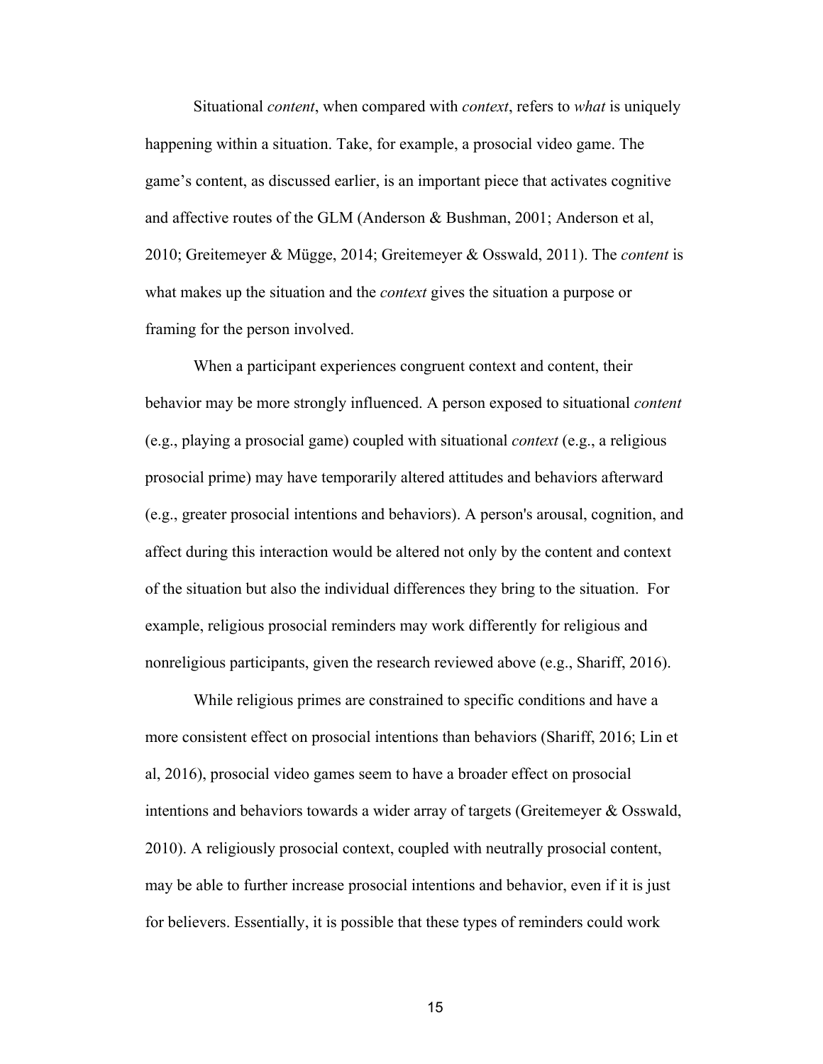Situational *content*, when compared with *context*, refers to *what* is uniquely happening within a situation. Take, for example, a prosocial video game. The game's content, as discussed earlier, is an important piece that activates cognitive and affective routes of the GLM (Anderson & Bushman, 2001; Anderson et al, 2010; Greitemeyer & Mügge, 2014; Greitemeyer & Osswald, 2011). The *content* is what makes up the situation and the *context* gives the situation a purpose or framing for the person involved.

When a participant experiences congruent context and content, their behavior may be more strongly influenced. A person exposed to situational *content* (e.g., playing a prosocial game) coupled with situational *context* (e.g., a religious prosocial prime) may have temporarily altered attitudes and behaviors afterward (e.g., greater prosocial intentions and behaviors). A person's arousal, cognition, and affect during this interaction would be altered not only by the content and context of the situation but also the individual differences they bring to the situation. For example, religious prosocial reminders may work differently for religious and nonreligious participants, given the research reviewed above (e.g., Shariff, 2016).

While religious primes are constrained to specific conditions and have a more consistent effect on prosocial intentions than behaviors (Shariff, 2016; Lin et al, 2016), prosocial video games seem to have a broader effect on prosocial intentions and behaviors towards a wider array of targets (Greitemeyer & Osswald, 2010). A religiously prosocial context, coupled with neutrally prosocial content, may be able to further increase prosocial intentions and behavior, even if it is just for believers. Essentially, it is possible that these types of reminders could work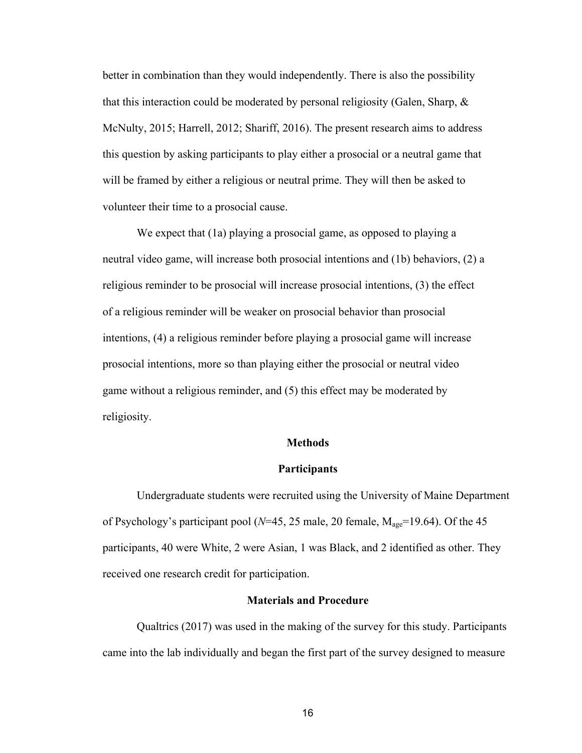better in combination than they would independently. There is also the possibility that this interaction could be moderated by personal religiosity (Galen, Sharp, & McNulty, 2015; Harrell, 2012; Shariff, 2016). The present research aims to address this question by asking participants to play either a prosocial or a neutral game that will be framed by either a religious or neutral prime. They will then be asked to volunteer their time to a prosocial cause.

We expect that (1a) playing a prosocial game, as opposed to playing a neutral video game, will increase both prosocial intentions and (1b) behaviors, (2) a religious reminder to be prosocial will increase prosocial intentions, (3) the effect of a religious reminder will be weaker on prosocial behavior than prosocial intentions, (4) a religious reminder before playing a prosocial game will increase prosocial intentions, more so than playing either the prosocial or neutral video game without a religious reminder, and (5) this effect may be moderated by religiosity.

## Methods

### Participants

Undergraduate students were recruited using the University of Maine Department of Psychology's participant pool ($N$=45, 25 male, 20 female, $M_{age}$=19.64). Of the 45 participants, 40 were White, 2 were Asian, 1 was Black, and 2 identified as other. They received one research credit for participation.

### Materials and Procedure

Qualtrics (2017) was used in the making of the survey for this study. Participants came into the lab individually and began the first part of the survey designed to measure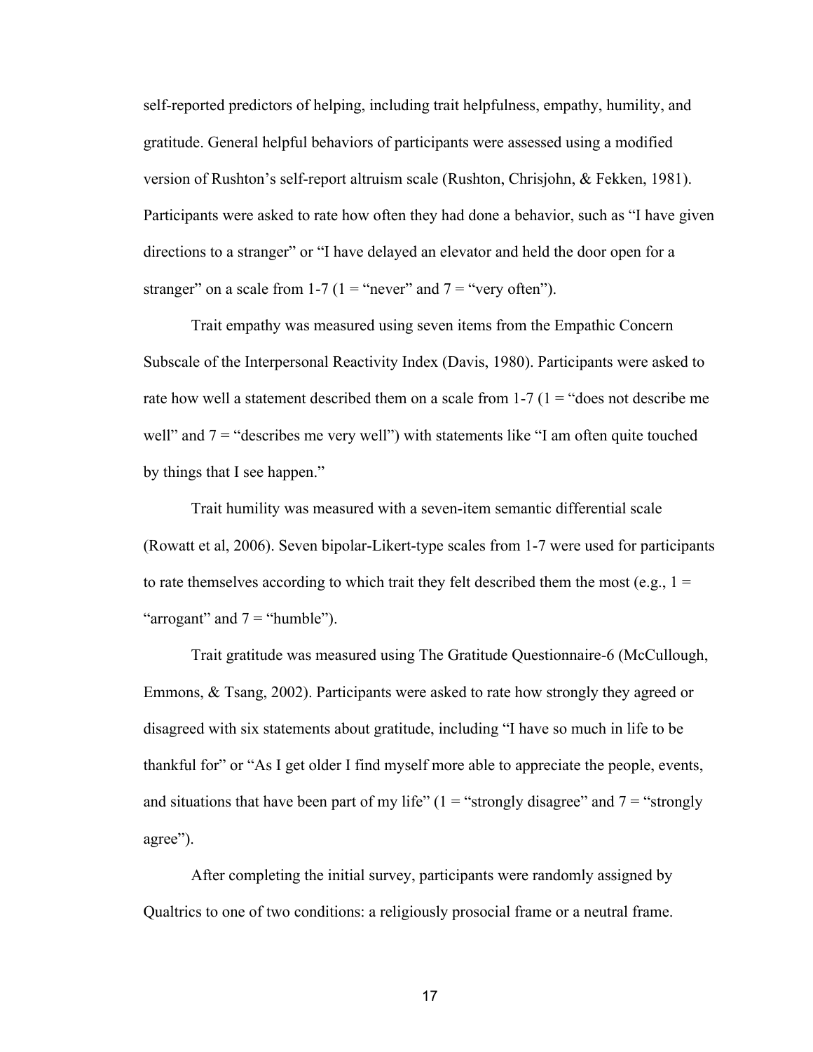self-reported predictors of helping, including trait helpfulness, empathy, humility, and gratitude. General helpful behaviors of participants were assessed using a modified version of Rushton's self-report altruism scale (Rushton, Chrisjohn, & Fekken, 1981). Participants were asked to rate how often they had done a behavior, such as "I have given directions to a stranger" or "I have delayed an elevator and held the door open for a stranger" on a scale from 1-7 (1 = "never" and 7 = "very often").

Trait empathy was measured using seven items from the Empathic Concern Subscale of the Interpersonal Reactivity Index (Davis, 1980). Participants were asked to rate how well a statement described them on a scale from 1-7 (1 = "does not describe me well" and 7 = "describes me very well") with statements like "I am often quite touched by things that I see happen."

Trait humility was measured with a seven-item semantic differential scale (Rowatt et al, 2006). Seven bipolar-Likert-type scales from 1-7 were used for participants to rate themselves according to which trait they felt described them the most (e.g., 1 = "arrogant" and 7 = "humble").

Trait gratitude was measured using The Gratitude Questionnaire-6 (McCullough, Emmons, & Tsang, 2002). Participants were asked to rate how strongly they agreed or disagreed with six statements about gratitude, including "I have so much in life to be thankful for" or "As I get older I find myself more able to appreciate the people, events, and situations that have been part of my life" (1 = "strongly disagree" and 7 = "strongly agree").

After completing the initial survey, participants were randomly assigned by Qualtrics to one of two conditions: a religiously prosocial frame or a neutral frame.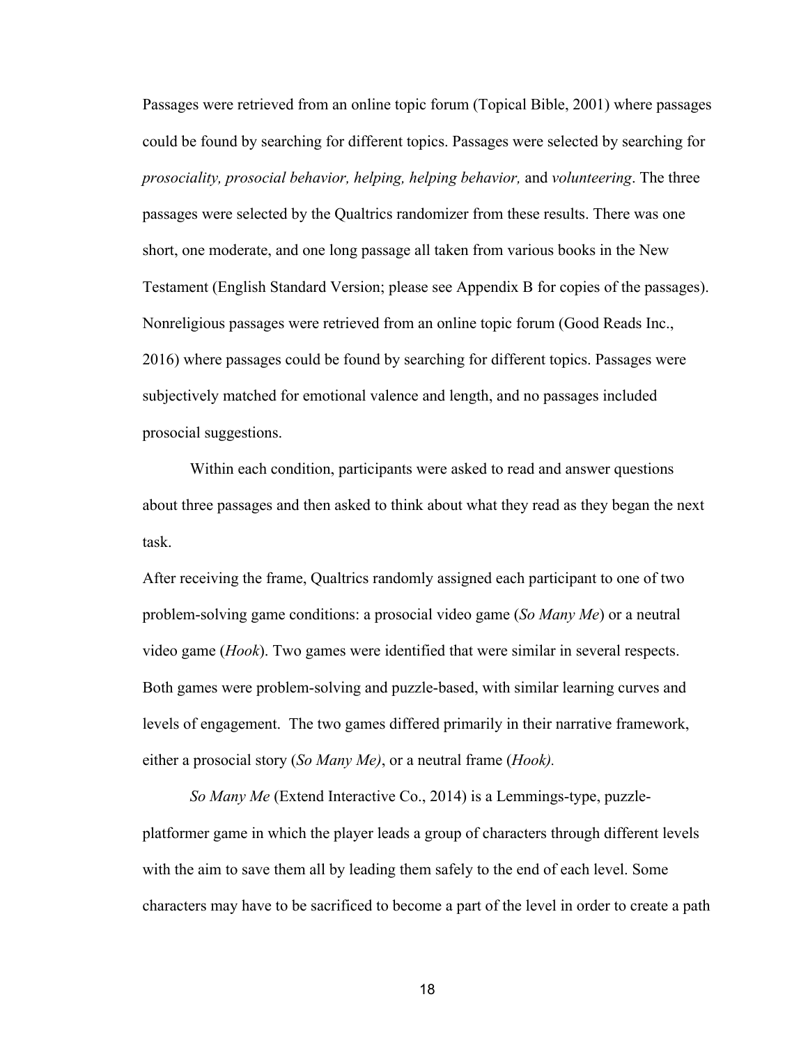Passages were retrieved from an online topic forum (Topical Bible, 2001) where passages could be found by searching for different topics. Passages were selected by searching for *prosociality, prosocial behavior, helping, helping behavior,* and *volunteering*. The three passages were selected by the Qualtrics randomizer from these results. There was one short, one moderate, and one long passage all taken from various books in the New Testament (English Standard Version; please see Appendix B for copies of the passages). Nonreligious passages were retrieved from an online topic forum (Good Reads Inc., 2016) where passages could be found by searching for different topics. Passages were subjectively matched for emotional valence and length, and no passages included prosocial suggestions.

Within each condition, participants were asked to read and answer questions about three passages and then asked to think about what they read as they began the next task.

After receiving the frame, Qualtrics randomly assigned each participant to one of two problem-solving game conditions: a prosocial video game (*So Many Me*) or a neutral video game (*Hook*). Two games were identified that were similar in several respects. Both games were problem-solving and puzzle-based, with similar learning curves and levels of engagement. The two games differed primarily in their narrative framework, either a prosocial story (*So Many Me)*, or a neutral frame (*Hook).*

*So Many Me* (Extend Interactive Co., 2014) is a Lemmings-type, puzzle-platformer game in which the player leads a group of characters through different levels with the aim to save them all by leading them safely to the end of each level. Some characters may have to be sacrificed to become a part of the level in order to create a path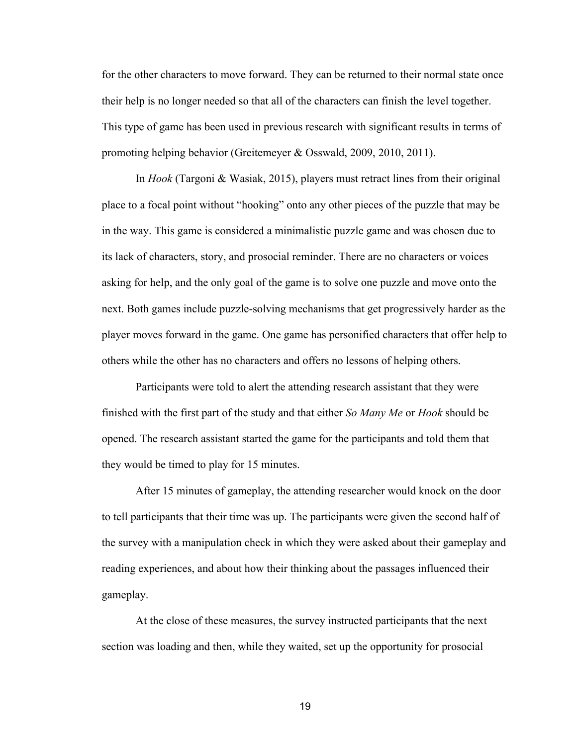for the other characters to move forward. They can be returned to their normal state once their help is no longer needed so that all of the characters can finish the level together. This type of game has been used in previous research with significant results in terms of promoting helping behavior (Greitemeyer & Osswald, 2009, 2010, 2011).

In *Hook* (Targoni & Wasiak, 2015), players must retract lines from their original place to a focal point without "hooking" onto any other pieces of the puzzle that may be in the way. This game is considered a minimalistic puzzle game and was chosen due to its lack of characters, story, and prosocial reminder. There are no characters or voices asking for help, and the only goal of the game is to solve one puzzle and move onto the next. Both games include puzzle-solving mechanisms that get progressively harder as the player moves forward in the game. One game has personified characters that offer help to others while the other has no characters and offers no lessons of helping others.

Participants were told to alert the attending research assistant that they were finished with the first part of the study and that either *So Many Me* or *Hook* should be opened. The research assistant started the game for the participants and told them that they would be timed to play for 15 minutes.

After 15 minutes of gameplay, the attending researcher would knock on the door to tell participants that their time was up. The participants were given the second half of the survey with a manipulation check in which they were asked about their gameplay and reading experiences, and about how their thinking about the passages influenced their gameplay.

At the close of these measures, the survey instructed participants that the next section was loading and then, while they waited, set up the opportunity for prosocial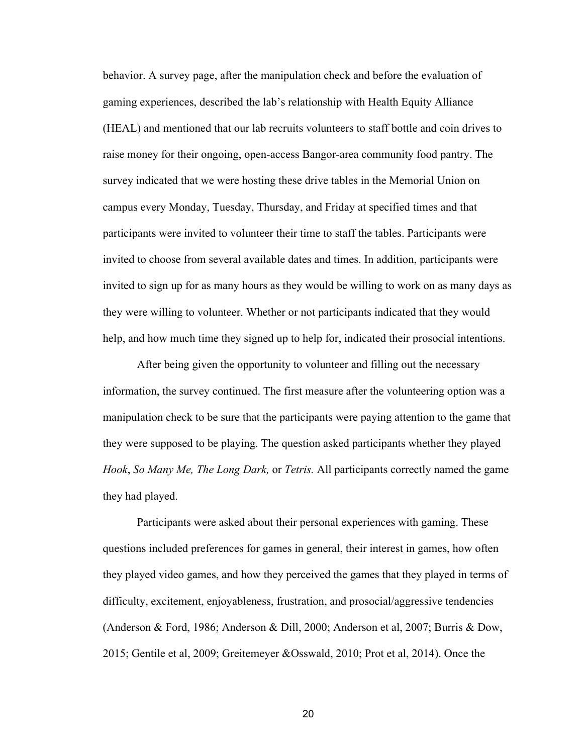behavior. A survey page, after the manipulation check and before the evaluation of gaming experiences, described the lab's relationship with Health Equity Alliance (HEAL) and mentioned that our lab recruits volunteers to staff bottle and coin drives to raise money for their ongoing, open-access Bangor-area community food pantry. The survey indicated that we were hosting these drive tables in the Memorial Union on campus every Monday, Tuesday, Thursday, and Friday at specified times and that participants were invited to volunteer their time to staff the tables. Participants were invited to choose from several available dates and times. In addition, participants were invited to sign up for as many hours as they would be willing to work on as many days as they were willing to volunteer. Whether or not participants indicated that they would help, and how much time they signed up to help for, indicated their prosocial intentions.

After being given the opportunity to volunteer and filling out the necessary information, the survey continued. The first measure after the volunteering option was a manipulation check to be sure that the participants were paying attention to the game that they were supposed to be playing. The question asked participants whether they played *Hook*, *So Many Me, The Long Dark,* or *Tetris.* All participants correctly named the game they had played.

Participants were asked about their personal experiences with gaming. These questions included preferences for games in general, their interest in games, how often they played video games, and how they perceived the games that they played in terms of difficulty, excitement, enjoyableness, frustration, and prosocial/aggressive tendencies (Anderson & Ford, 1986; Anderson & Dill, 2000; Anderson et al, 2007; Burris & Dow, 2015; Gentile et al, 2009; Greitemeyer &Osswald, 2010; Prot et al, 2014). Once the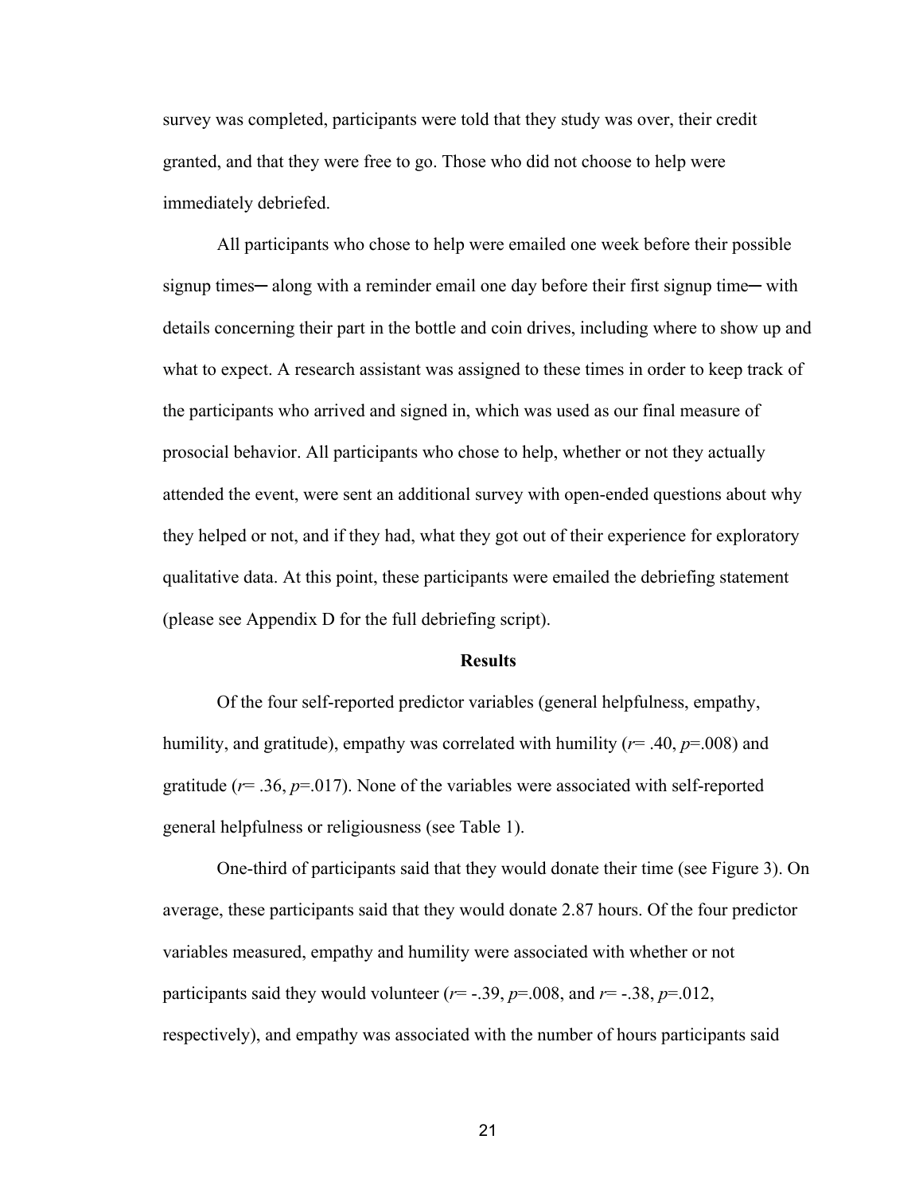survey was completed, participants were told that they study was over, their credit granted, and that they were free to go. Those who did not choose to help were immediately debriefed.

All participants who chose to help were emailed one week before their possible signup times— along with a reminder email one day before their first signup time— with details concerning their part in the bottle and coin drives, including where to show up and what to expect. A research assistant was assigned to these times in order to keep track of the participants who arrived and signed in, which was used as our final measure of prosocial behavior. All participants who chose to help, whether or not they actually attended the event, were sent an additional survey with open-ended questions about why they helped or not, and if they had, what they got out of their experience for exploratory qualitative data. At this point, these participants were emailed the debriefing statement (please see Appendix D for the full debriefing script).

## Results

Of the four self-reported predictor variables (general helpfulness, empathy, humility, and gratitude), empathy was correlated with humility ($r$= .40, $p$=.008) and gratitude ($r$= .36, $p$=.017). None of the variables were associated with self-reported general helpfulness or religiousness (see Table 1).

One-third of participants said that they would donate their time (see Figure 3). On average, these participants said that they would donate 2.87 hours. Of the four predictor variables measured, empathy and humility were associated with whether or not participants said they would volunteer ($r$= -.39, $p$=.008, and $r$= -.38, $p$=.012, respectively), and empathy was associated with the number of hours participants said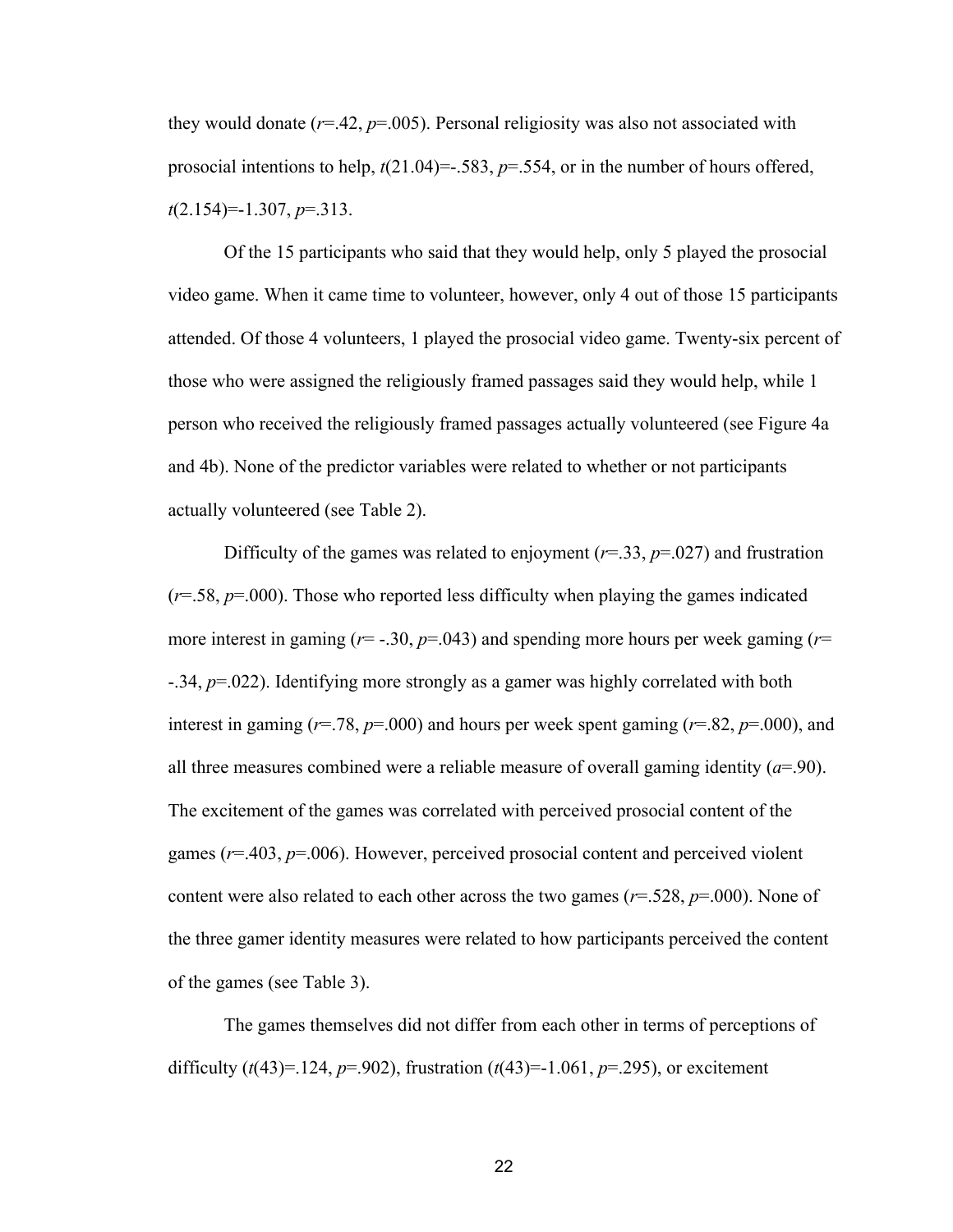they would donate ($r$=.42, $p$=.005). Personal religiosity was also not associated with prosocial intentions to help, $t(21.04)$=-.583, $p$=.554, or in the number of hours offered, $t(2.154)$=-1.307, $p$=.313.

Of the 15 participants who said that they would help, only 5 played the prosocial video game. When it came time to volunteer, however, only 4 out of those 15 participants attended. Of those 4 volunteers, 1 played the prosocial video game. Twenty-six percent of those who were assigned the religiously framed passages said they would help, while 1 person who received the religiously framed passages actually volunteered (see Figure 4a and 4b). None of the predictor variables were related to whether or not participants actually volunteered (see Table 2).

Difficulty of the games was related to enjoyment ($r$=.33, $p$=.027) and frustration ($r$=.58, $p$=.000). Those who reported less difficulty when playing the games indicated more interest in gaming ($r$= -.30, $p$=.043) and spending more hours per week gaming ($r$= -.34, $p$=.022). Identifying more strongly as a gamer was highly correlated with both interest in gaming ($r$=.78, $p$=.000) and hours per week spent gaming ($r$=.82, $p$=.000), and all three measures combined were a reliable measure of overall gaming identity ($a$=.90). The excitement of the games was correlated with perceived prosocial content of the games ($r$=.403, $p$=.006). However, perceived prosocial content and perceived violent content were also related to each other across the two games ($r$=.528, $p$=.000). None of the three gamer identity measures were related to how participants perceived the content of the games (see Table 3).

The games themselves did not differ from each other in terms of perceptions of difficulty ($t(43)$=.124, $p$=.902), frustration ($t(43)$=-1.061, $p$=.295), or excitement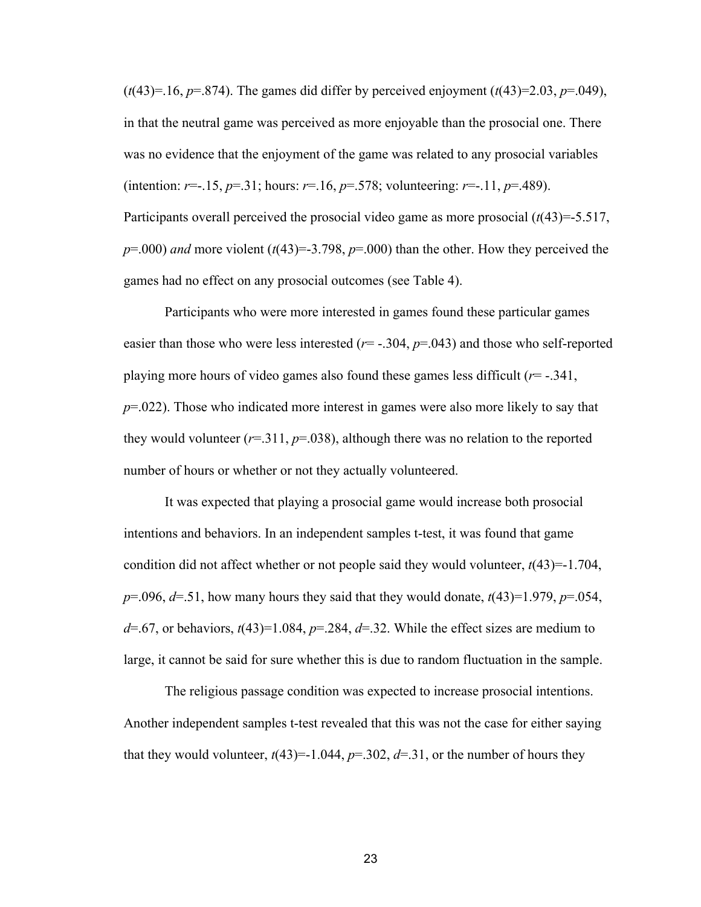($t(43)=.16$, $p=.874$). The games did differ by perceived enjoyment ($t(43)=2.03$, $p=.049$), in that the neutral game was perceived as more enjoyable than the prosocial one. There was no evidence that the enjoyment of the game was related to any prosocial variables (intention: $r=-.15$, $p=.31$; hours: $r=.16$, $p=.578$; volunteering: $r=-.11$, $p=.489$). Participants overall perceived the prosocial video game as more prosocial ($t(43)=-5.517$, $p=.000$) *and* more violent ($t(43)=-3.798$, $p=.000$) than the other. How they perceived the games had no effect on any prosocial outcomes (see Table 4).

Participants who were more interested in games found these particular games easier than those who were less interested ($r=-.304$, $p=.043$) and those who self-reported playing more hours of video games also found these games less difficult ($r=-.341$, $p=.022$). Those who indicated more interest in games were also more likely to say that they would volunteer ($r=.311$, $p=.038$), although there was no relation to the reported number of hours or whether or not they actually volunteered.

It was expected that playing a prosocial game would increase both prosocial intentions and behaviors. In an independent samples t-test, it was found that game condition did not affect whether or not people said they would volunteer, $t(43)=-1.704$, $p=.096$, $d=.51$, how many hours they said that they would donate, $t(43)=1.979$, $p=.054$, $d=.67$, or behaviors, $t(43)=1.084$, $p=.284$, $d=.32$. While the effect sizes are medium to large, it cannot be said for sure whether this is due to random fluctuation in the sample.

The religious passage condition was expected to increase prosocial intentions. Another independent samples t-test revealed that this was not the case for either saying that they would volunteer, $t(43)=-1.044$, $p=.302$, $d=.31$, or the number of hours they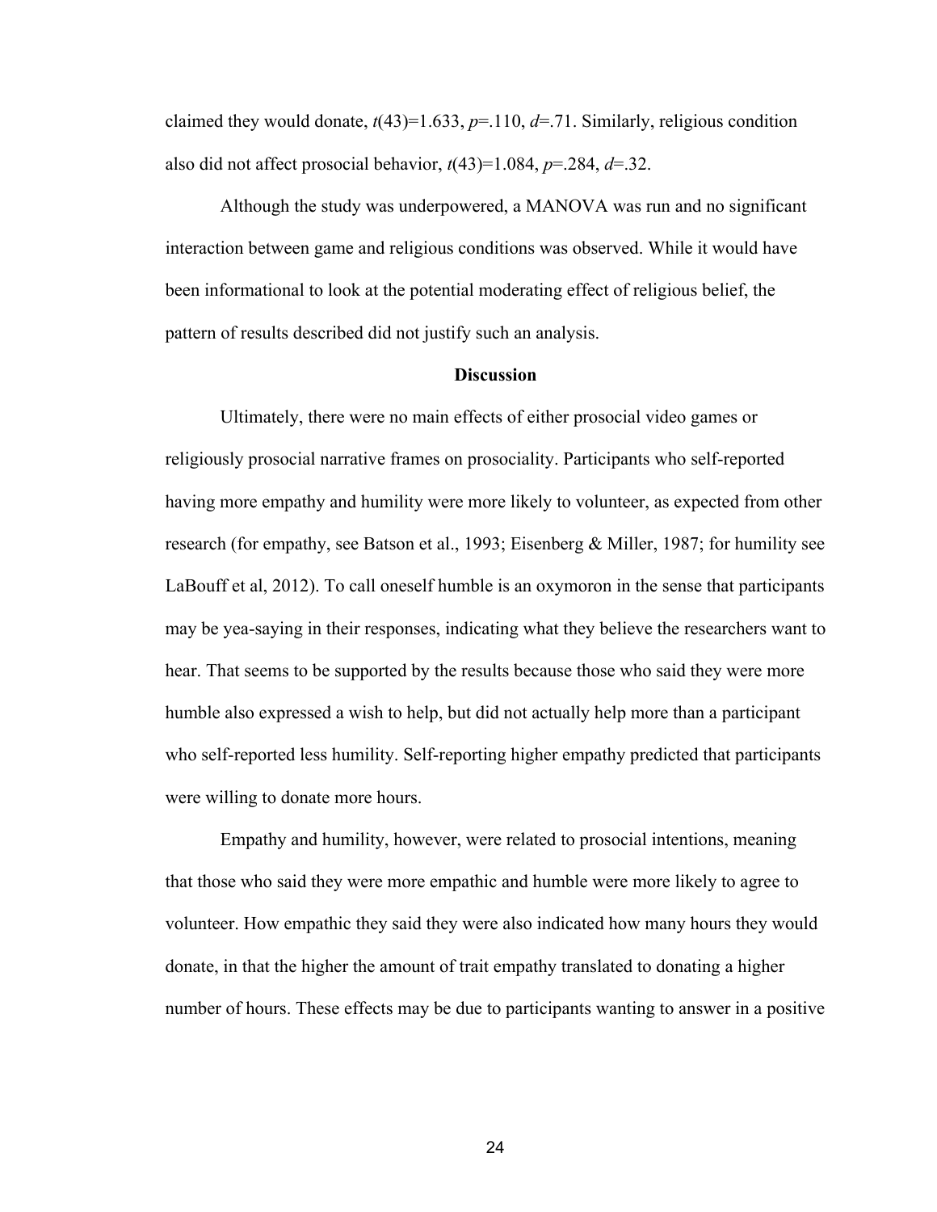claimed they would donate, $t(43)=1.633$, $p=.110$, $d=.71$. Similarly, religious condition also did not affect prosocial behavior, $t(43)=1.084$, $p=.284$, $d=.32$.

Although the study was underpowered, a MANOVA was run and no significant interaction between game and religious conditions was observed. While it would have been informational to look at the potential moderating effect of religious belief, the pattern of results described did not justify such an analysis.

## Discussion

Ultimately, there were no main effects of either prosocial video games or religiously prosocial narrative frames on prosociality. Participants who self-reported having more empathy and humility were more likely to volunteer, as expected from other research (for empathy, see Batson et al., 1993; Eisenberg & Miller, 1987; for humility see LaBouff et al, 2012). To call oneself humble is an oxymoron in the sense that participants may be yea-saying in their responses, indicating what they believe the researchers want to hear. That seems to be supported by the results because those who said they were more humble also expressed a wish to help, but did not actually help more than a participant who self-reported less humility. Self-reporting higher empathy predicted that participants were willing to donate more hours.

Empathy and humility, however, were related to prosocial intentions, meaning that those who said they were more empathic and humble were more likely to agree to volunteer. How empathic they said they were also indicated how many hours they would donate, in that the higher the amount of trait empathy translated to donating a higher number of hours. These effects may be due to participants wanting to answer in a positive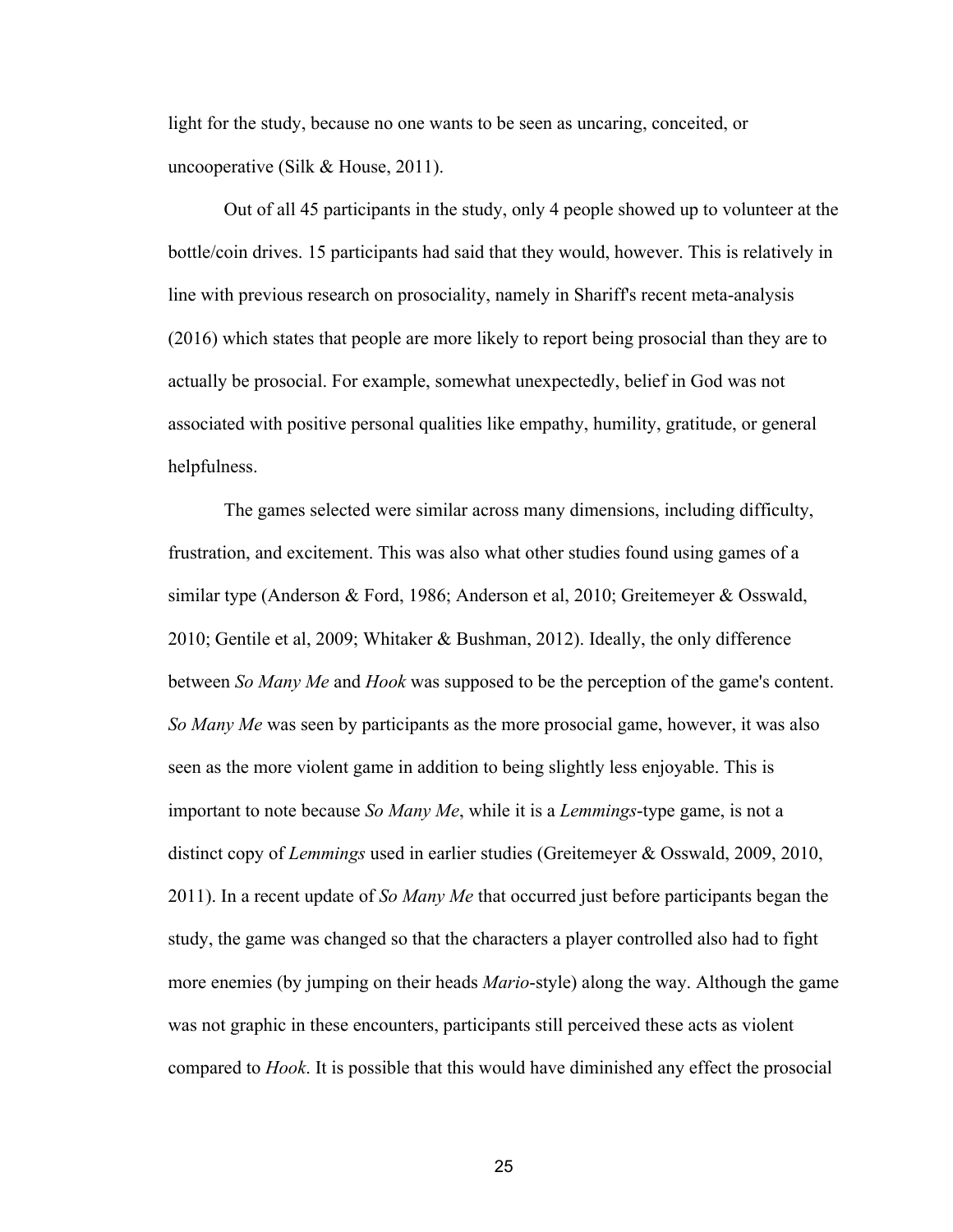light for the study, because no one wants to be seen as uncaring, conceited, or uncooperative (Silk & House, 2011).

Out of all 45 participants in the study, only 4 people showed up to volunteer at the bottle/coin drives. 15 participants had said that they would, however. This is relatively in line with previous research on prosociality, namely in Shariff's recent meta-analysis (2016) which states that people are more likely to report being prosocial than they are to actually be prosocial. For example, somewhat unexpectedly, belief in God was not associated with positive personal qualities like empathy, humility, gratitude, or general helpfulness.

The games selected were similar across many dimensions, including difficulty, frustration, and excitement. This was also what other studies found using games of a similar type (Anderson & Ford, 1986; Anderson et al, 2010; Greitemeyer & Osswald, 2010; Gentile et al, 2009; Whitaker & Bushman, 2012). Ideally, the only difference between *So Many Me* and *Hook* was supposed to be the perception of the game's content. *So Many Me* was seen by participants as the more prosocial game, however, it was also seen as the more violent game in addition to being slightly less enjoyable. This is important to note because *So Many Me*, while it is a *Lemmings*-type game, is not a distinct copy of *Lemmings* used in earlier studies (Greitemeyer & Osswald, 2009, 2010, 2011). In a recent update of *So Many Me* that occurred just before participants began the study, the game was changed so that the characters a player controlled also had to fight more enemies (by jumping on their heads *Mario*-style) along the way. Although the game was not graphic in these encounters, participants still perceived these acts as violent compared to *Hook*. It is possible that this would have diminished any effect the prosocial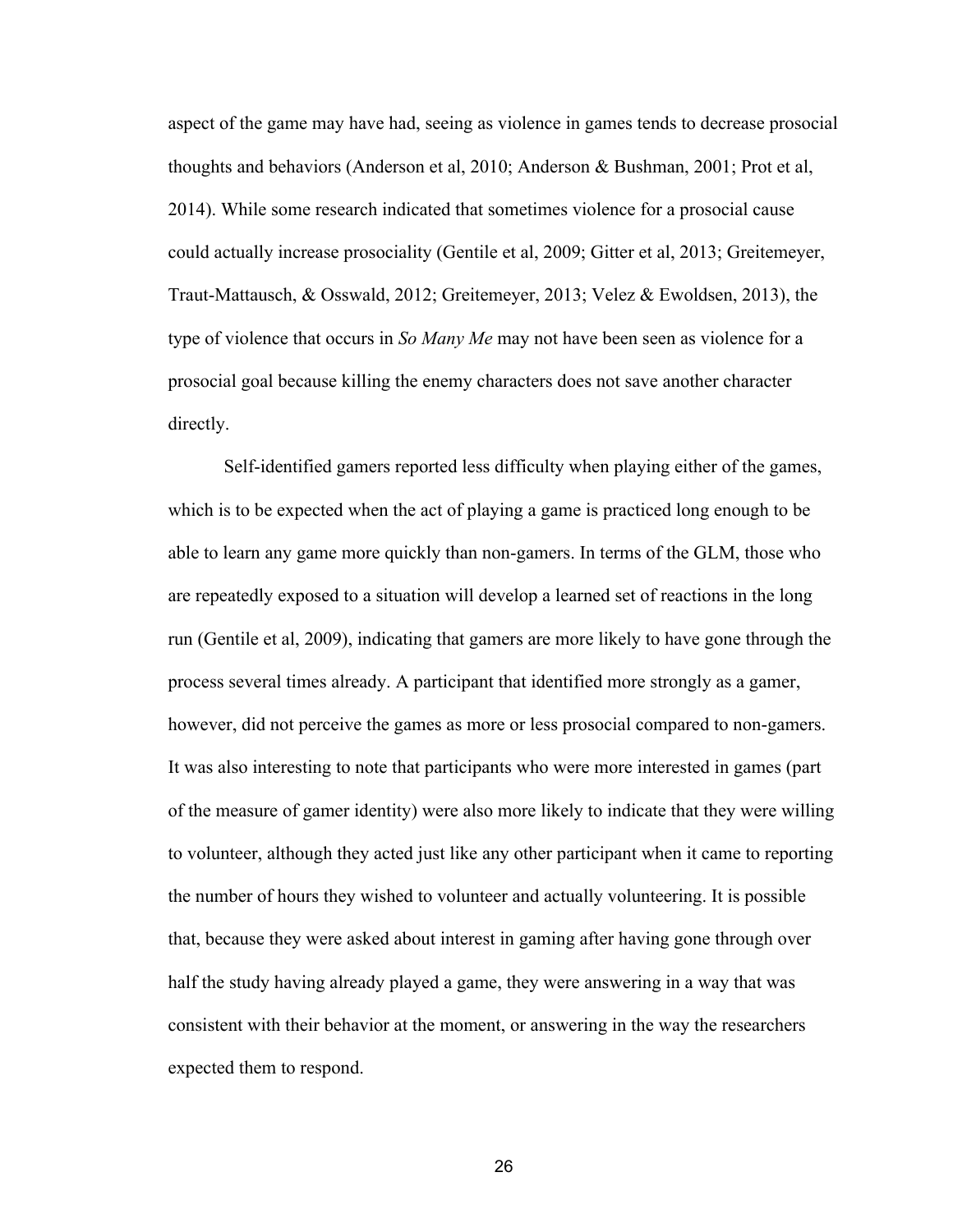aspect of the game may have had, seeing as violence in games tends to decrease prosocial thoughts and behaviors (Anderson et al, 2010; Anderson & Bushman, 2001; Prot et al, 2014). While some research indicated that sometimes violence for a prosocial cause could actually increase prosociality (Gentile et al, 2009; Gitter et al, 2013; Greitemeyer, Traut-Mattausch, & Osswald, 2012; Greitemeyer, 2013; Velez & Ewoldsen, 2013), the type of violence that occurs in *So Many Me* may not have been seen as violence for a prosocial goal because killing the enemy characters does not save another character directly.

Self-identified gamers reported less difficulty when playing either of the games, which is to be expected when the act of playing a game is practiced long enough to be able to learn any game more quickly than non-gamers. In terms of the GLM, those who are repeatedly exposed to a situation will develop a learned set of reactions in the long run (Gentile et al, 2009), indicating that gamers are more likely to have gone through the process several times already. A participant that identified more strongly as a gamer, however, did not perceive the games as more or less prosocial compared to non-gamers. It was also interesting to note that participants who were more interested in games (part of the measure of gamer identity) were also more likely to indicate that they were willing to volunteer, although they acted just like any other participant when it came to reporting the number of hours they wished to volunteer and actually volunteering. It is possible that, because they were asked about interest in gaming after having gone through over half the study having already played a game, they were answering in a way that was consistent with their behavior at the moment, or answering in the way the researchers expected them to respond.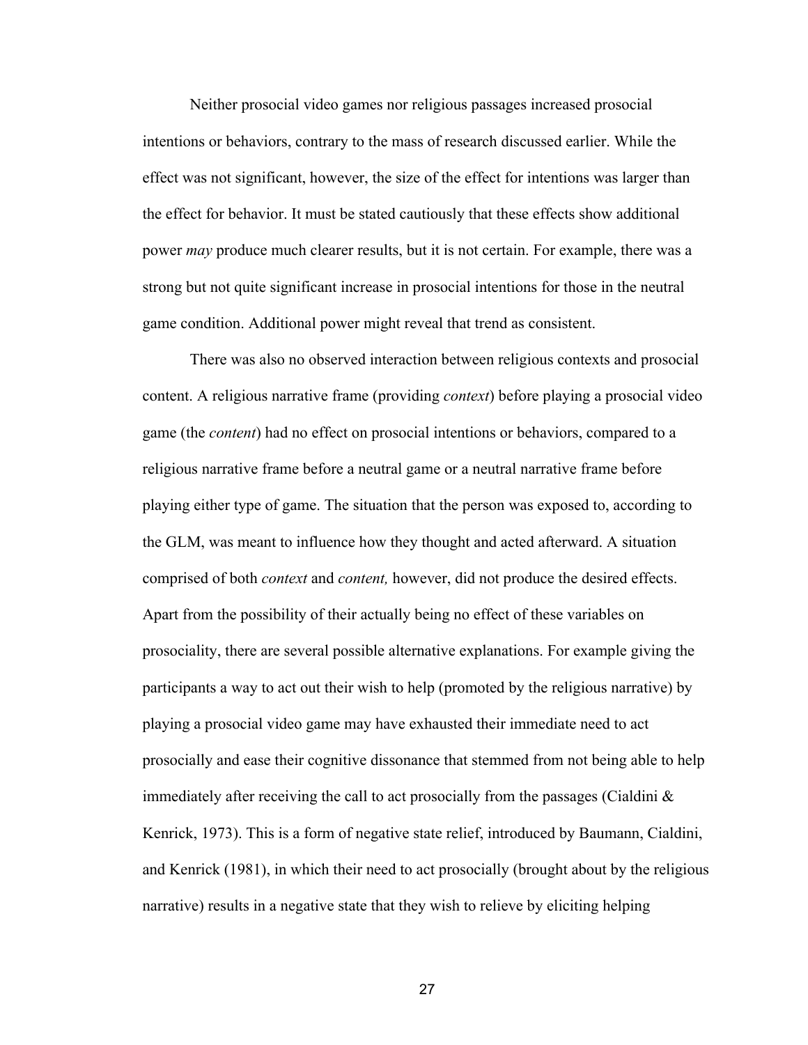Neither prosocial video games nor religious passages increased prosocial intentions or behaviors, contrary to the mass of research discussed earlier. While the effect was not significant, however, the size of the effect for intentions was larger than the effect for behavior. It must be stated cautiously that these effects show additional power *may* produce much clearer results, but it is not certain. For example, there was a strong but not quite significant increase in prosocial intentions for those in the neutral game condition. Additional power might reveal that trend as consistent.

There was also no observed interaction between religious contexts and prosocial content. A religious narrative frame (providing *context*) before playing a prosocial video game (the *content*) had no effect on prosocial intentions or behaviors, compared to a religious narrative frame before a neutral game or a neutral narrative frame before playing either type of game. The situation that the person was exposed to, according to the GLM, was meant to influence how they thought and acted afterward. A situation comprised of both *context* and *content,* however, did not produce the desired effects. Apart from the possibility of their actually being no effect of these variables on prosociality, there are several possible alternative explanations. For example giving the participants a way to act out their wish to help (promoted by the religious narrative) by playing a prosocial video game may have exhausted their immediate need to act prosocially and ease their cognitive dissonance that stemmed from not being able to help immediately after receiving the call to act prosocially from the passages (Cialdini & Kenrick, 1973). This is a form of negative state relief, introduced by Baumann, Cialdini, and Kenrick (1981), in which their need to act prosocially (brought about by the religious narrative) results in a negative state that they wish to relieve by eliciting helping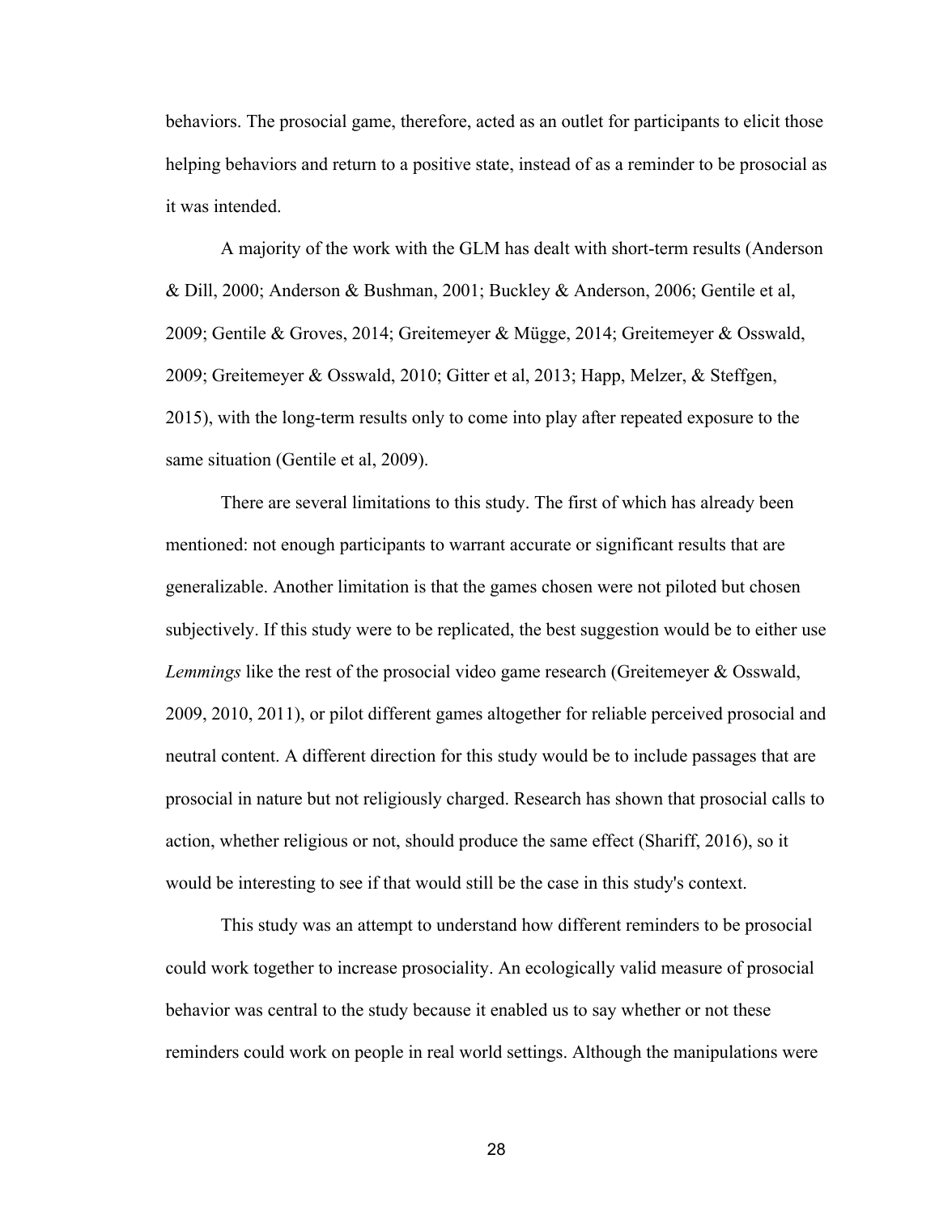behaviors. The prosocial game, therefore, acted as an outlet for participants to elicit those helping behaviors and return to a positive state, instead of as a reminder to be prosocial as it was intended.

A majority of the work with the GLM has dealt with short-term results (Anderson & Dill, 2000; Anderson & Bushman, 2001; Buckley & Anderson, 2006; Gentile et al, 2009; Gentile & Groves, 2014; Greitemeyer & Mügge, 2014; Greitemeyer & Osswald, 2009; Greitemeyer & Osswald, 2010; Gitter et al, 2013; Happ, Melzer, & Steffgen, 2015), with the long-term results only to come into play after repeated exposure to the same situation (Gentile et al, 2009).

There are several limitations to this study. The first of which has already been mentioned: not enough participants to warrant accurate or significant results that are generalizable. Another limitation is that the games chosen were not piloted but chosen subjectively. If this study were to be replicated, the best suggestion would be to either use *Lemmings* like the rest of the prosocial video game research (Greitemeyer & Osswald, 2009, 2010, 2011), or pilot different games altogether for reliable perceived prosocial and neutral content. A different direction for this study would be to include passages that are prosocial in nature but not religiously charged. Research has shown that prosocial calls to action, whether religious or not, should produce the same effect (Shariff, 2016), so it would be interesting to see if that would still be the case in this study's context.

This study was an attempt to understand how different reminders to be prosocial could work together to increase prosociality. An ecologically valid measure of prosocial behavior was central to the study because it enabled us to say whether or not these reminders could work on people in real world settings. Although the manipulations were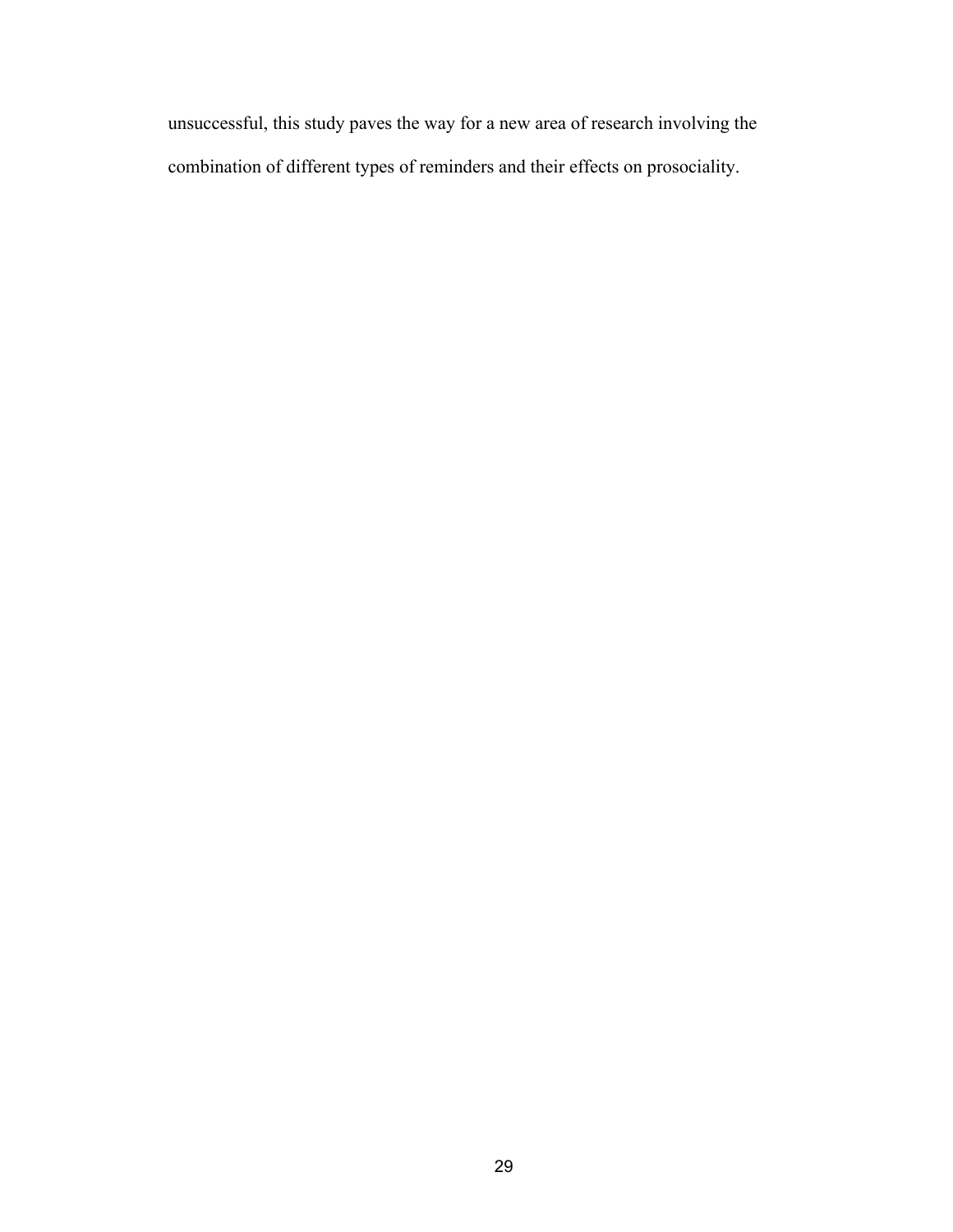unsuccessful, this study paves the way for a new area of research involving the combination of different types of reminders and their effects on prosociality.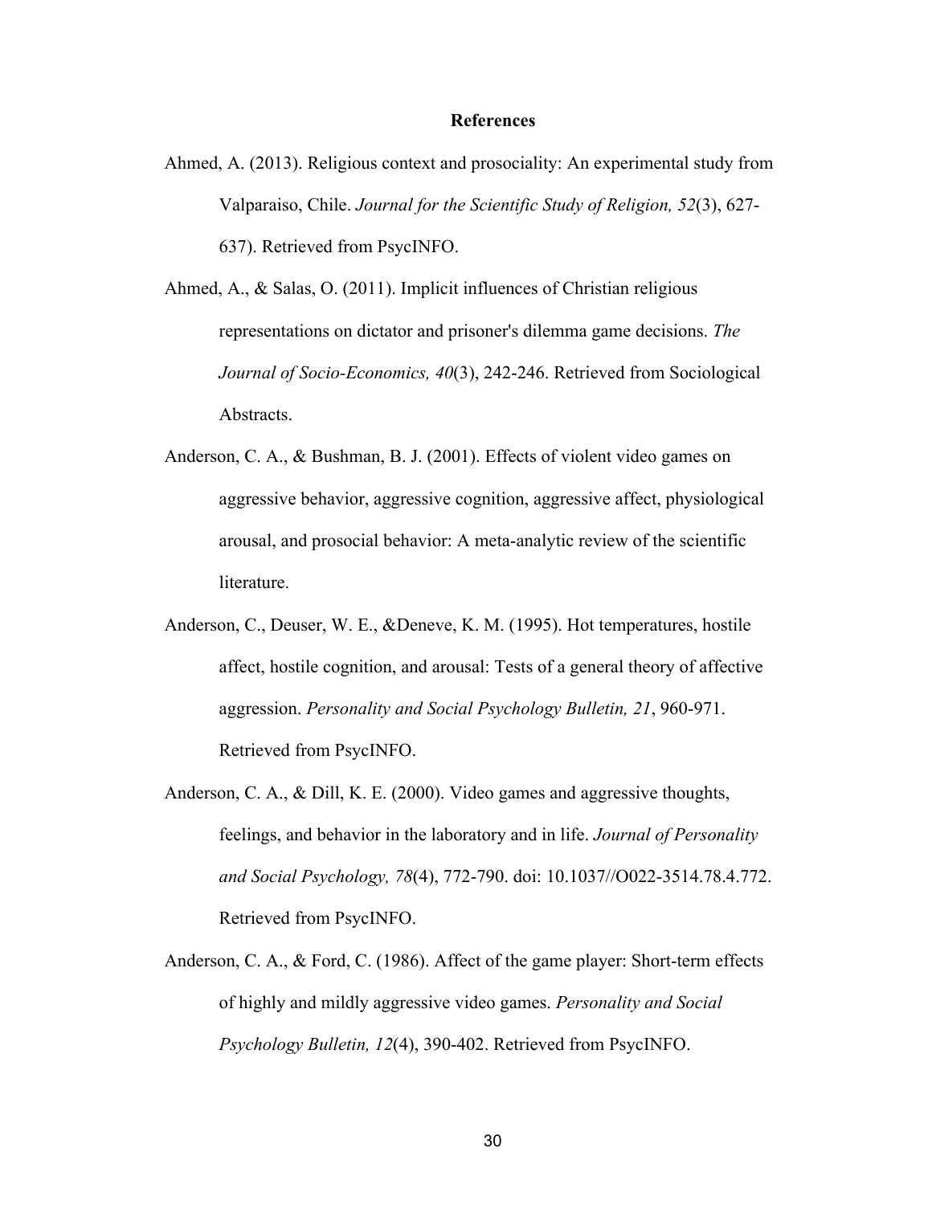# References

Ahmed, A. (2013). Religious context and prosociality: An experimental study from Valparaiso, Chile. *Journal for the Scientific Study of Religion, 52*(3), 627-637). Retrieved from PsycINFO.

Ahmed, A., & Salas, O. (2011). Implicit influences of Christian religious representations on dictator and prisoner's dilemma game decisions. *The Journal of Socio-Economics, 40*(3), 242-246. Retrieved from Sociological Abstracts.

Anderson, C. A., & Bushman, B. J. (2001). Effects of violent video games on aggressive behavior, aggressive cognition, aggressive affect, physiological arousal, and prosocial behavior: A meta-analytic review of the scientific literature.

Anderson, C., Deuser, W. E., &Deneve, K. M. (1995). Hot temperatures, hostile affect, hostile cognition, and arousal: Tests of a general theory of affective aggression. *Personality and Social Psychology Bulletin, 21*, 960-971. Retrieved from PsycINFO.

Anderson, C. A., & Dill, K. E. (2000). Video games and aggressive thoughts, feelings, and behavior in the laboratory and in life. *Journal of Personality and Social Psychology, 78*(4), 772-790. doi: 10.1037//O022-3514.78.4.772. Retrieved from PsycINFO.

Anderson, C. A., & Ford, C. (1986). Affect of the game player: Short-term effects of highly and mildly aggressive video games. *Personality and Social Psychology Bulletin, 12*(4), 390-402. Retrieved from PsycINFO.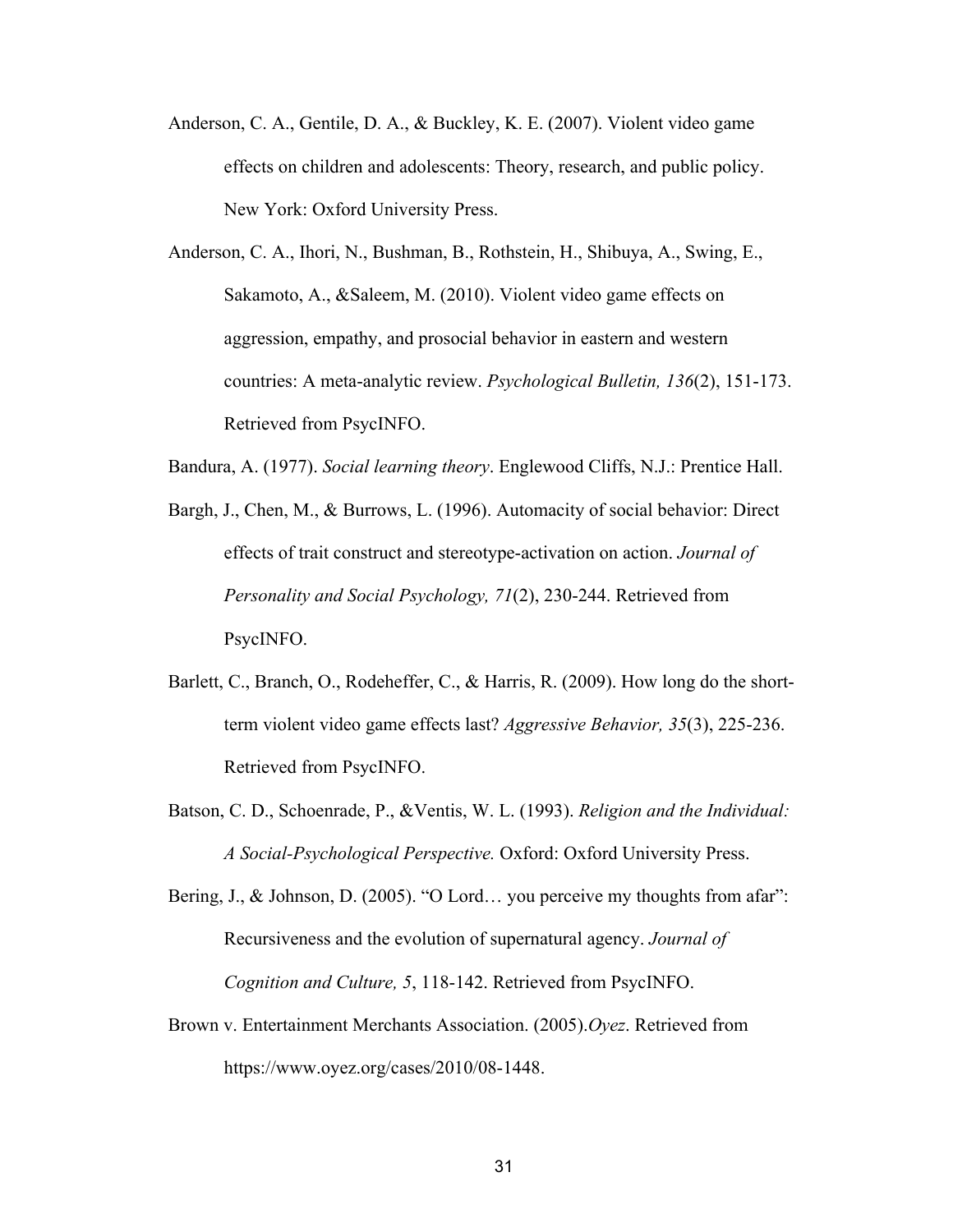Anderson, C. A., Gentile, D. A., & Buckley, K. E. (2007). Violent video game effects on children and adolescents: Theory, research, and public policy. New York: Oxford University Press.

Anderson, C. A., Ihori, N., Bushman, B., Rothstein, H., Shibuya, A., Swing, E., Sakamoto, A., &Saleem, M. (2010). Violent video game effects on aggression, empathy, and prosocial behavior in eastern and western countries: A meta-analytic review. *Psychological Bulletin, 136*(2), 151-173. Retrieved from PsycINFO.

Bandura, A. (1977). *Social learning theory*. Englewood Cliffs, N.J.: Prentice Hall.

Bargh, J., Chen, M., & Burrows, L. (1996). Automacity of social behavior: Direct effects of trait construct and stereotype-activation on action. *Journal of Personality and Social Psychology, 71*(2), 230-244. Retrieved from PsycINFO.

Barlett, C., Branch, O., Rodeheffer, C., & Harris, R. (2009). How long do the short-term violent video game effects last? *Aggressive Behavior, 35*(3), 225-236. Retrieved from PsycINFO.

Batson, C. D., Schoenrade, P., &Ventis, W. L. (1993). *Religion and the Individual: A Social-Psychological Perspective.* Oxford: Oxford University Press.

Bering, J., & Johnson, D. (2005). "O Lord… you perceive my thoughts from afar": Recursiveness and the evolution of supernatural agency. *Journal of Cognition and Culture, 5*, 118-142. Retrieved from PsycINFO.

Brown v. Entertainment Merchants Association. (2005).*Oyez*. Retrieved from https://www.oyez.org/cases/2010/08-1448.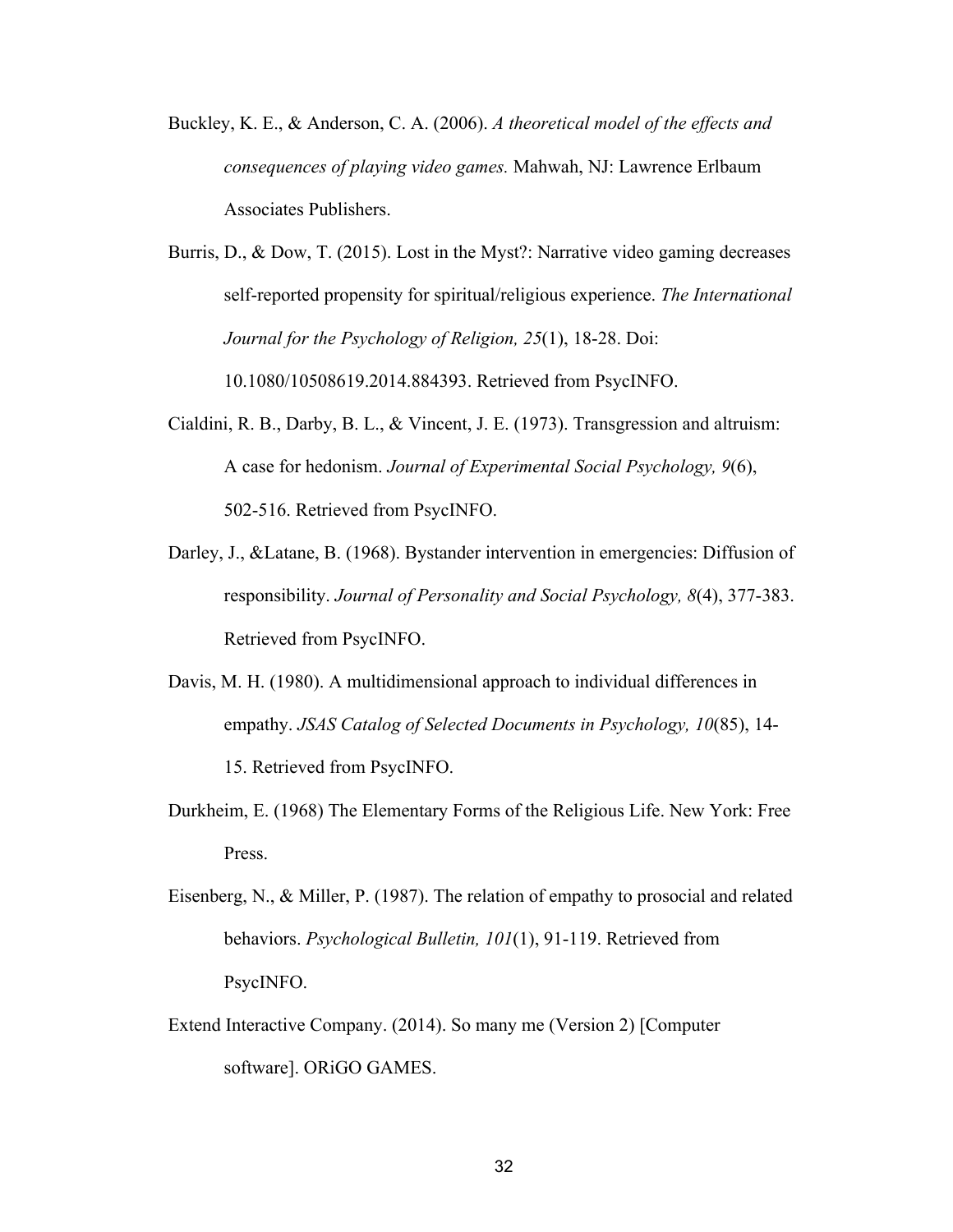Buckley, K. E., & Anderson, C. A. (2006). *A theoretical model of the effects and consequences of playing video games.* Mahwah, NJ: Lawrence Erlbaum Associates Publishers.

Burris, D., & Dow, T. (2015). Lost in the Myst?: Narrative video gaming decreases self-reported propensity for spiritual/religious experience. *The International Journal for the Psychology of Religion, 25*(1), 18-28. Doi: 10.1080/10508619.2014.884393. Retrieved from PsycINFO.

Cialdini, R. B., Darby, B. L., & Vincent, J. E. (1973). Transgression and altruism: A case for hedonism. *Journal of Experimental Social Psychology, 9*(6), 502-516. Retrieved from PsycINFO.

Darley, J., &Latane, B. (1968). Bystander intervention in emergencies: Diffusion of responsibility. *Journal of Personality and Social Psychology, 8*(4), 377-383. Retrieved from PsycINFO.

Davis, M. H. (1980). A multidimensional approach to individual differences in empathy. *JSAS Catalog of Selected Documents in Psychology, 10*(85), 14-15. Retrieved from PsycINFO.

Durkheim, E. (1968) The Elementary Forms of the Religious Life. New York: Free Press.

Eisenberg, N., & Miller, P. (1987). The relation of empathy to prosocial and related behaviors. *Psychological Bulletin, 101*(1), 91-119. Retrieved from PsycINFO.

Extend Interactive Company. (2014). So many me (Version 2) [Computer software]. ORiGO GAMES.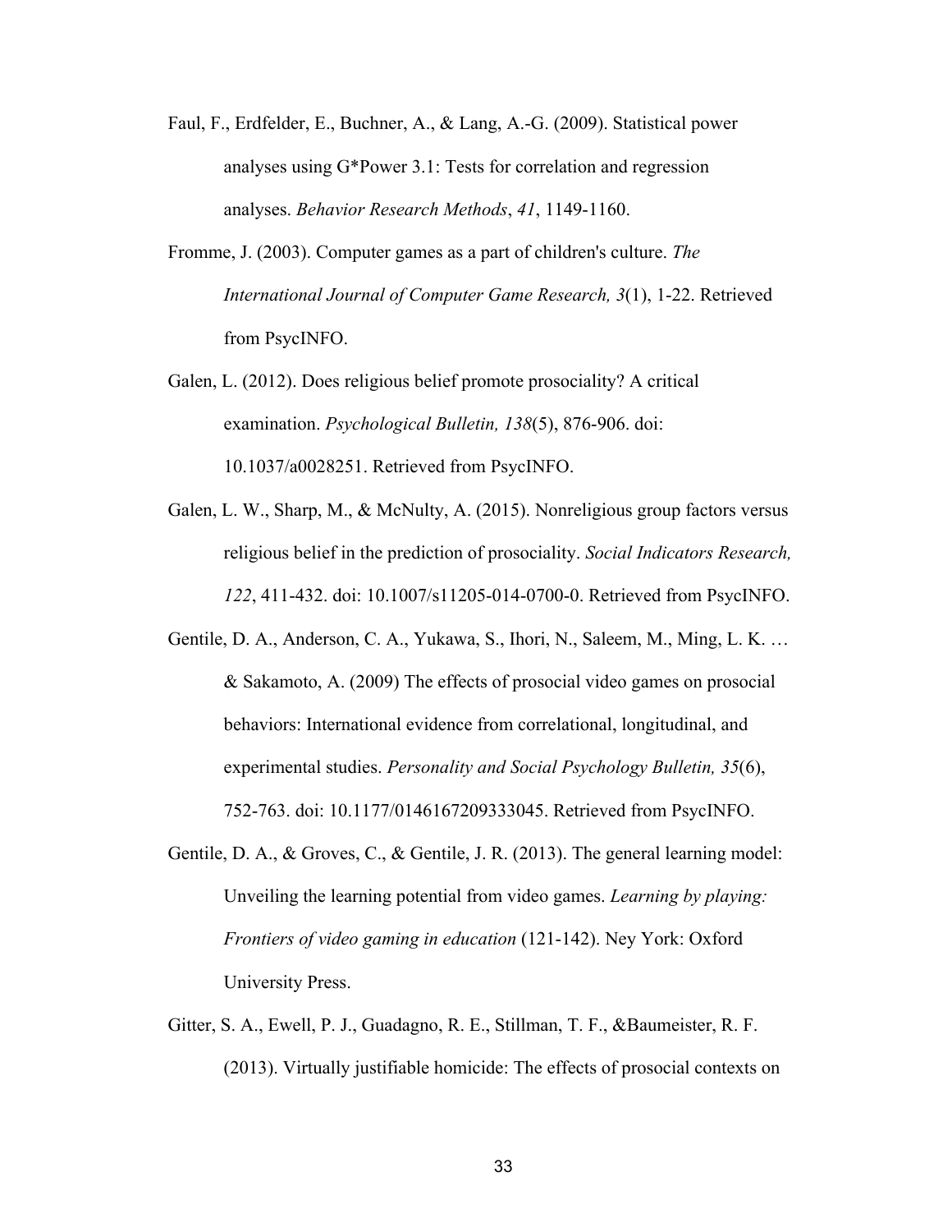Faul, F., Erdfelder, E., Buchner, A., & Lang, A.-G. (2009). Statistical power analyses using G*Power 3.1: Tests for correlation and regression analyses. *Behavior Research Methods*, *41*, 1149-1160.

Fromme, J. (2003). Computer games as a part of children's culture. *The International Journal of Computer Game Research, 3*(1), 1-22. Retrieved from PsycINFO.

Galen, L. (2012). Does religious belief promote prosociality? A critical examination. *Psychological Bulletin, 138*(5), 876-906. doi: 10.1037/a0028251. Retrieved from PsycINFO.

Galen, L. W., Sharp, M., & McNulty, A. (2015). Nonreligious group factors versus religious belief in the prediction of prosociality. *Social Indicators Research, 122*, 411-432. doi: 10.1007/s11205-014-0700-0. Retrieved from PsycINFO.

Gentile, D. A., Anderson, C. A., Yukawa, S., Ihori, N., Saleem, M., Ming, L. K. … & Sakamoto, A. (2009) The effects of prosocial video games on prosocial behaviors: International evidence from correlational, longitudinal, and experimental studies. *Personality and Social Psychology Bulletin, 35*(6), 752-763. doi: 10.1177/0146167209333045. Retrieved from PsycINFO.

Gentile, D. A., & Groves, C., & Gentile, J. R. (2013). The general learning model: Unveiling the learning potential from video games. *Learning by playing: Frontiers of video gaming in education* (121-142). Ney York: Oxford University Press.

Gitter, S. A., Ewell, P. J., Guadagno, R. E., Stillman, T. F., &Baumeister, R. F. (2013). Virtually justifiable homicide: The effects of prosocial contexts on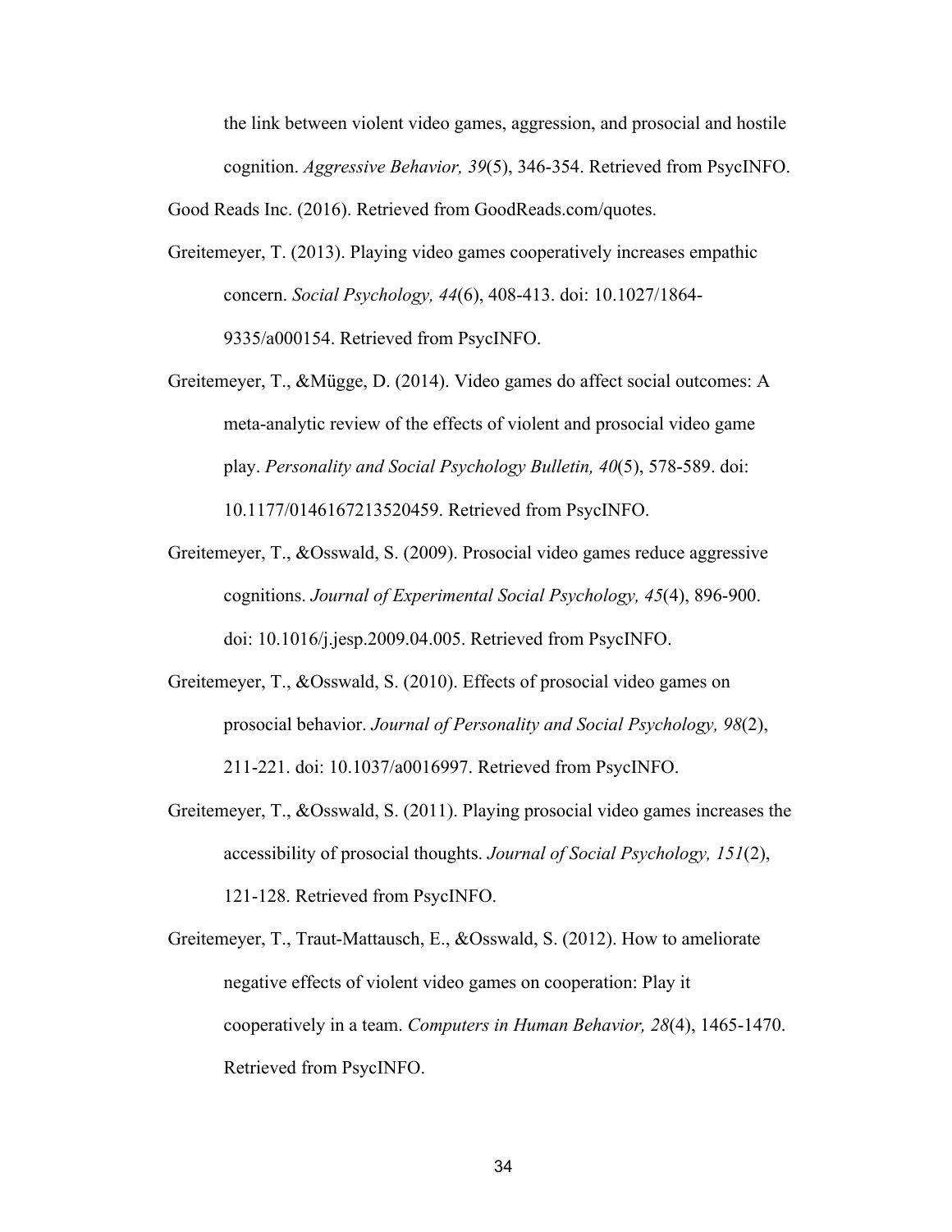the link between violent video games, aggression, and prosocial and hostile cognition. *Aggressive Behavior, 39*(5), 346-354. Retrieved from PsycINFO.

Good Reads Inc. (2016). Retrieved from GoodReads.com/quotes.

Greitemeyer, T. (2013). Playing video games cooperatively increases empathic concern. *Social Psychology, 44*(6), 408-413. doi: 10.1027/1864-9335/a000154. Retrieved from PsycINFO.

Greitemeyer, T., &Mügge, D. (2014). Video games do affect social outcomes: A meta-analytic review of the effects of violent and prosocial video game play. *Personality and Social Psychology Bulletin, 40*(5), 578-589. doi: 10.1177/0146167213520459. Retrieved from PsycINFO.

Greitemeyer, T., &Osswald, S. (2009). Prosocial video games reduce aggressive cognitions. *Journal of Experimental Social Psychology, 45*(4), 896-900. doi: 10.1016/j.jesp.2009.04.005. Retrieved from PsycINFO.

Greitemeyer, T., &Osswald, S. (2010). Effects of prosocial video games on prosocial behavior. *Journal of Personality and Social Psychology, 98*(2), 211-221. doi: 10.1037/a0016997. Retrieved from PsycINFO.

Greitemeyer, T., &Osswald, S. (2011). Playing prosocial video games increases the accessibility of prosocial thoughts. *Journal of Social Psychology, 151*(2), 121-128. Retrieved from PsycINFO.

Greitemeyer, T., Traut-Mattausch, E., &Osswald, S. (2012). How to ameliorate negative effects of violent video games on cooperation: Play it cooperatively in a team. *Computers in Human Behavior, 28*(4), 1465-1470. Retrieved from PsycINFO.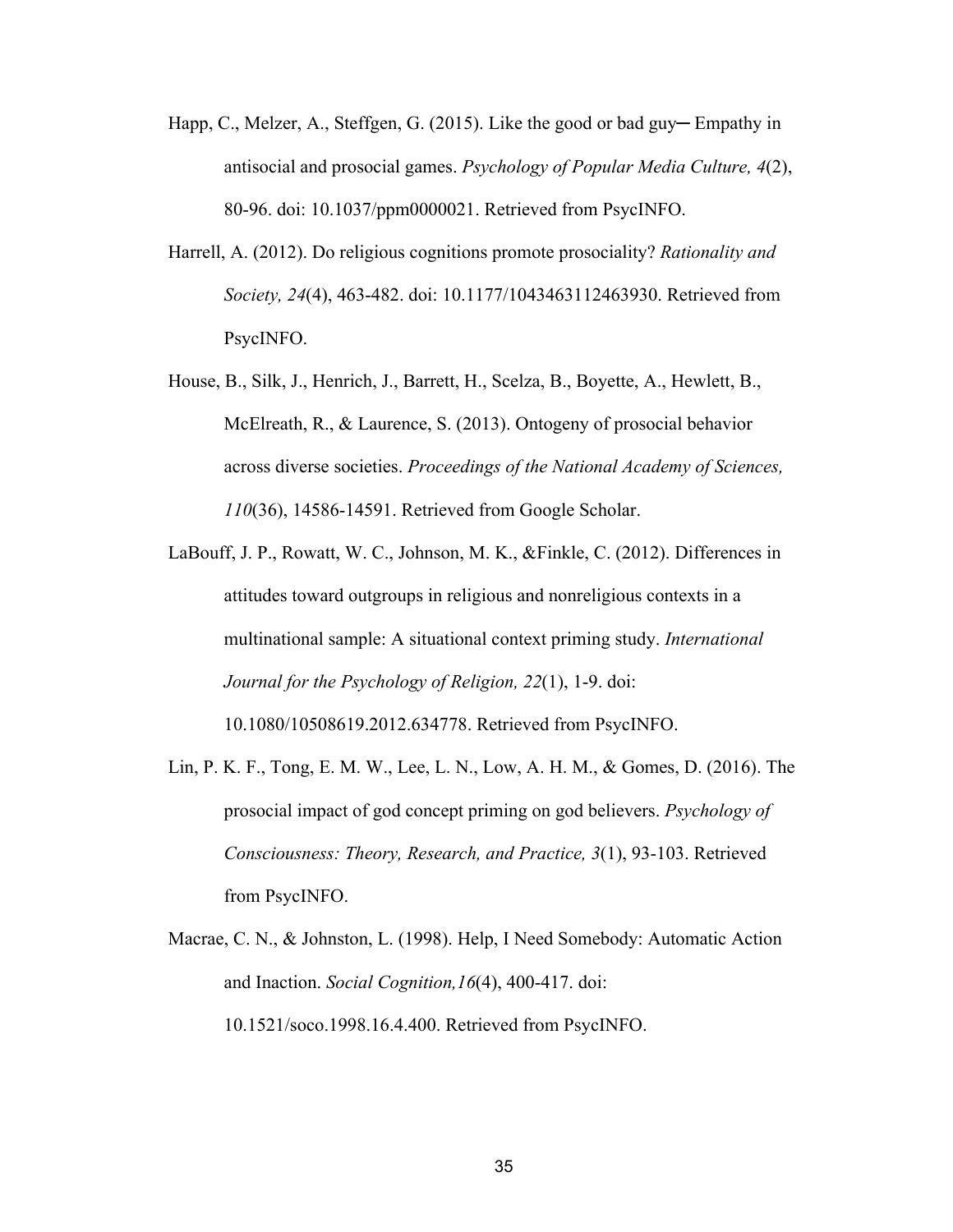Happ, C., Melzer, A., Steffgen, G. (2015). Like the good or bad guy─ Empathy in antisocial and prosocial games. *Psychology of Popular Media Culture, 4*(2), 80-96. doi: 10.1037/ppm0000021. Retrieved from PsycINFO.

Harrell, A. (2012). Do religious cognitions promote prosociality? *Rationality and Society, 24*(4), 463-482. doi: 10.1177/1043463112463930. Retrieved from PsycINFO.

House, B., Silk, J., Henrich, J., Barrett, H., Scelza, B., Boyette, A., Hewlett, B., McElreath, R., & Laurence, S. (2013). Ontogeny of prosocial behavior across diverse societies. *Proceedings of the National Academy of Sciences, 110*(36), 14586-14591. Retrieved from Google Scholar.

LaBouff, J. P., Rowatt, W. C., Johnson, M. K., &Finkle, C. (2012). Differences in attitudes toward outgroups in religious and nonreligious contexts in a multinational sample: A situational context priming study. *International Journal for the Psychology of Religion, 22*(1), 1-9. doi: 10.1080/10508619.2012.634778. Retrieved from PsycINFO.

Lin, P. K. F., Tong, E. M. W., Lee, L. N., Low, A. H. M., & Gomes, D. (2016). The prosocial impact of god concept priming on god believers. *Psychology of Consciousness: Theory, Research, and Practice, 3*(1), 93-103. Retrieved from PsycINFO.

Macrae, C. N., & Johnston, L. (1998). Help, I Need Somebody: Automatic Action and Inaction. *Social Cognition,16*(4), 400-417. doi: 10.1521/soco.1998.16.4.400. Retrieved from PsycINFO.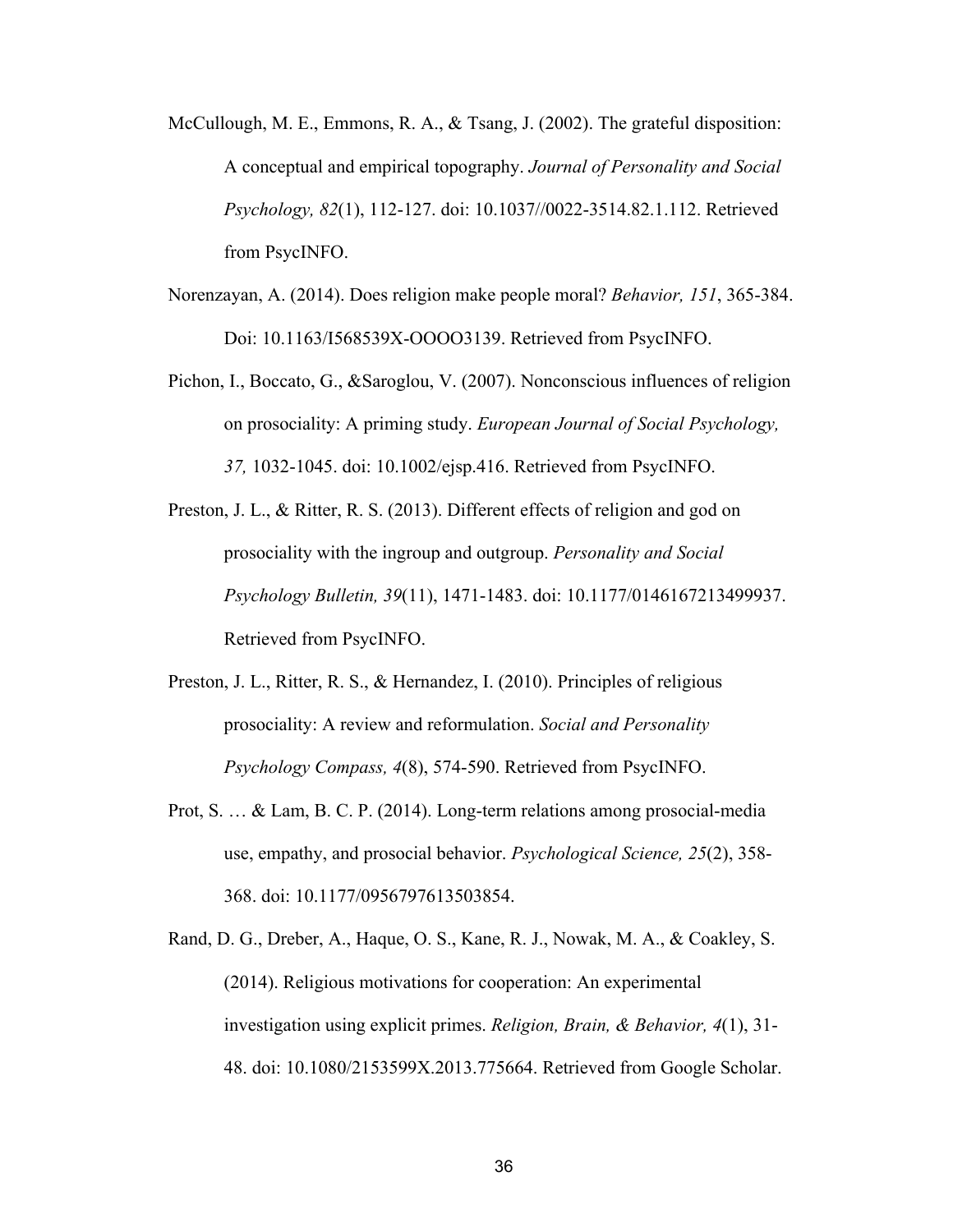McCullough, M. E., Emmons, R. A., & Tsang, J. (2002). The grateful disposition: A conceptual and empirical topography. *Journal of Personality and Social Psychology, 82*(1), 112-127. doi: 10.1037//0022-3514.82.1.112. Retrieved from PsycINFO.

Norenzayan, A. (2014). Does religion make people moral? *Behavior, 151*, 365-384. Doi: 10.1163/I568539X-OOOO3139. Retrieved from PsycINFO.

Pichon, I., Boccato, G., &Saroglou, V. (2007). Nonconscious influences of religion on prosociality: A priming study. *European Journal of Social Psychology, 37,* 1032-1045. doi: 10.1002/ejsp.416. Retrieved from PsycINFO.

Preston, J. L., & Ritter, R. S. (2013). Different effects of religion and god on prosociality with the ingroup and outgroup. *Personality and Social Psychology Bulletin, 39*(11), 1471-1483. doi: 10.1177/0146167213499937. Retrieved from PsycINFO.

Preston, J. L., Ritter, R. S., & Hernandez, I. (2010). Principles of religious prosociality: A review and reformulation. *Social and Personality Psychology Compass, 4*(8), 574-590. Retrieved from PsycINFO.

Prot, S. … & Lam, B. C. P. (2014). Long-term relations among prosocial-media use, empathy, and prosocial behavior. *Psychological Science, 25*(2), 358-368. doi: 10.1177/0956797613503854.

Rand, D. G., Dreber, A., Haque, O. S., Kane, R. J., Nowak, M. A., & Coakley, S. (2014). Religious motivations for cooperation: An experimental investigation using explicit primes. *Religion, Brain, & Behavior, 4*(1), 31-48. doi: 10.1080/2153599X.2013.775664. Retrieved from Google Scholar.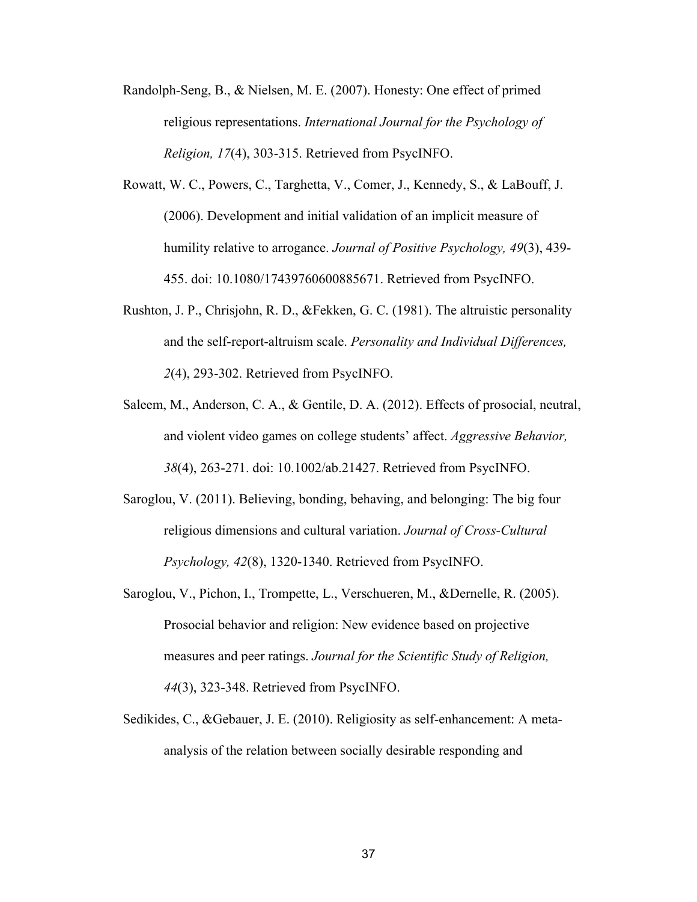Randolph-Seng, B., & Nielsen, M. E. (2007). Honesty: One effect of primed religious representations. *International Journal for the Psychology of Religion, 17*(4), 303-315. Retrieved from PsycINFO.

Rowatt, W. C., Powers, C., Targhetta, V., Comer, J., Kennedy, S., & LaBouff, J. (2006). Development and initial validation of an implicit measure of humility relative to arrogance. *Journal of Positive Psychology, 49*(3), 439-455. doi: 10.1080/17439760600885671. Retrieved from PsycINFO.

Rushton, J. P., Chrisjohn, R. D., &Fekken, G. C. (1981). The altruistic personality and the self-report-altruism scale. *Personality and Individual Differences, 2*(4), 293-302. Retrieved from PsycINFO.

Saleem, M., Anderson, C. A., & Gentile, D. A. (2012). Effects of prosocial, neutral, and violent video games on college students' affect. *Aggressive Behavior, 38*(4), 263-271. doi: 10.1002/ab.21427. Retrieved from PsycINFO.

Saroglou, V. (2011). Believing, bonding, behaving, and belonging: The big four religious dimensions and cultural variation. *Journal of Cross-Cultural Psychology, 42*(8), 1320-1340. Retrieved from PsycINFO.

Saroglou, V., Pichon, I., Trompette, L., Verschueren, M., &Dernelle, R. (2005). Prosocial behavior and religion: New evidence based on projective measures and peer ratings. *Journal for the Scientific Study of Religion, 44*(3), 323-348. Retrieved from PsycINFO.

Sedikides, C., &Gebauer, J. E. (2010). Religiosity as self-enhancement: A meta-analysis of the relation between socially desirable responding and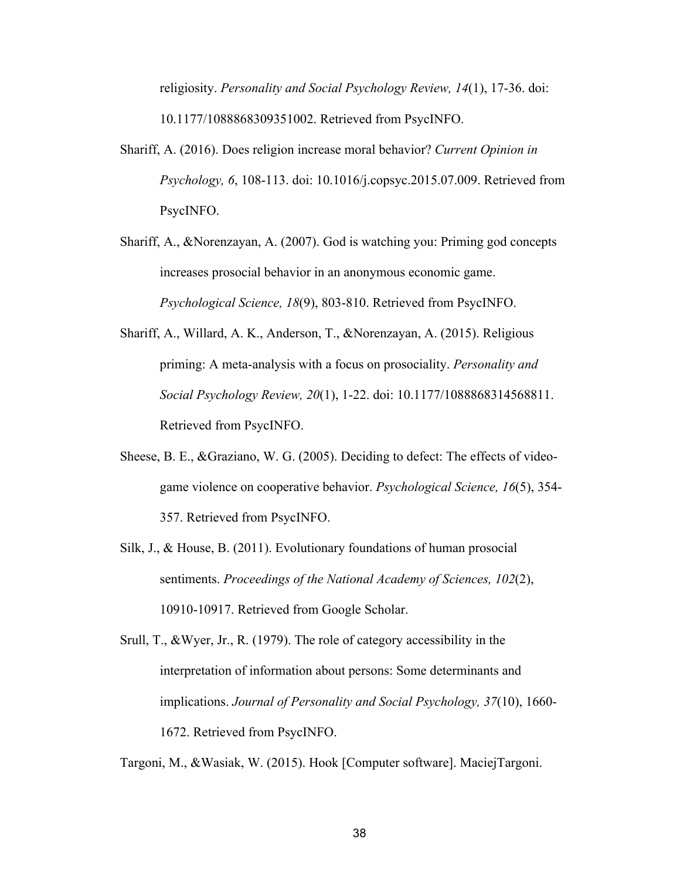religiosity. *Personality and Social Psychology Review, 14*(1), 17-36. doi: 10.1177/1088868309351002. Retrieved from PsycINFO.

Shariff, A. (2016). Does religion increase moral behavior? *Current Opinion in Psychology, 6*, 108-113. doi: 10.1016/j.copsyc.2015.07.009. Retrieved from PsycINFO.

Shariff, A., &Norenzayan, A. (2007). God is watching you: Priming god concepts increases prosocial behavior in an anonymous economic game. *Psychological Science, 18*(9), 803-810. Retrieved from PsycINFO.

Shariff, A., Willard, A. K., Anderson, T., &Norenzayan, A. (2015). Religious priming: A meta-analysis with a focus on prosociality. *Personality and Social Psychology Review, 20*(1), 1-22. doi: 10.1177/1088868314568811. Retrieved from PsycINFO.

Sheese, B. E., &Graziano, W. G. (2005). Deciding to defect: The effects of video-game violence on cooperative behavior. *Psychological Science, 16*(5), 354-357. Retrieved from PsycINFO.

Silk, J., & House, B. (2011). Evolutionary foundations of human prosocial sentiments. *Proceedings of the National Academy of Sciences, 102*(2), 10910-10917. Retrieved from Google Scholar.

Srull, T., &Wyer, Jr., R. (1979). The role of category accessibility in the interpretation of information about persons: Some determinants and implications. *Journal of Personality and Social Psychology, 37*(10), 1660-1672. Retrieved from PsycINFO.

Targoni, M., &Wasiak, W. (2015). Hook [Computer software]. MaciejTargoni.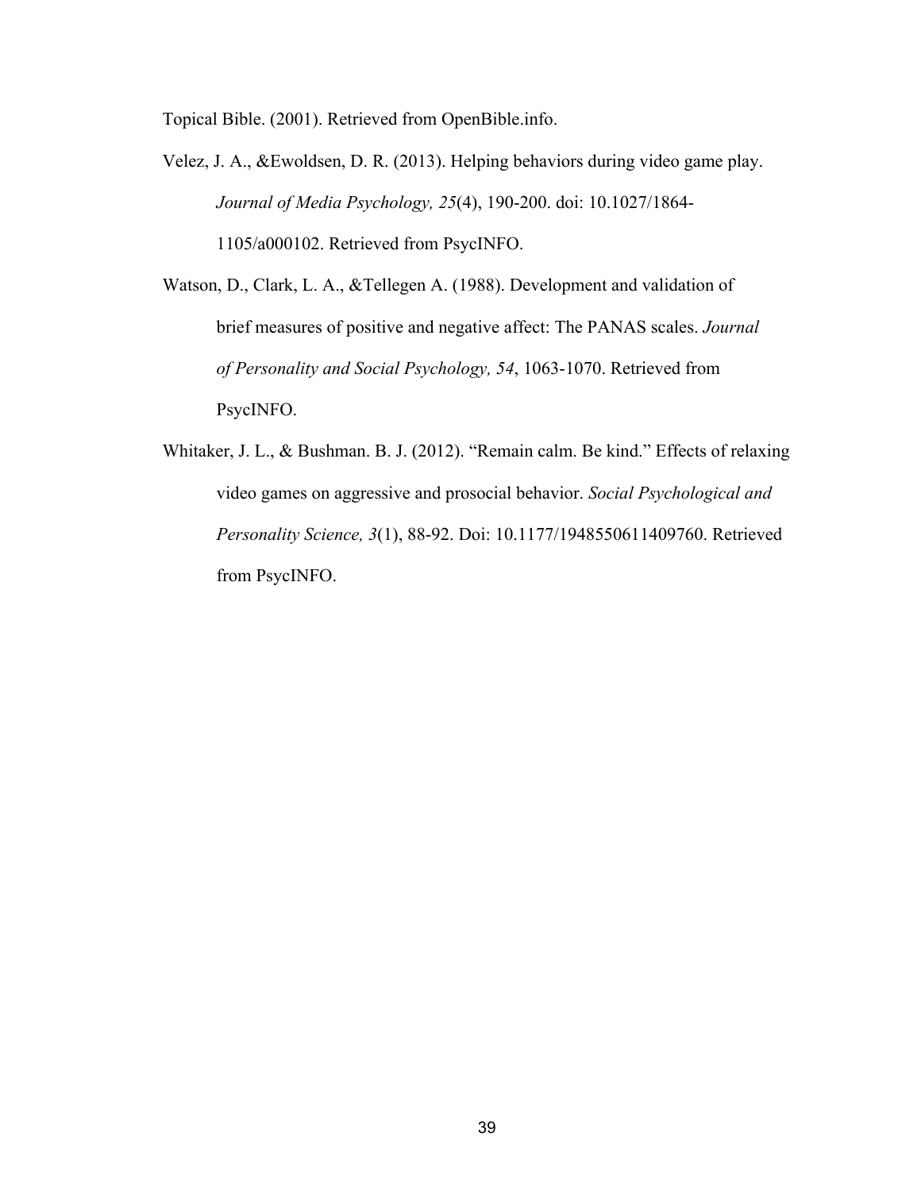Topical Bible. (2001). Retrieved from OpenBible.info.

Velez, J. A., &Ewoldsen, D. R. (2013). Helping behaviors during video game play. *Journal of Media Psychology, 25*(4), 190-200. doi: 10.1027/1864-1105/a000102. Retrieved from PsycINFO.

Watson, D., Clark, L. A., &Tellegen A. (1988). Development and validation of brief measures of positive and negative affect: The PANAS scales. *Journal of Personality and Social Psychology, 54*, 1063-1070. Retrieved from PsycINFO.

Whitaker, J. L., & Bushman. B. J. (2012). "Remain calm. Be kind." Effects of relaxing video games on aggressive and prosocial behavior. *Social Psychological and Personality Science, 3*(1), 88-92. Doi: 10.1177/1948550611409760. Retrieved from PsycINFO.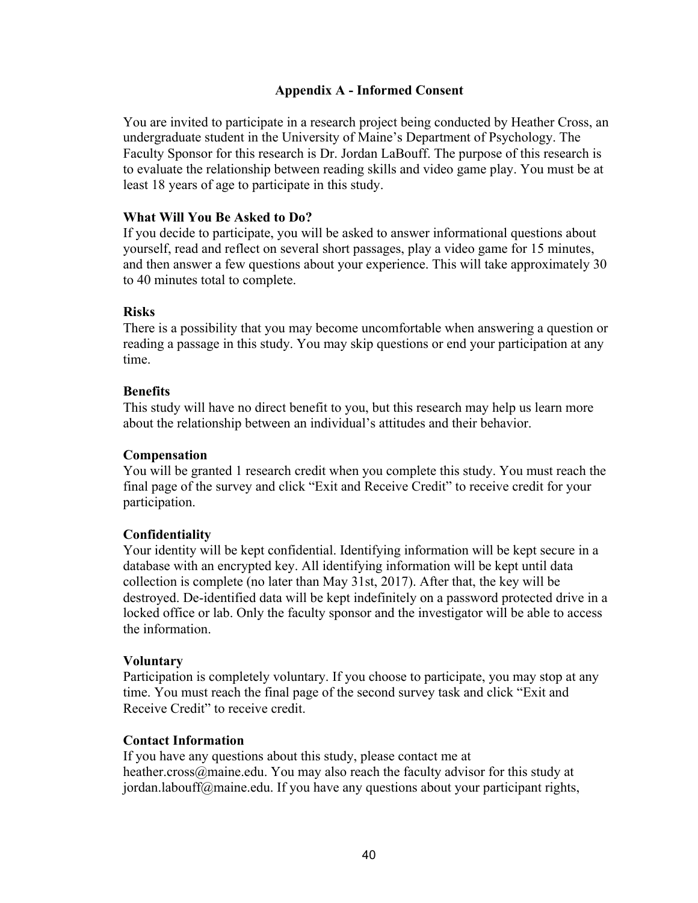## Appendix A - Informed Consent

You are invited to participate in a research project being conducted by Heather Cross, an undergraduate student in the University of Maine's Department of Psychology. The Faculty Sponsor for this research is Dr. Jordan LaBouff. The purpose of this research is to evaluate the relationship between reading skills and video game play. You must be at least 18 years of age to participate in this study.

**What Will You Be Asked to Do?**

If you decide to participate, you will be asked to answer informational questions about yourself, read and reflect on several short passages, play a video game for 15 minutes, and then answer a few questions about your experience. This will take approximately 30 to 40 minutes total to complete.

**Risks**

There is a possibility that you may become uncomfortable when answering a question or reading a passage in this study. You may skip questions or end your participation at any time.

**Benefits**

This study will have no direct benefit to you, but this research may help us learn more about the relationship between an individual's attitudes and their behavior.

**Compensation**

You will be granted 1 research credit when you complete this study. You must reach the final page of the survey and click "Exit and Receive Credit" to receive credit for your participation.

**Confidentiality**

Your identity will be kept confidential. Identifying information will be kept secure in a database with an encrypted key. All identifying information will be kept until data collection is complete (no later than May 31st, 2017). After that, the key will be destroyed. De-identified data will be kept indefinitely on a password protected drive in a locked office or lab. Only the faculty sponsor and the investigator will be able to access the information.

**Voluntary**

Participation is completely voluntary. If you choose to participate, you may stop at any time. You must reach the final page of the second survey task and click "Exit and Receive Credit" to receive credit.

**Contact Information**

If you have any questions about this study, please contact me at heather.cross@maine.edu. You may also reach the faculty advisor for this study at jordan.labouff@maine.edu. If you have any questions about your participant rights,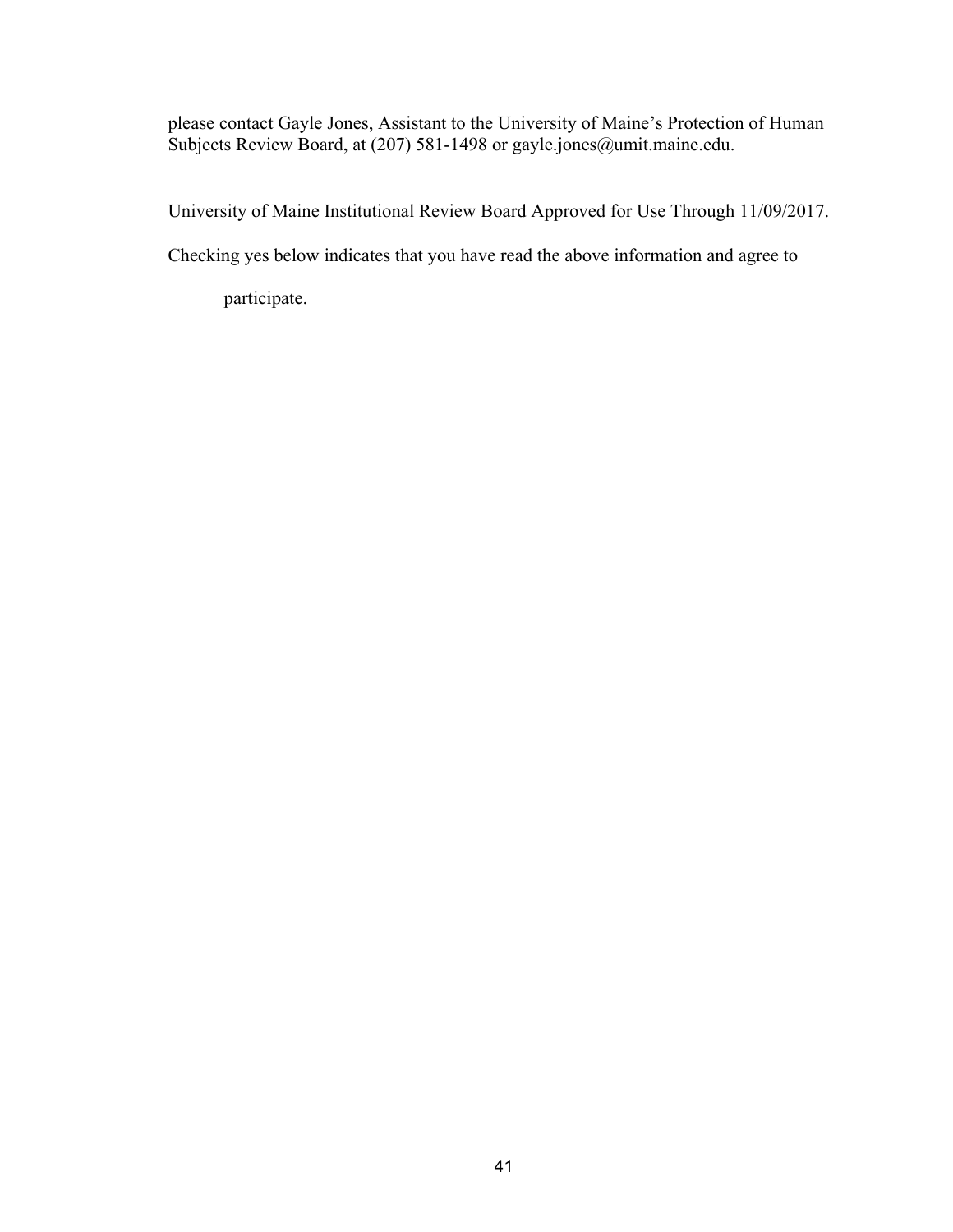please contact Gayle Jones, Assistant to the University of Maine's Protection of Human Subjects Review Board, at (207) 581-1498 or gayle.jones@umit.maine.edu.

University of Maine Institutional Review Board Approved for Use Through 11/09/2017.

Checking yes below indicates that you have read the above information and agree to participate.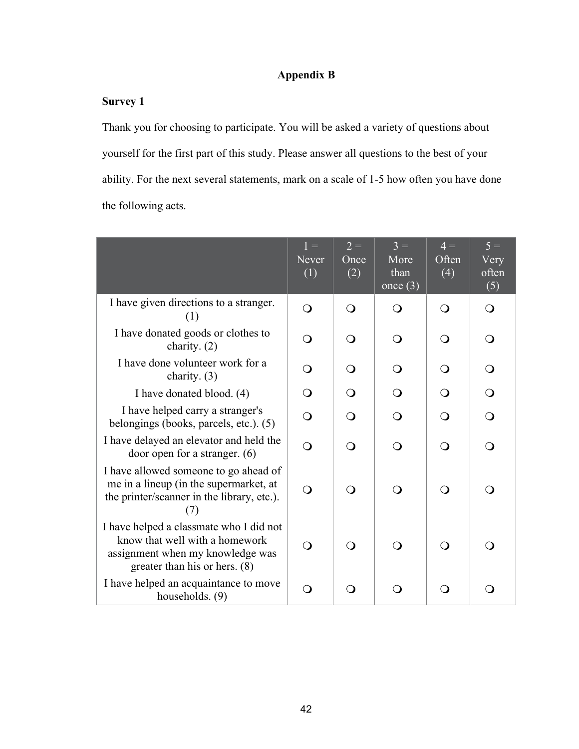# Appendix B

**Survey 1**

Thank you for choosing to participate. You will be asked a variety of questions about yourself for the first part of this study. Please answer all questions to the best of your ability. For the next several statements, mark on a scale of 1-5 how often you have done the following acts.

| | 1 = Never (1) | 2 = Once (2) | 3 = More than once (3) | 4 = Often (4) | 5 = Very often (5) |
|---|---|---|---|---|---|
| I have given directions to a stranger. (1) | ❍ | ❍ | ❍ | ❍ | ❍ |
| I have donated goods or clothes to charity. (2) | ❍ | ❍ | ❍ | ❍ | ❍ |
| I have done volunteer work for a charity. (3) | ❍ | ❍ | ❍ | ❍ | ❍ |
| I have donated blood. (4) | ❍ | ❍ | ❍ | ❍ | ❍ |
| I have helped carry a stranger's belongings (books, parcels, etc.). (5) | ❍ | ❍ | ❍ | ❍ | ❍ |
| I have delayed an elevator and held the door open for a stranger. (6) | ❍ | ❍ | ❍ | ❍ | ❍ |
| I have allowed someone to go ahead of me in a lineup (in the supermarket, at the printer/scanner in the library, etc.). (7) | ❍ | ❍ | ❍ | ❍ | ❍ |
| I have helped a classmate who I did not know that well with a homework assignment when my knowledge was greater than his or hers. (8) | ❍ | ❍ | ❍ | ❍ | ❍ |
| I have helped an acquaintance to move households. (9) | ❍ | ❍ | ❍ | ❍ | ❍ |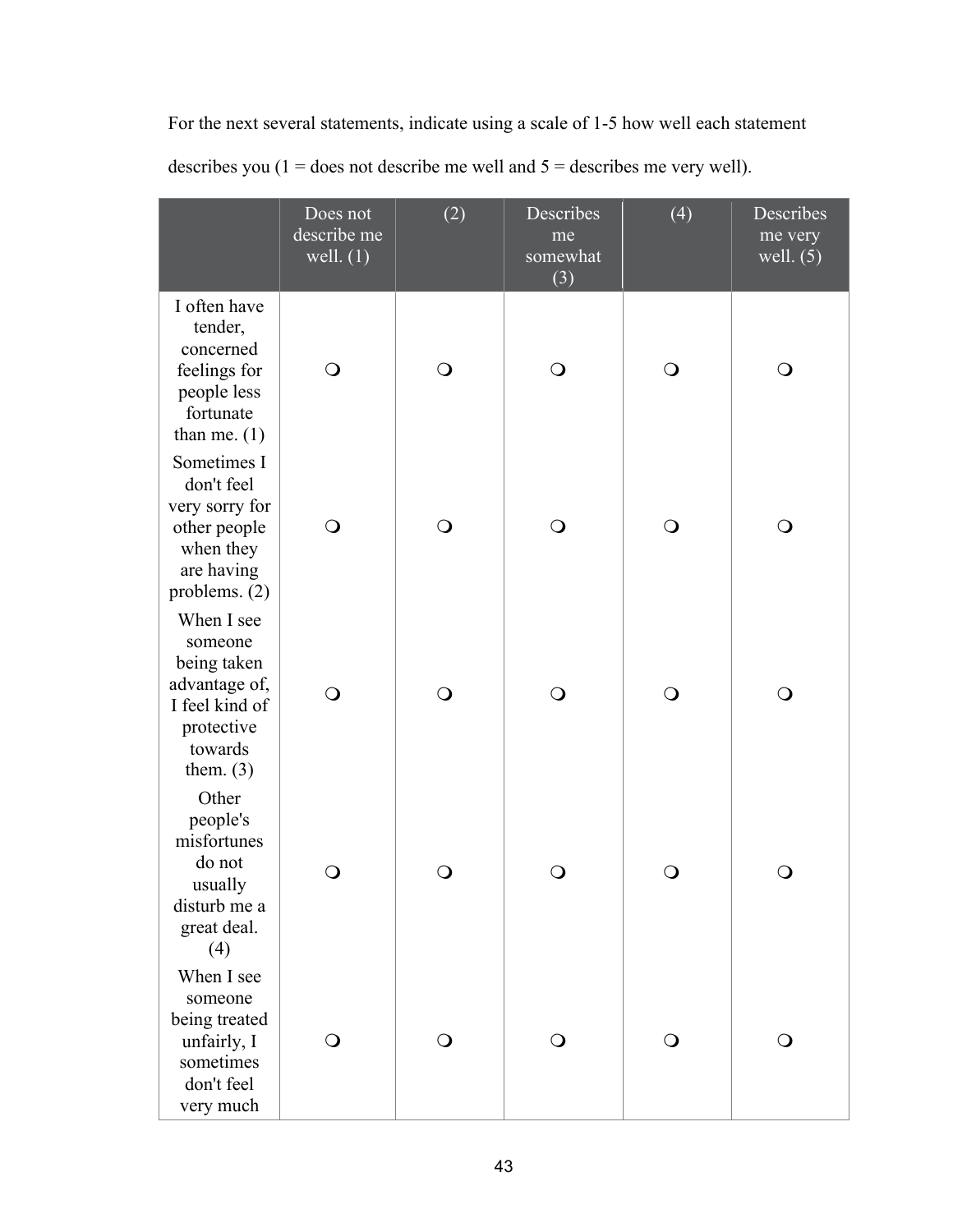For the next several statements, indicate using a scale of 1-5 how well each statement describes you (1 = does not describe me well and 5 = describes me very well).

| | Does not describe me well. (1) | (2) | Describes me somewhat (3) | (4) | Describes me very well. (5) |
|---|---|---|---|---|---|
| I often have tender, concerned feelings for people less fortunate than me. (1) | ❍ | ❍ | ❍ | ❍ | ❍ |
| Sometimes I don't feel very sorry for other people when they are having problems. (2) | ❍ | ❍ | ❍ | ❍ | ❍ |
| When I see someone being taken advantage of, I feel kind of protective towards them. (3) | ❍ | ❍ | ❍ | ❍ | ❍ |
| Other people's misfortunes do not usually disturb me a great deal. (4) | ❍ | ❍ | ❍ | ❍ | ❍ |
| When I see someone being treated unfairly, I sometimes don't feel very much | ❍ | ❍ | ❍ | ❍ | ❍ |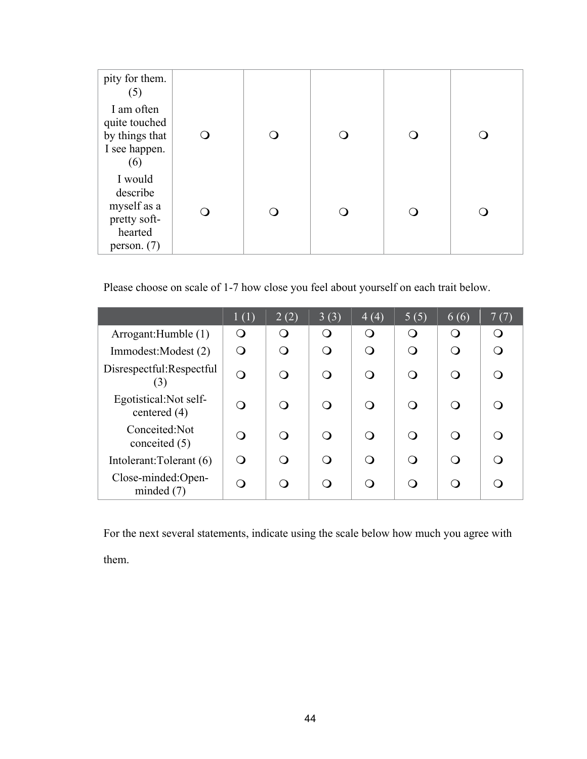| | | | | | |
|---|---|---|---|---|---|
| pity for them. (5) | | | | | |
| I am often quite touched by things that I see happen. (6) | ❍ | ❍ | ❍ | ❍ | ❍ |
| I would describe myself as a pretty soft-hearted person. (7) | ❍ | ❍ | ❍ | ❍ | ❍ |

Please choose on scale of 1-7 how close you feel about yourself on each trait below.

| | 1 (1) | 2 (2) | 3 (3) | 4 (4) | 5 (5) | 6 (6) | 7 (7) |
|---|---|---|---|---|---|---|---|
| Arrogant:Humble (1) | ❍ | ❍ | ❍ | ❍ | ❍ | ❍ | ❍ |
| Immodest:Modest (2) | ❍ | ❍ | ❍ | ❍ | ❍ | ❍ | ❍ |
| Disrespectful:Respectful (3) | ❍ | ❍ | ❍ | ❍ | ❍ | ❍ | ❍ |
| Egotistical:Not self-centered (4) | ❍ | ❍ | ❍ | ❍ | ❍ | ❍ | ❍ |
| Conceited:Not conceited (5) | ❍ | ❍ | ❍ | ❍ | ❍ | ❍ | ❍ |
| Intolerant:Tolerant (6) | ❍ | ❍ | ❍ | ❍ | ❍ | ❍ | ❍ |
| Close-minded:Open-minded (7) | ❍ | ❍ | ❍ | ❍ | ❍ | ❍ | ❍ |

For the next several statements, indicate using the scale below how much you agree with them.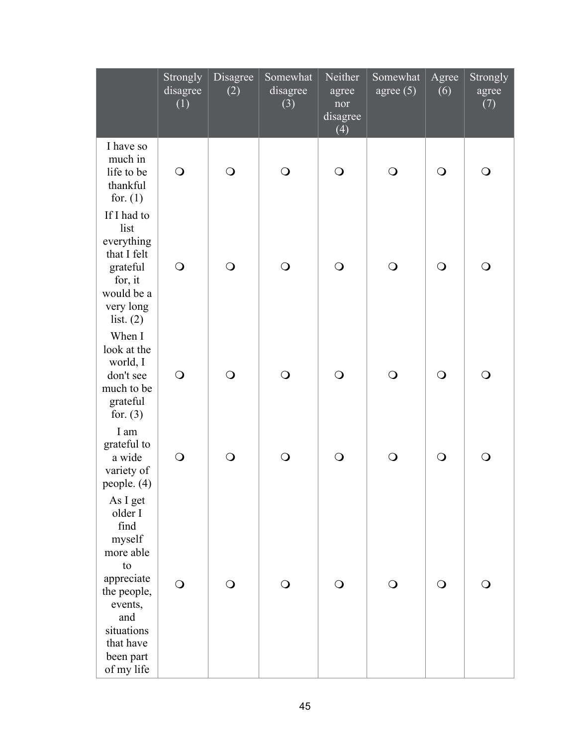| | Strongly disagree (1) | Disagree (2) | Somewhat disagree (3) | Neither agree nor disagree (4) | Somewhat agree (5) | Agree (6) | Strongly agree (7) |
|---|---|---|---|---|---|---|---|
| I have so much in life to be thankful for. (1) | ❍ | ❍ | ❍ | ❍ | ❍ | ❍ | ❍ |
| If I had to list everything that I felt grateful for, it would be a very long list. (2) | ❍ | ❍ | ❍ | ❍ | ❍ | ❍ | ❍ |
| When I look at the world, I don't see much to be grateful for. (3) | ❍ | ❍ | ❍ | ❍ | ❍ | ❍ | ❍ |
| I am grateful to a wide variety of people. (4) | ❍ | ❍ | ❍ | ❍ | ❍ | ❍ | ❍ |
| As I get older I find myself more able to appreciate the people, events, and situations that have been part of my life | ❍ | ❍ | ❍ | ❍ | ❍ | ❍ | ❍ |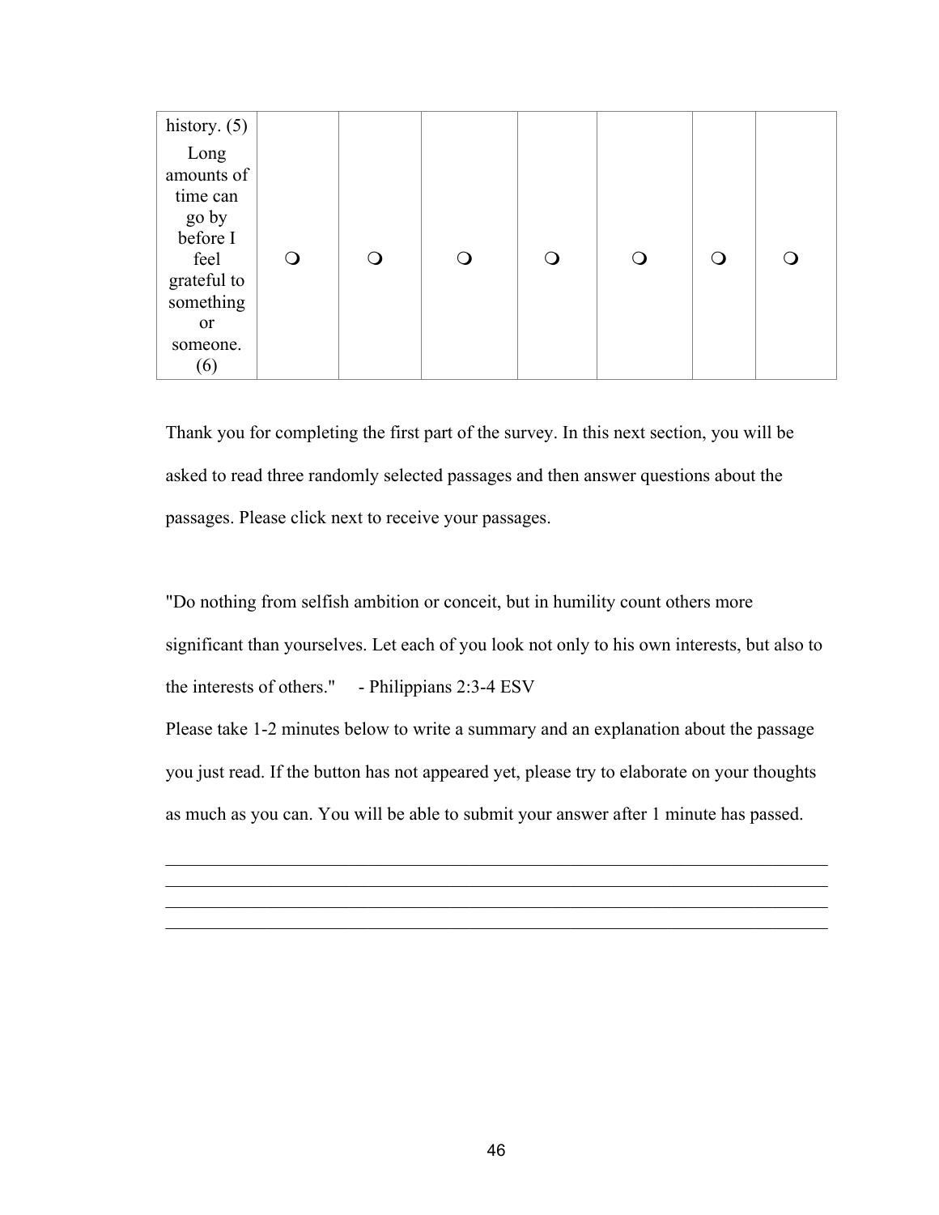| | | | | | | | |
|---|---|---|---|---|---|---|---|
| history. (5) | | | | | | | |
| Long amounts of time can go by before I feel grateful to something or someone. (6) | ❍ | ❍ | ❍ | ❍ | ❍ | ❍ | ❍ |

Thank you for completing the first part of the survey. In this next section, you will be asked to read three randomly selected passages and then answer questions about the passages. Please click next to receive your passages.

"Do nothing from selfish ambition or conceit, but in humility count others more significant than yourselves. Let each of you look not only to his own interests, but also to the interests of others."     - Philippians 2:3-4 ESV

Please take 1-2 minutes below to write a summary and an explanation about the passage you just read. If the button has not appeared yet, please try to elaborate on your thoughts as much as you can. You will be able to submit your answer after 1 minute has passed.

________________________________________________________________
________________________________________________________________
________________________________________________________________
________________________________________________________________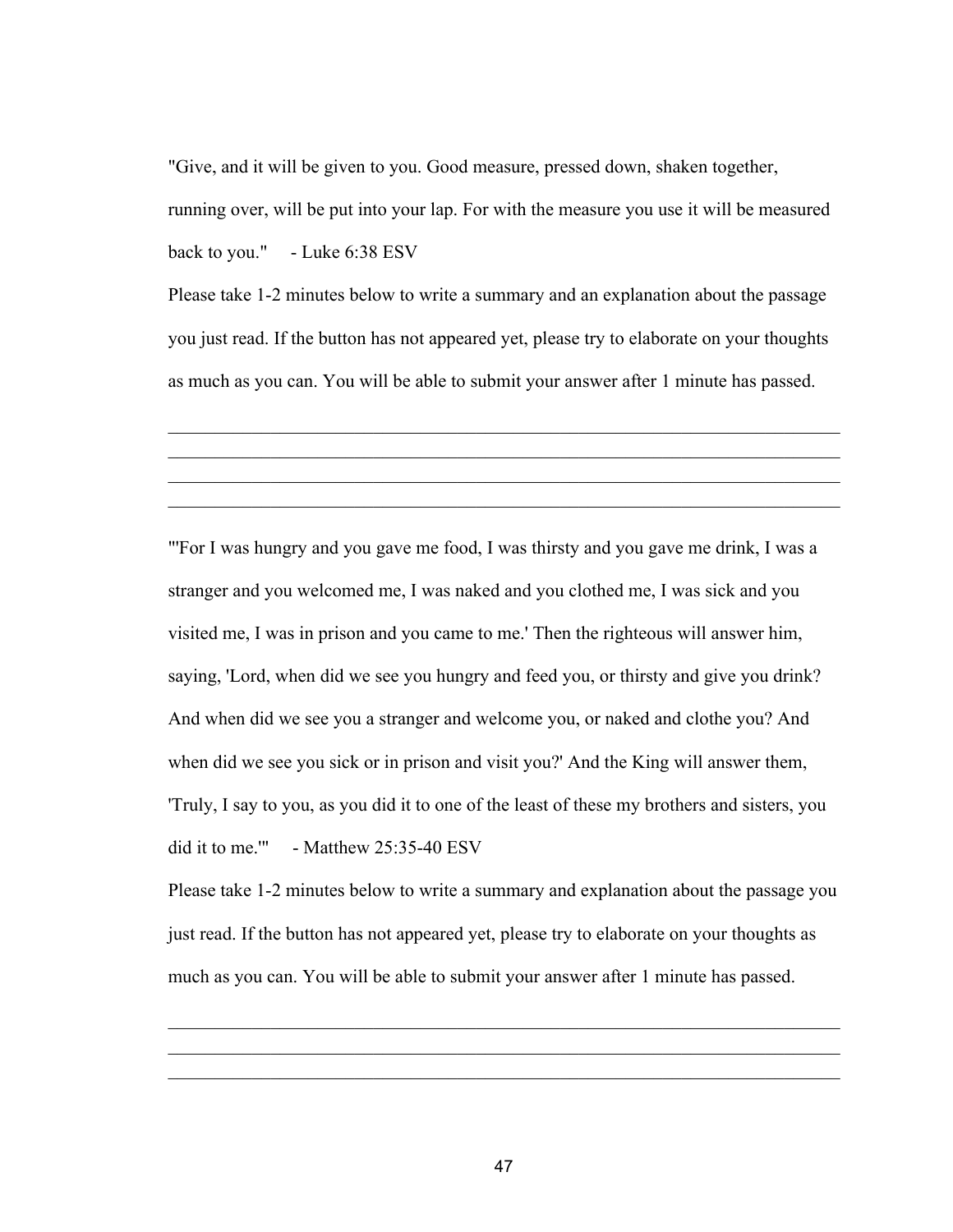"Give, and it will be given to you. Good measure, pressed down, shaken together, running over, will be put into your lap. For with the measure you use it will be measured back to you."     - Luke 6:38 ESV

Please take 1-2 minutes below to write a summary and an explanation about the passage you just read. If the button has not appeared yet, please try to elaborate on your thoughts as much as you can. You will be able to submit your answer after 1 minute has passed.

\_\_\_\_\_\_\_\_\_\_\_\_\_\_\_\_\_\_\_\_\_\_\_\_\_\_\_\_\_\_\_\_\_\_\_\_\_\_\_\_\_\_\_\_\_\_\_\_\_\_\_\_\_\_\_\_\_\_\_\_\_\_\_\_\_\_\_\_\_\_\_\_

\_\_\_\_\_\_\_\_\_\_\_\_\_\_\_\_\_\_\_\_\_\_\_\_\_\_\_\_\_\_\_\_\_\_\_\_\_\_\_\_\_\_\_\_\_\_\_\_\_\_\_\_\_\_\_\_\_\_\_\_\_\_\_\_\_\_\_\_\_\_\_\_

\_\_\_\_\_\_\_\_\_\_\_\_\_\_\_\_\_\_\_\_\_\_\_\_\_\_\_\_\_\_\_\_\_\_\_\_\_\_\_\_\_\_\_\_\_\_\_\_\_\_\_\_\_\_\_\_\_\_\_\_\_\_\_\_\_\_\_\_\_\_\_\_

\_\_\_\_\_\_\_\_\_\_\_\_\_\_\_\_\_\_\_\_\_\_\_\_\_\_\_\_\_\_\_\_\_\_\_\_\_\_\_\_\_\_\_\_\_\_\_\_\_\_\_\_\_\_\_\_\_\_\_\_\_\_\_\_\_\_\_\_\_\_\_\_

"'For I was hungry and you gave me food, I was thirsty and you gave me drink, I was a stranger and you welcomed me, I was naked and you clothed me, I was sick and you visited me, I was in prison and you came to me.' Then the righteous will answer him, saying, 'Lord, when did we see you hungry and feed you, or thirsty and give you drink? And when did we see you a stranger and welcome you, or naked and clothe you? And when did we see you sick or in prison and visit you?' And the King will answer them, 'Truly, I say to you, as you did it to one of the least of these my brothers and sisters, you did it to me.'"     - Matthew 25:35-40 ESV

Please take 1-2 minutes below to write a summary and explanation about the passage you just read. If the button has not appeared yet, please try to elaborate on your thoughts as much as you can. You will be able to submit your answer after 1 minute has passed.

\_\_\_\_\_\_\_\_\_\_\_\_\_\_\_\_\_\_\_\_\_\_\_\_\_\_\_\_\_\_\_\_\_\_\_\_\_\_\_\_\_\_\_\_\_\_\_\_\_\_\_\_\_\_\_\_\_\_\_\_\_\_\_\_\_\_\_\_\_\_\_\_

\_\_\_\_\_\_\_\_\_\_\_\_\_\_\_\_\_\_\_\_\_\_\_\_\_\_\_\_\_\_\_\_\_\_\_\_\_\_\_\_\_\_\_\_\_\_\_\_\_\_\_\_\_\_\_\_\_\_\_\_\_\_\_\_\_\_\_\_\_\_\_\_

\_\_\_\_\_\_\_\_\_\_\_\_\_\_\_\_\_\_\_\_\_\_\_\_\_\_\_\_\_\_\_\_\_\_\_\_\_\_\_\_\_\_\_\_\_\_\_\_\_\_\_\_\_\_\_\_\_\_\_\_\_\_\_\_\_\_\_\_\_\_\_\_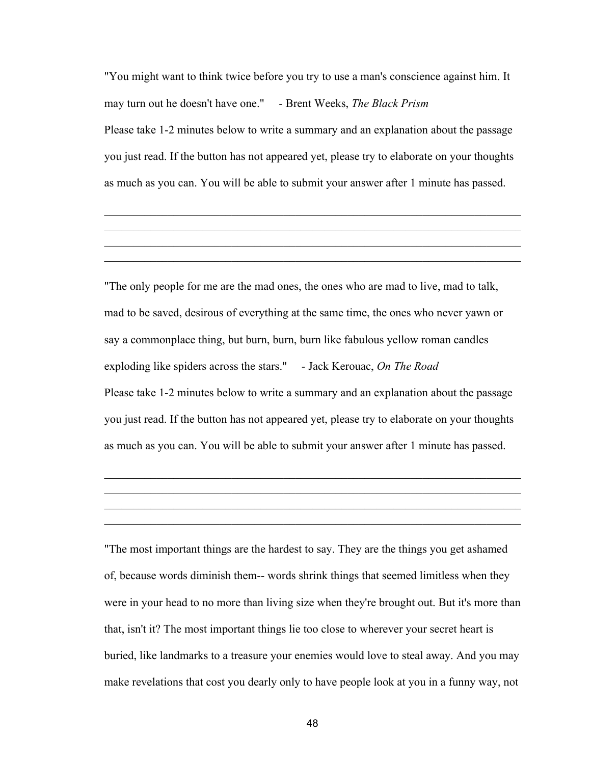"You might want to think twice before you try to use a man's conscience against him. It may turn out he doesn't have one." - Brent Weeks, *The Black Prism*

Please take 1-2 minutes below to write a summary and an explanation about the passage you just read. If the button has not appeared yet, please try to elaborate on your thoughts as much as you can. You will be able to submit your answer after 1 minute has passed.

\_\_\_\_\_\_\_\_\_\_\_\_\_\_\_\_\_\_\_\_\_\_\_\_\_\_\_\_\_\_\_\_\_\_\_\_\_\_\_\_\_\_\_\_\_\_\_\_\_\_\_\_\_\_\_\_\_\_\_\_\_\_\_\_\_\_\_\_\_\_

\_\_\_\_\_\_\_\_\_\_\_\_\_\_\_\_\_\_\_\_\_\_\_\_\_\_\_\_\_\_\_\_\_\_\_\_\_\_\_\_\_\_\_\_\_\_\_\_\_\_\_\_\_\_\_\_\_\_\_\_\_\_\_\_\_\_\_\_\_\_

\_\_\_\_\_\_\_\_\_\_\_\_\_\_\_\_\_\_\_\_\_\_\_\_\_\_\_\_\_\_\_\_\_\_\_\_\_\_\_\_\_\_\_\_\_\_\_\_\_\_\_\_\_\_\_\_\_\_\_\_\_\_\_\_\_\_\_\_\_\_

\_\_\_\_\_\_\_\_\_\_\_\_\_\_\_\_\_\_\_\_\_\_\_\_\_\_\_\_\_\_\_\_\_\_\_\_\_\_\_\_\_\_\_\_\_\_\_\_\_\_\_\_\_\_\_\_\_\_\_\_\_\_\_\_\_\_\_\_\_\_

"The only people for me are the mad ones, the ones who are mad to live, mad to talk, mad to be saved, desirous of everything at the same time, the ones who never yawn or say a commonplace thing, but burn, burn, burn like fabulous yellow roman candles exploding like spiders across the stars." - Jack Kerouac, *On The Road*

Please take 1-2 minutes below to write a summary and an explanation about the passage you just read. If the button has not appeared yet, please try to elaborate on your thoughts as much as you can. You will be able to submit your answer after 1 minute has passed.

\_\_\_\_\_\_\_\_\_\_\_\_\_\_\_\_\_\_\_\_\_\_\_\_\_\_\_\_\_\_\_\_\_\_\_\_\_\_\_\_\_\_\_\_\_\_\_\_\_\_\_\_\_\_\_\_\_\_\_\_\_\_\_\_\_\_\_\_\_\_

\_\_\_\_\_\_\_\_\_\_\_\_\_\_\_\_\_\_\_\_\_\_\_\_\_\_\_\_\_\_\_\_\_\_\_\_\_\_\_\_\_\_\_\_\_\_\_\_\_\_\_\_\_\_\_\_\_\_\_\_\_\_\_\_\_\_\_\_\_\_

\_\_\_\_\_\_\_\_\_\_\_\_\_\_\_\_\_\_\_\_\_\_\_\_\_\_\_\_\_\_\_\_\_\_\_\_\_\_\_\_\_\_\_\_\_\_\_\_\_\_\_\_\_\_\_\_\_\_\_\_\_\_\_\_\_\_\_\_\_\_

\_\_\_\_\_\_\_\_\_\_\_\_\_\_\_\_\_\_\_\_\_\_\_\_\_\_\_\_\_\_\_\_\_\_\_\_\_\_\_\_\_\_\_\_\_\_\_\_\_\_\_\_\_\_\_\_\_\_\_\_\_\_\_\_\_\_\_\_\_\_

"The most important things are the hardest to say. They are the things you get ashamed of, because words diminish them-- words shrink things that seemed limitless when they were in your head to no more than living size when they're brought out. But it's more than that, isn't it? The most important things lie too close to wherever your secret heart is buried, like landmarks to a treasure your enemies would love to steal away. And you may make revelations that cost you dearly only to have people look at you in a funny way, not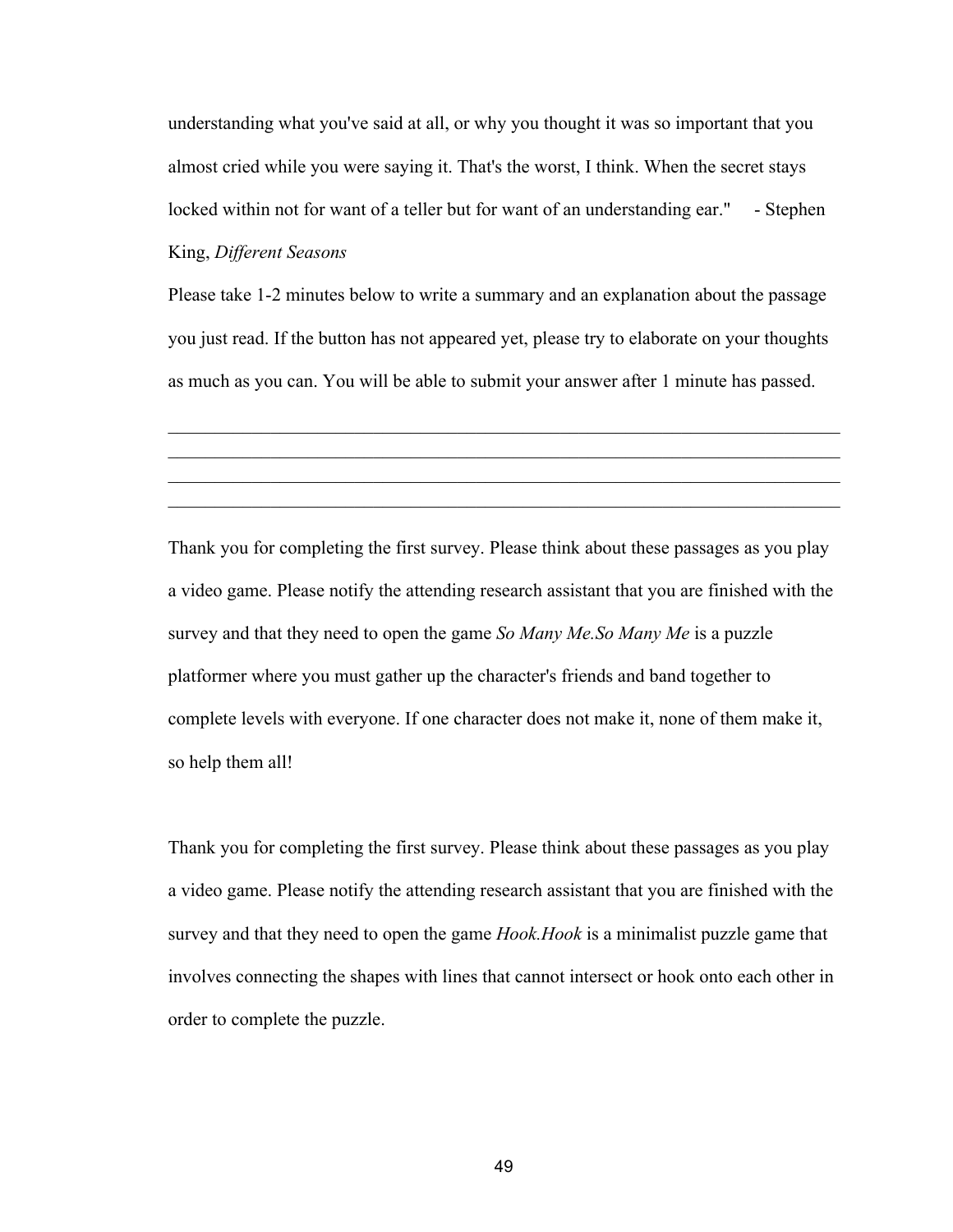understanding what you've said at all, or why you thought it was so important that you almost cried while you were saying it. That's the worst, I think. When the secret stays locked within not for want of a teller but for want of an understanding ear." - Stephen King, *Different Seasons*

Please take 1-2 minutes below to write a summary and an explanation about the passage you just read. If the button has not appeared yet, please try to elaborate on your thoughts as much as you can. You will be able to submit your answer after 1 minute has passed.

________________________________________________________________________
________________________________________________________________________
________________________________________________________________________
________________________________________________________________________

Thank you for completing the first survey. Please think about these passages as you play a video game. Please notify the attending research assistant that you are finished with the survey and that they need to open the game *So Many Me.So Many Me* is a puzzle platformer where you must gather up the character's friends and band together to complete levels with everyone. If one character does not make it, none of them make it, so help them all!

Thank you for completing the first survey. Please think about these passages as you play a video game. Please notify the attending research assistant that you are finished with the survey and that they need to open the game *Hook.Hook* is a minimalist puzzle game that involves connecting the shapes with lines that cannot intersect or hook onto each other in order to complete the puzzle.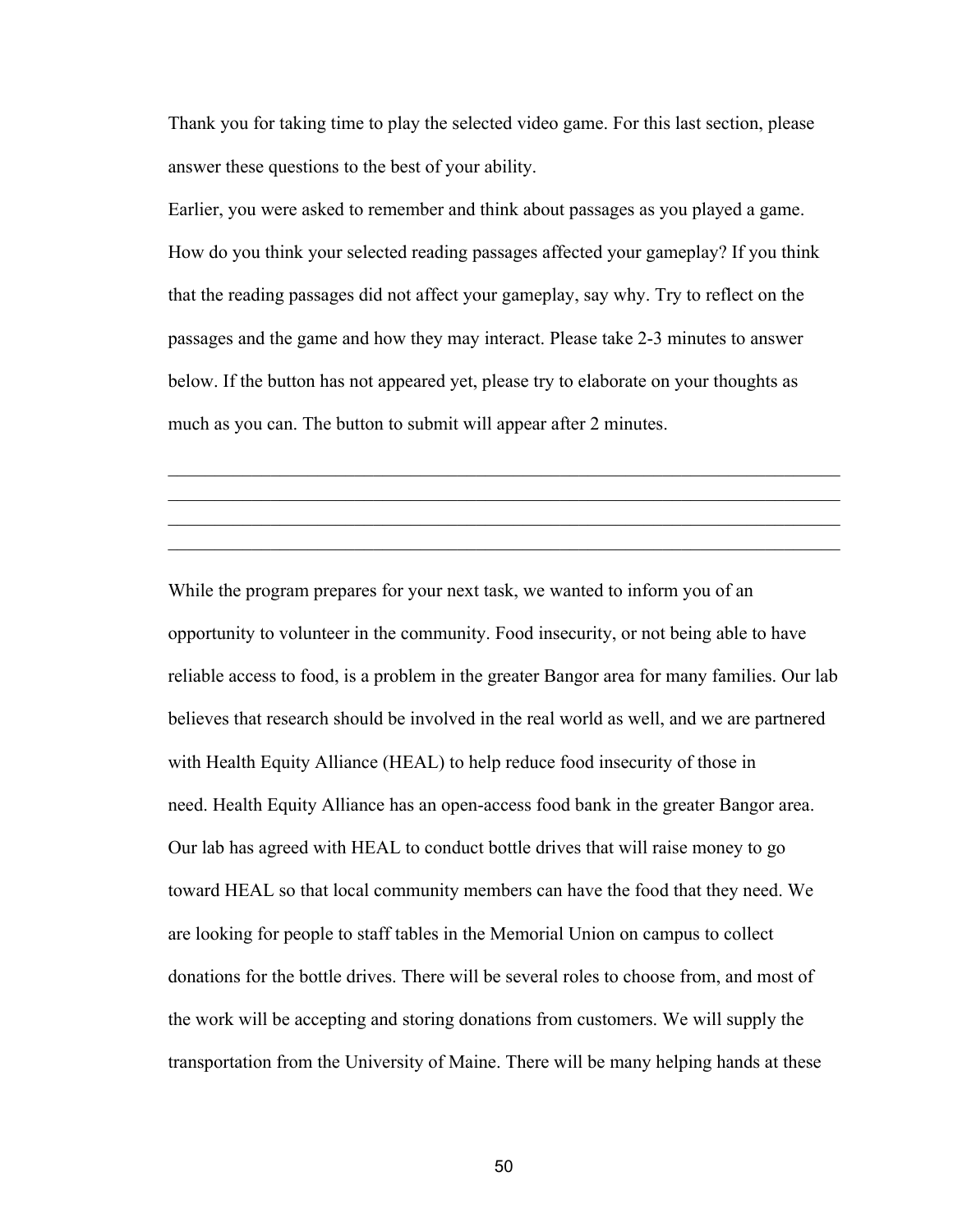Thank you for taking time to play the selected video game. For this last section, please answer these questions to the best of your ability.

Earlier, you were asked to remember and think about passages as you played a game. How do you think your selected reading passages affected your gameplay? If you think that the reading passages did not affect your gameplay, say why. Try to reflect on the passages and the game and how they may interact. Please take 2-3 minutes to answer below. If the button has not appeared yet, please try to elaborate on your thoughts as much as you can. The button to submit will appear after 2 minutes.

\_\_\_\_\_\_\_\_\_\_\_\_\_\_\_\_\_\_\_\_\_\_\_\_\_\_\_\_\_\_\_\_\_\_\_\_\_\_\_\_\_\_\_\_\_\_\_\_\_\_\_\_\_\_\_\_\_\_\_\_\_\_\_\_\_\_\_\_\_\_\_\_\_\_\_\_\_\_\_\_\_\_\_\_\_\_\_\_\_\_\_\_\_\_\_\_\_\_\_\_\_\_\_\_\_\_\_\_\_\_\_\_\_\_\_\_\_\_\_\_\_\_\_\_\_\_\_\_\_\_\_\_\_\_\_\_\_\_\_\_\_\_\_\_\_\_\_\_\_\_\_\_\_\_\_\_\_\_\_\_\_\_\_\_\_\_\_\_\_\_\_\_\_\_\_\_\_\_\_\_\_\_\_\_\_\_\_\_\_\_\_\_\_\_\_\_\_\_\_\_\_\_\_\_\_\_\_\_\_\_\_\_\_\_\_\_\_\_\_\_\_\_\_\_\_\_\_\_\_\_\_\_\_\_\_\_\_\_\_\_\_\_\_\_\_\_\_\_\_\_\_\_\_\_\_\_\_\_\_\_\_\_\_\_\_\_\_\_\_\_\_\_\_\_\_\_\_\_\_\_\_\_\_\_\_\_\_\_\_\_\_\_\_\_\_\_\_\_\_\_\_\_\_\_\_\_\_\_\_\_\_\_\_\_\_\_\_\_\_\_\_\_\_\_\_\_\_\_\_\_\_\_\_\_\_\_\_\_\_\_\_\_\_\_\_\_\_\_\_\_\_\_\_\_\_\_\_\_\_\_\_\_\_\_\_\_\_\_\_\_\_\_\_\_\_\_\_\_\_\_\_\_\_\_\_\_\_\_\_\_\_\_\_\_\_\_

While the program prepares for your next task, we wanted to inform you of an opportunity to volunteer in the community. Food insecurity, or not being able to have reliable access to food, is a problem in the greater Bangor area for many families. Our lab believes that research should be involved in the real world as well, and we are partnered with Health Equity Alliance (HEAL) to help reduce food insecurity of those in need. Health Equity Alliance has an open-access food bank in the greater Bangor area. Our lab has agreed with HEAL to conduct bottle drives that will raise money to go toward HEAL so that local community members can have the food that they need. We are looking for people to staff tables in the Memorial Union on campus to collect donations for the bottle drives. There will be several roles to choose from, and most of the work will be accepting and storing donations from customers. We will supply the transportation from the University of Maine. There will be many helping hands at these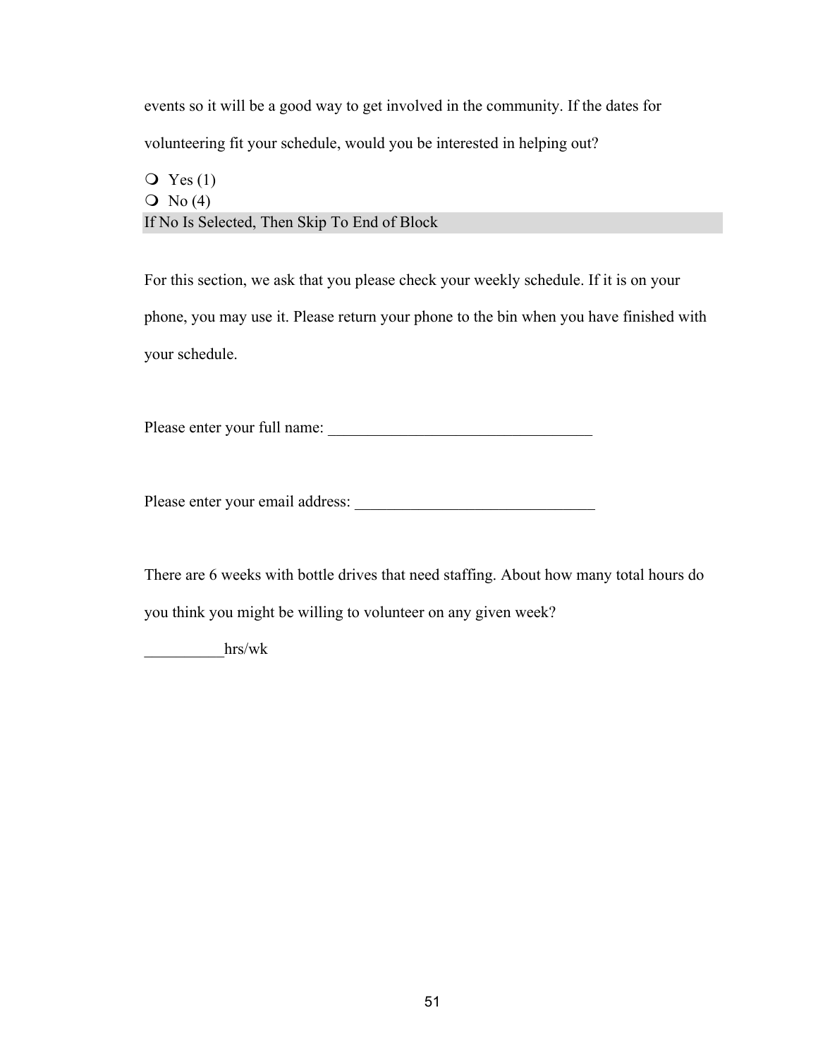events so it will be a good way to get involved in the community. If the dates for volunteering fit your schedule, would you be interested in helping out?

- ❍ Yes (1)
- ❍ No (4)

If No Is Selected, Then Skip To End of Block

For this section, we ask that you please check your weekly schedule. If it is on your phone, you may use it. Please return your phone to the bin when you have finished with your schedule.

Please enter your full name: __________________________________

Please enter your email address: ______________________________

There are 6 weeks with bottle drives that need staffing. About how many total hours do you think you might be willing to volunteer on any given week?

__________hrs/wk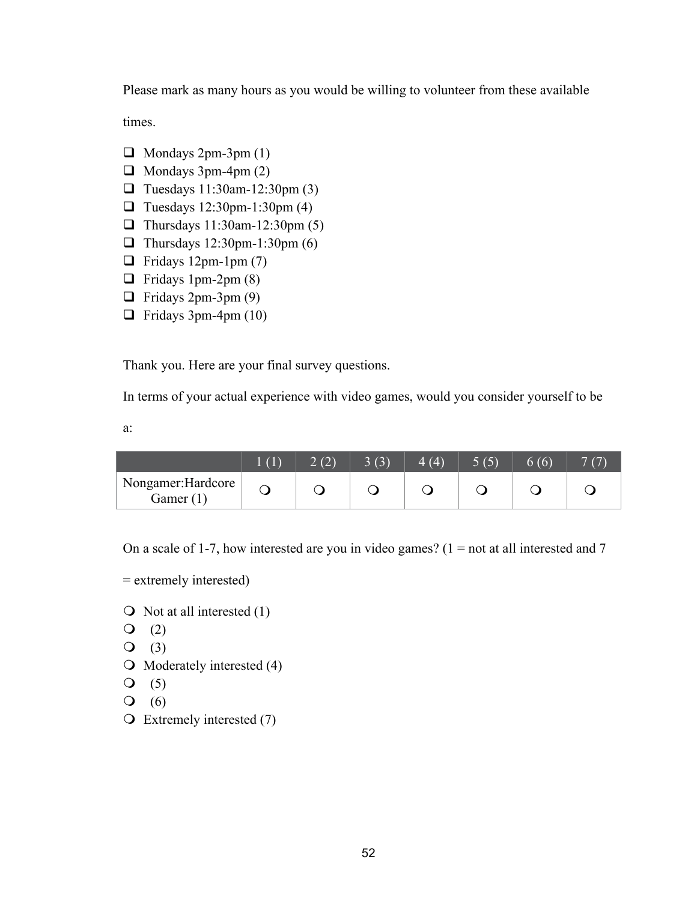Please mark as many hours as you would be willing to volunteer from these available times.

- ❑ Mondays 2pm-3pm (1)
- ❑ Mondays 3pm-4pm (2)
- ❑ Tuesdays 11:30am-12:30pm (3)
- ❑ Tuesdays 12:30pm-1:30pm (4)
- ❑ Thursdays 11:30am-12:30pm (5)
- ❑ Thursdays 12:30pm-1:30pm (6)
- ❑ Fridays 12pm-1pm (7)
- ❑ Fridays 1pm-2pm (8)
- ❑ Fridays 2pm-3pm (9)
- ❑ Fridays 3pm-4pm (10)

Thank you. Here are your final survey questions.

In terms of your actual experience with video games, would you consider yourself to be a:

| | 1 (1) | 2 (2) | 3 (3) | 4 (4) | 5 (5) | 6 (6) | 7 (7) |
|---|---|---|---|---|---|---|---|
| Nongamer:Hardcore Gamer (1) | ❍ | ❍ | ❍ | ❍ | ❍ | ❍ | ❍ |

On a scale of 1-7, how interested are you in video games? (1 = not at all interested and 7 = extremely interested)

- ❍ Not at all interested (1)
- ❍ (2)
- ❍ (3)
- ❍ Moderately interested (4)
- ❍ (5)
- ❍ (6)
- ❍ Extremely interested (7)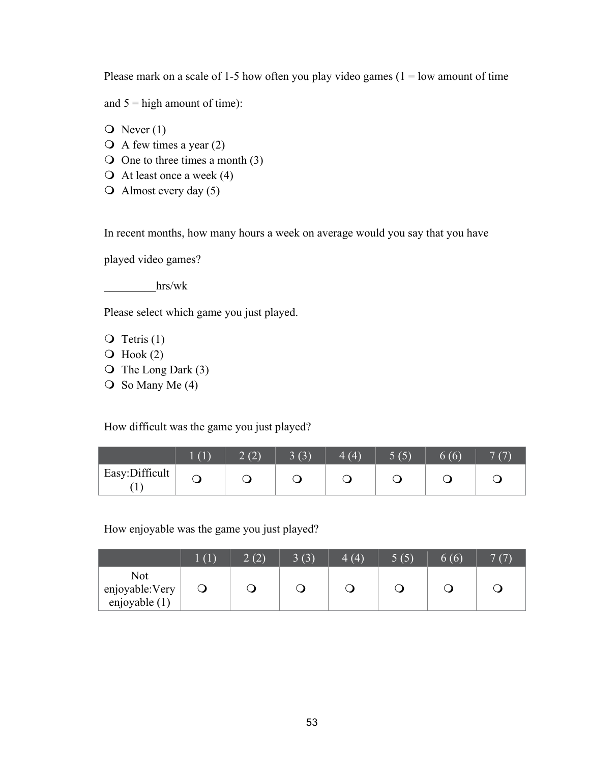Please mark on a scale of 1-5 how often you play video games (1 = low amount of time and 5 = high amount of time):

- ❍ Never (1)
- ❍ A few times a year (2)
- ❍ One to three times a month (3)
- ❍ At least once a week (4)
- ❍ Almost every day (5)

In recent months, how many hours a week on average would you say that you have played video games?

_________hrs/wk

Please select which game you just played.

- ❍ Tetris (1)
- ❍ Hook (2)
- ❍ The Long Dark (3)
- ❍ So Many Me (4)

How difficult was the game you just played?

| | 1 (1) | 2 (2) | 3 (3) | 4 (4) | 5 (5) | 6 (6) | 7 (7) |
|---|---|---|---|---|---|---|---|
| Easy:Difficult (1) | ❍ | ❍ | ❍ | ❍ | ❍ | ❍ | ❍ |

How enjoyable was the game you just played?

| | 1 (1) | 2 (2) | 3 (3) | 4 (4) | 5 (5) | 6 (6) | 7 (7) |
|---|---|---|---|---|---|---|---|
| Not enjoyable:Very enjoyable (1) | ❍ | ❍ | ❍ | ❍ | ❍ | ❍ | ❍ |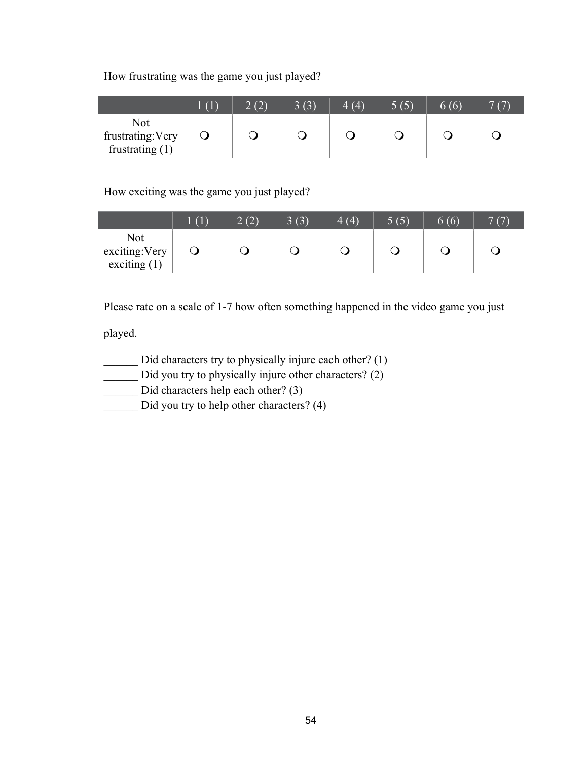How frustrating was the game you just played?

| | 1 (1) | 2 (2) | 3 (3) | 4 (4) | 5 (5) | 6 (6) | 7 (7) |
|---|---|---|---|---|---|---|---|
| Not frustrating:Very frustrating (1) | ❍ | ❍ | ❍ | ❍ | ❍ | ❍ | ❍ |

How exciting was the game you just played?

| | 1 (1) | 2 (2) | 3 (3) | 4 (4) | 5 (5) | 6 (6) | 7 (7) |
|---|---|---|---|---|---|---|---|
| Not exciting:Very exciting (1) | ❍ | ❍ | ❍ | ❍ | ❍ | ❍ | ❍ |

Please rate on a scale of 1-7 how often something happened in the video game you just played.

______ Did characters try to physically injure each other? (1)
______ Did you try to physically injure other characters? (2)
______ Did characters help each other? (3)
______ Did you try to help other characters? (4)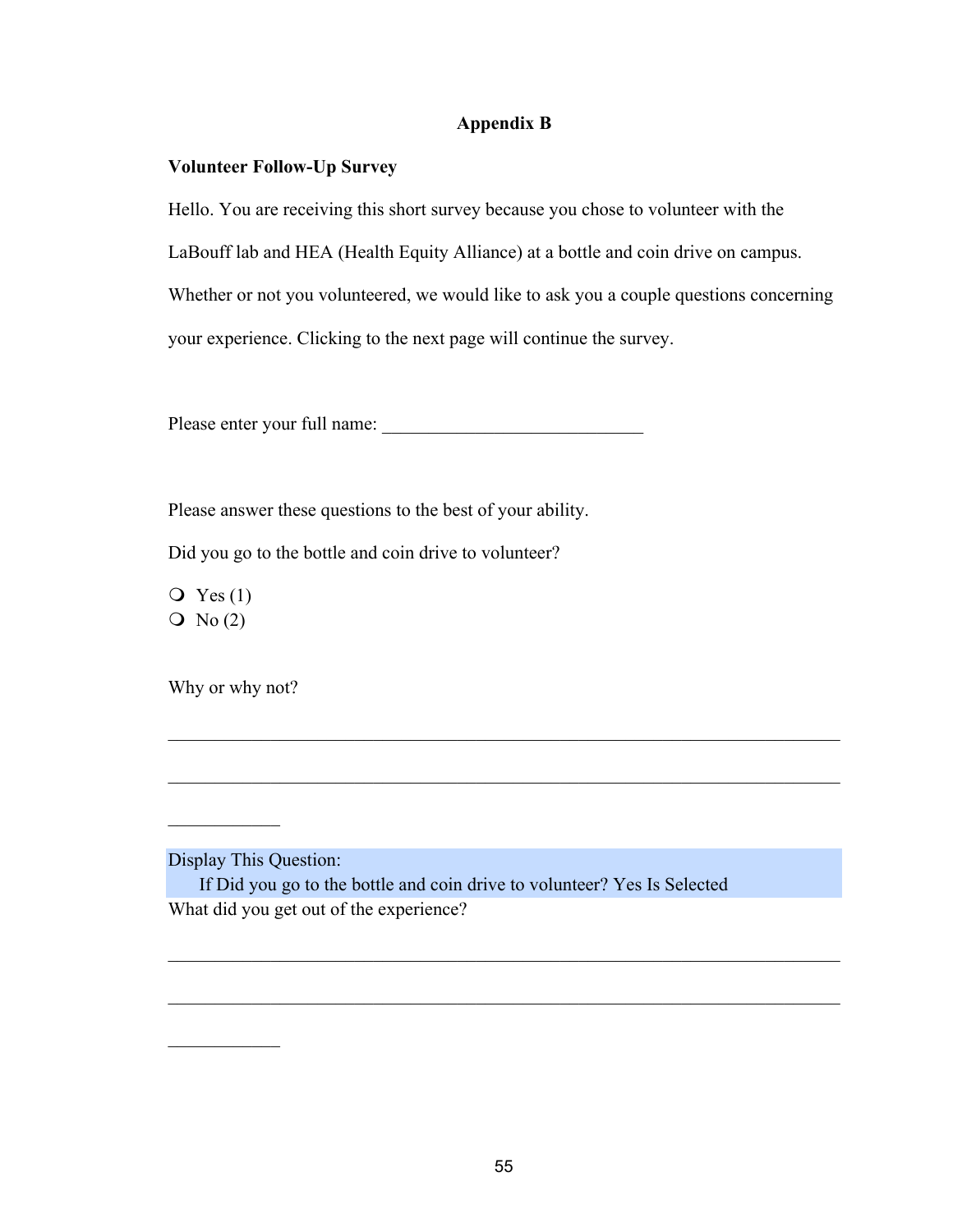# Appendix B

**Volunteer Follow-Up Survey**

Hello. You are receiving this short survey because you chose to volunteer with the LaBouff lab and HEA (Health Equity Alliance) at a bottle and coin drive on campus. Whether or not you volunteered, we would like to ask you a couple questions concerning your experience. Clicking to the next page will continue the survey.

Please enter your full name: ____________________________

Please answer these questions to the best of your ability.

Did you go to the bottle and coin drive to volunteer?

- ❍ Yes (1)
- ❍ No (2)

Why or why not?

________________________________________________________________

________________________________________________________________

____________

Display This Question:
If Did you go to the bottle and coin drive to volunteer? Yes Is Selected

What did you get out of the experience?

________________________________________________________________

________________________________________________________________

____________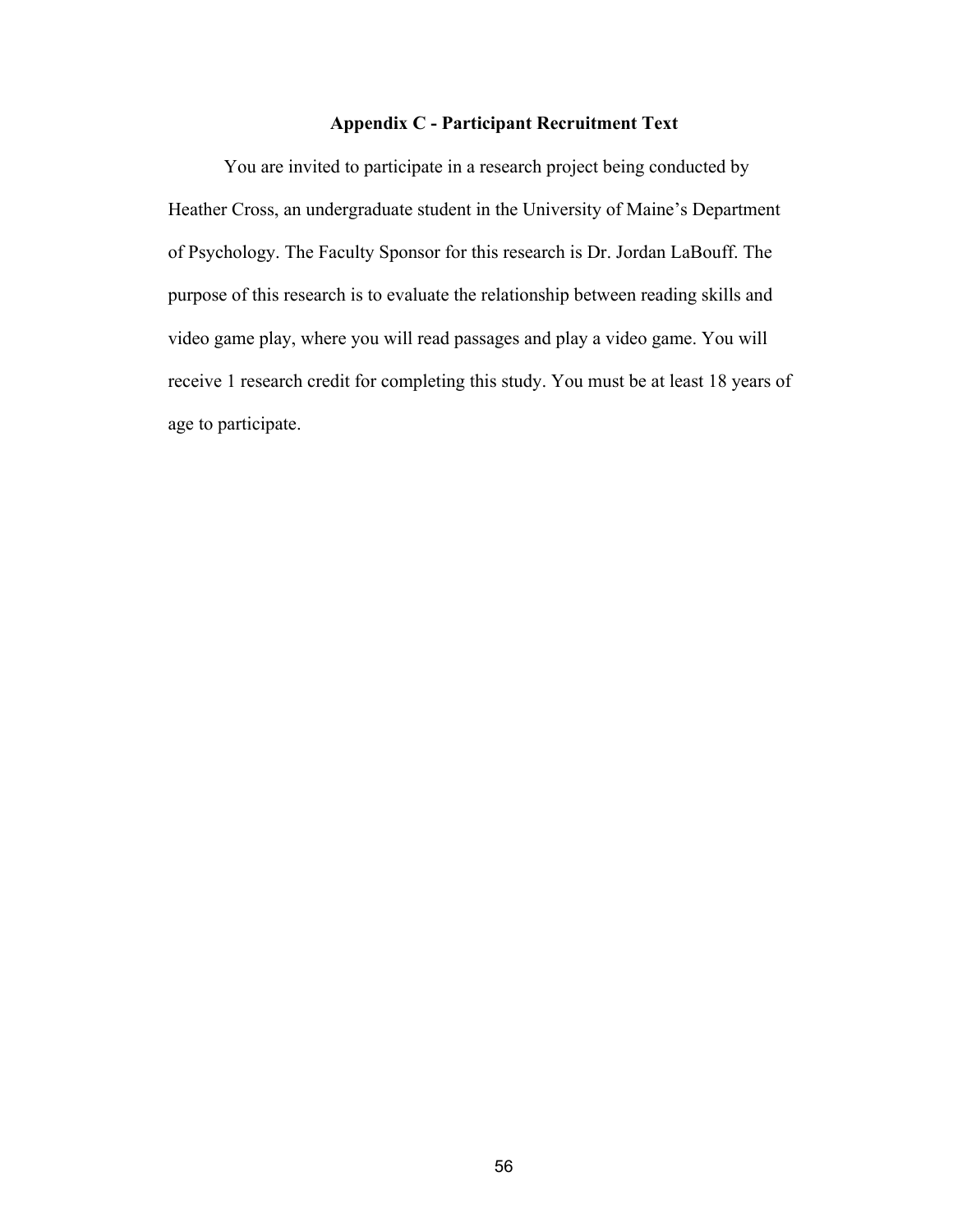## Appendix C - Participant Recruitment Text

You are invited to participate in a research project being conducted by Heather Cross, an undergraduate student in the University of Maine's Department of Psychology. The Faculty Sponsor for this research is Dr. Jordan LaBouff. The purpose of this research is to evaluate the relationship between reading skills and video game play, where you will read passages and play a video game. You will receive 1 research credit for completing this study. You must be at least 18 years of age to participate.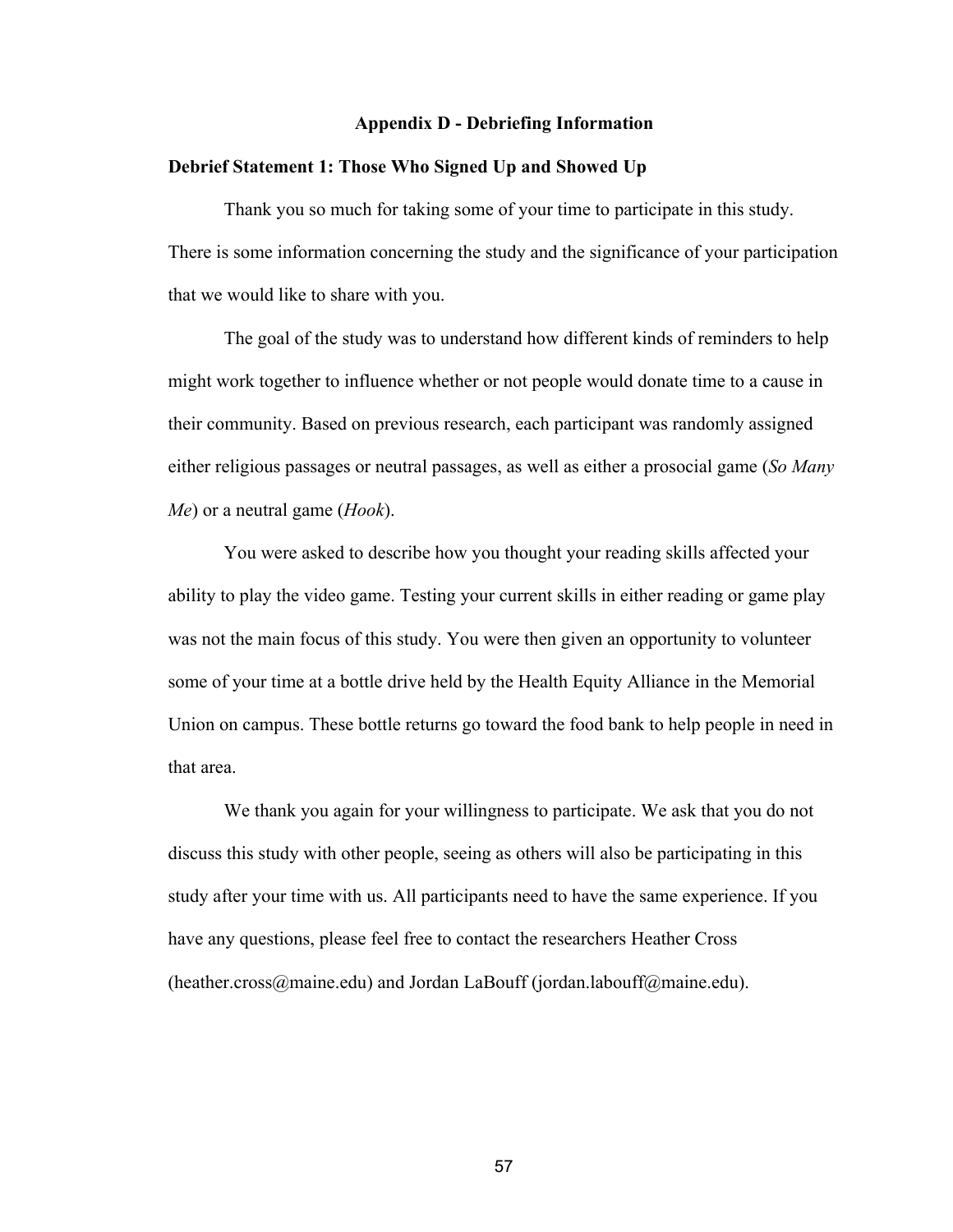# Appendix D - Debriefing Information

## Debrief Statement 1: Those Who Signed Up and Showed Up

Thank you so much for taking some of your time to participate in this study. There is some information concerning the study and the significance of your participation that we would like to share with you.

The goal of the study was to understand how different kinds of reminders to help might work together to influence whether or not people would donate time to a cause in their community. Based on previous research, each participant was randomly assigned either religious passages or neutral passages, as well as either a prosocial game (*So Many Me*) or a neutral game (*Hook*).

You were asked to describe how you thought your reading skills affected your ability to play the video game. Testing your current skills in either reading or game play was not the main focus of this study. You were then given an opportunity to volunteer some of your time at a bottle drive held by the Health Equity Alliance in the Memorial Union on campus. These bottle returns go toward the food bank to help people in need in that area.

We thank you again for your willingness to participate. We ask that you do not discuss this study with other people, seeing as others will also be participating in this study after your time with us. All participants need to have the same experience. If you have any questions, please feel free to contact the researchers Heather Cross (heather.cross@maine.edu) and Jordan LaBouff (jordan.labouff@maine.edu).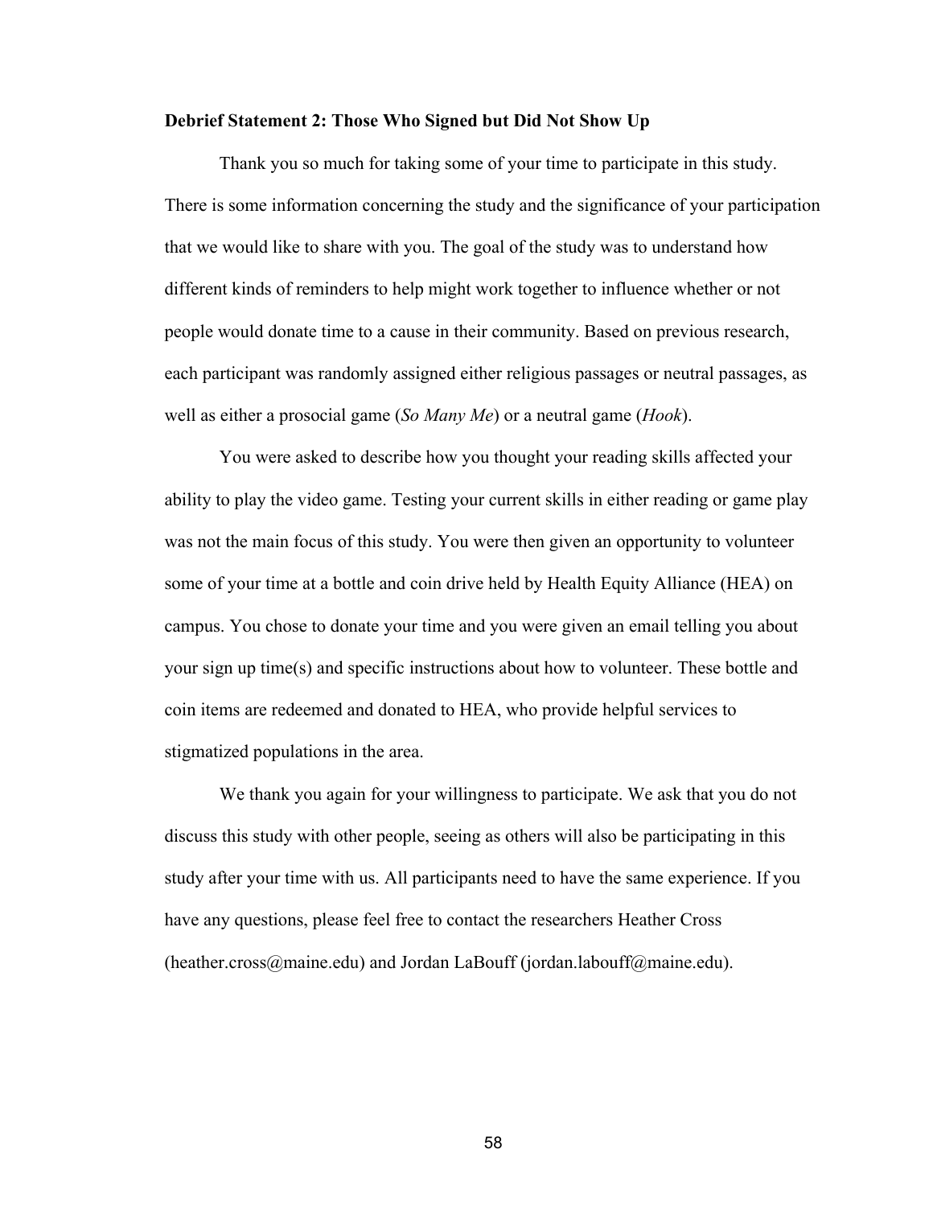**Debrief Statement 2: Those Who Signed but Did Not Show Up**

Thank you so much for taking some of your time to participate in this study. There is some information concerning the study and the significance of your participation that we would like to share with you. The goal of the study was to understand how different kinds of reminders to help might work together to influence whether or not people would donate time to a cause in their community. Based on previous research, each participant was randomly assigned either religious passages or neutral passages, as well as either a prosocial game (*So Many Me*) or a neutral game (*Hook*).

You were asked to describe how you thought your reading skills affected your ability to play the video game. Testing your current skills in either reading or game play was not the main focus of this study. You were then given an opportunity to volunteer some of your time at a bottle and coin drive held by Health Equity Alliance (HEA) on campus. You chose to donate your time and you were given an email telling you about your sign up time(s) and specific instructions about how to volunteer. These bottle and coin items are redeemed and donated to HEA, who provide helpful services to stigmatized populations in the area.

We thank you again for your willingness to participate. We ask that you do not discuss this study with other people, seeing as others will also be participating in this study after your time with us. All participants need to have the same experience. If you have any questions, please feel free to contact the researchers Heather Cross (heather.cross@maine.edu) and Jordan LaBouff (jordan.labouff@maine.edu).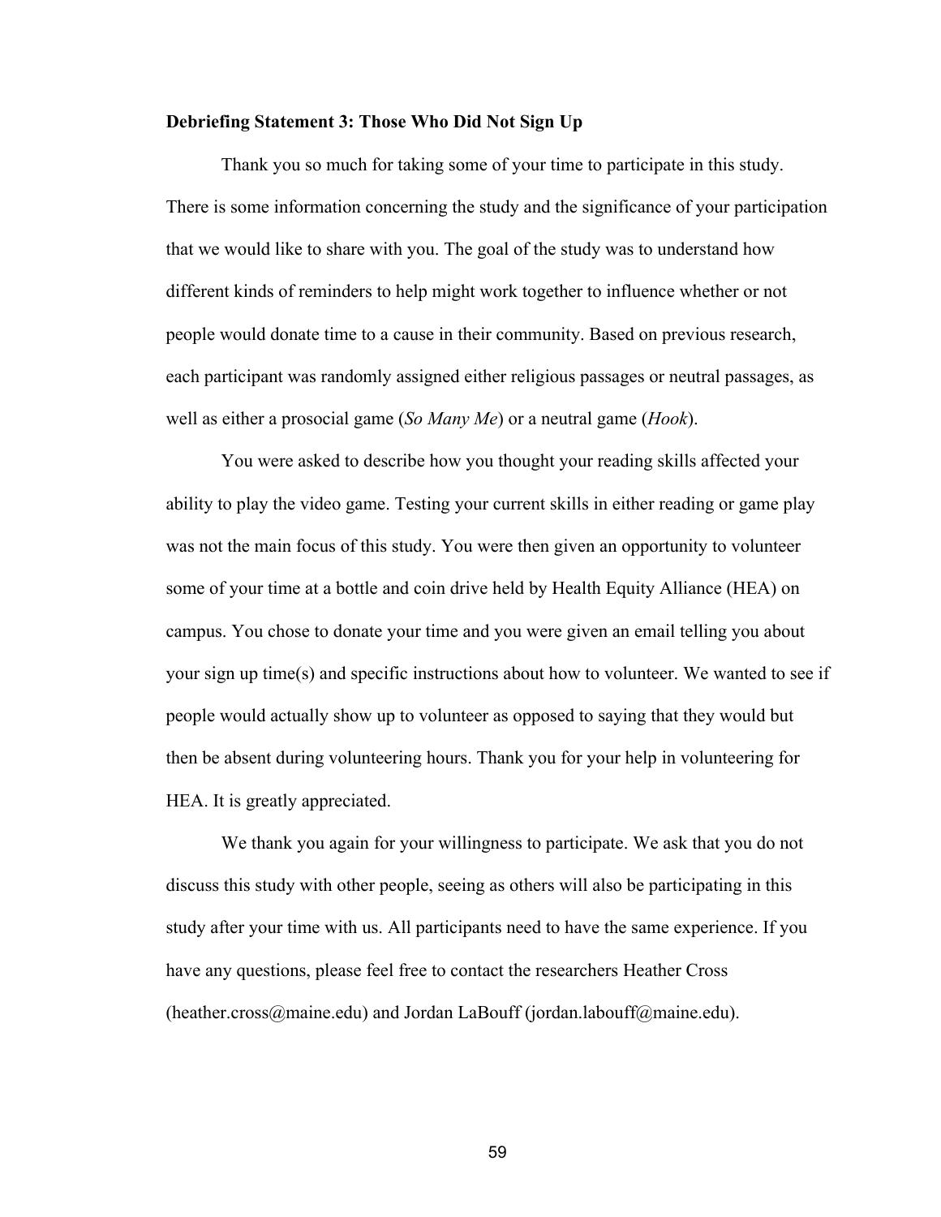**Debriefing Statement 3: Those Who Did Not Sign Up**

Thank you so much for taking some of your time to participate in this study. There is some information concerning the study and the significance of your participation that we would like to share with you. The goal of the study was to understand how different kinds of reminders to help might work together to influence whether or not people would donate time to a cause in their community. Based on previous research, each participant was randomly assigned either religious passages or neutral passages, as well as either a prosocial game (*So Many Me*) or a neutral game (*Hook*).

You were asked to describe how you thought your reading skills affected your ability to play the video game. Testing your current skills in either reading or game play was not the main focus of this study. You were then given an opportunity to volunteer some of your time at a bottle and coin drive held by Health Equity Alliance (HEA) on campus. You chose to donate your time and you were given an email telling you about your sign up time(s) and specific instructions about how to volunteer. We wanted to see if people would actually show up to volunteer as opposed to saying that they would but then be absent during volunteering hours. Thank you for your help in volunteering for HEA. It is greatly appreciated.

We thank you again for your willingness to participate. We ask that you do not discuss this study with other people, seeing as others will also be participating in this study after your time with us. All participants need to have the same experience. If you have any questions, please feel free to contact the researchers Heather Cross (heather.cross@maine.edu) and Jordan LaBouff (jordan.labouff@maine.edu).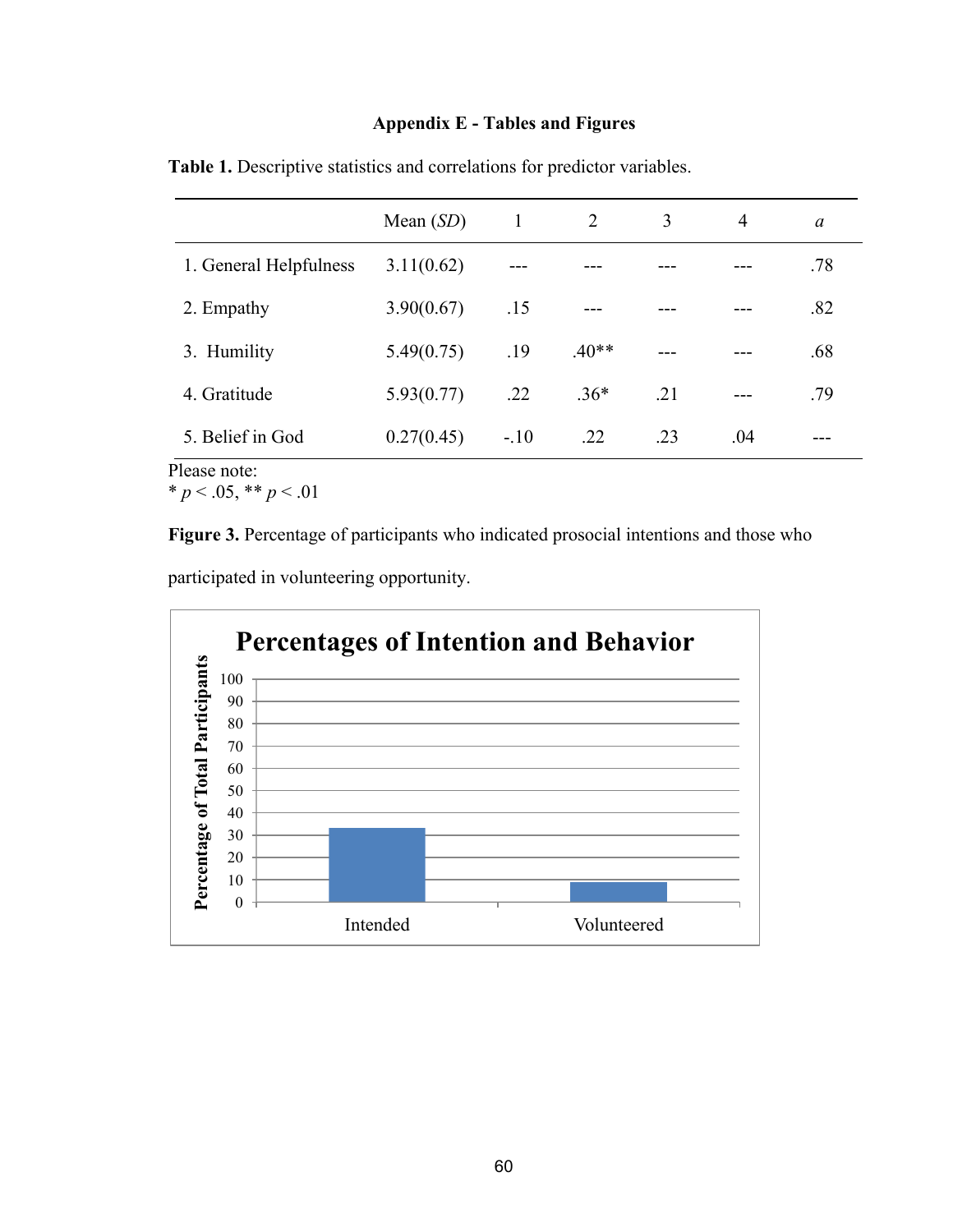## Appendix E - Tables and Figures

**Table 1.** Descriptive statistics and correlations for predictor variables.

| | Mean (*SD*) | 1 | 2 | 3 | 4 | *a* |
|---|---|---|---|---|---|---|
| 1. General Helpfulness | 3.11(0.62) | --- | --- | --- | --- | .78 |
| 2. Empathy | 3.90(0.67) | .15 | --- | --- | --- | .82 |
| 3. Humility | 5.49(0.75) | .19 | .40** | --- | --- | .68 |
| 4. Gratitude | 5.93(0.77) | .22 | .36* | .21 | --- | .79 |
| 5. Belief in God | 0.27(0.45) | -.10 | .22 | .23 | .04 | --- |

Please note:
* $p < .05$, ** $p < .01$

**Figure 3.** Percentage of participants who indicated prosocial intentions and those who participated in volunteering opportunity.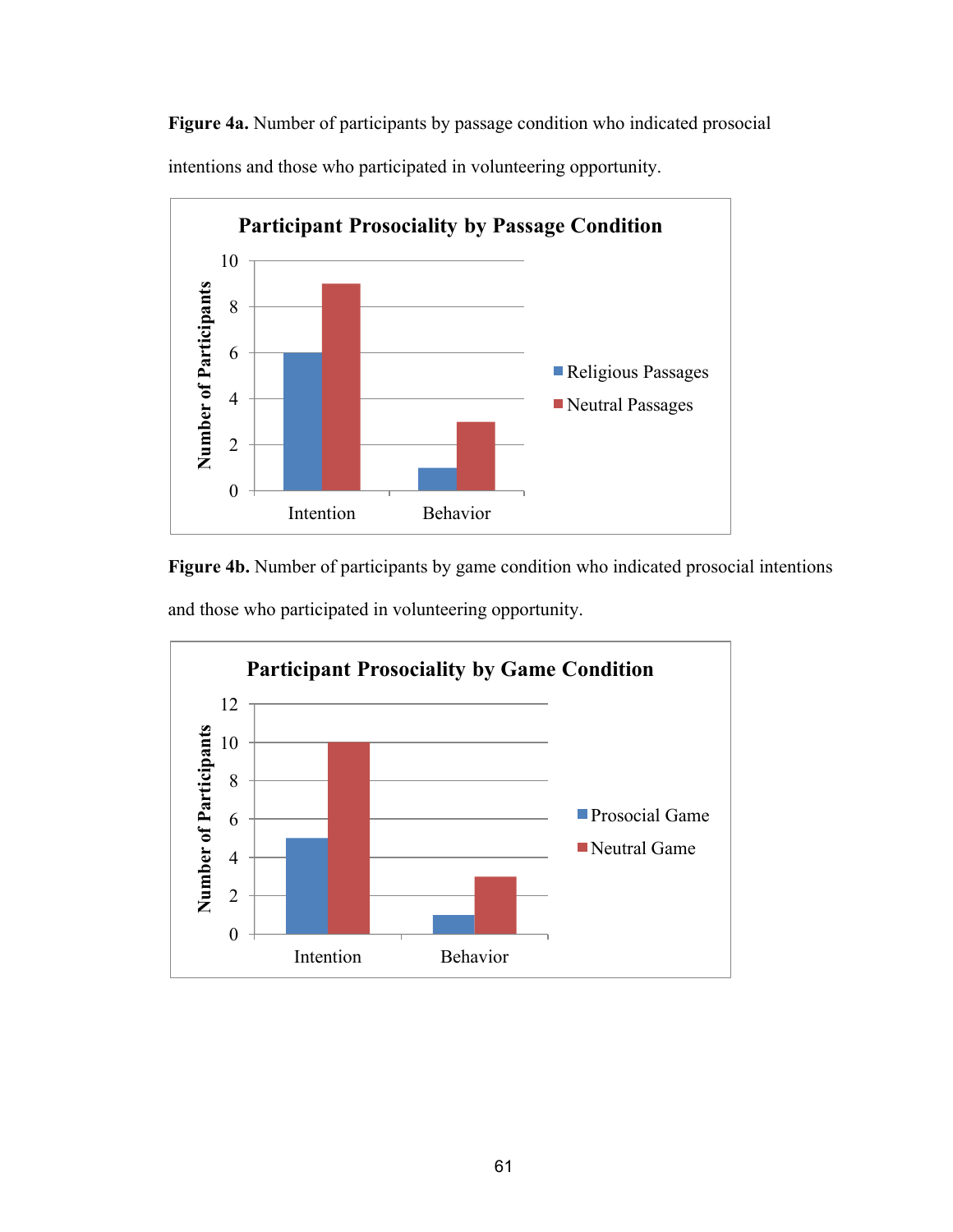**Figure 4a.** Number of participants by passage condition who indicated prosocial intentions and those who participated in volunteering opportunity.

**Figure 4b.** Number of participants by game condition who indicated prosocial intentions and those who participated in volunteering opportunity.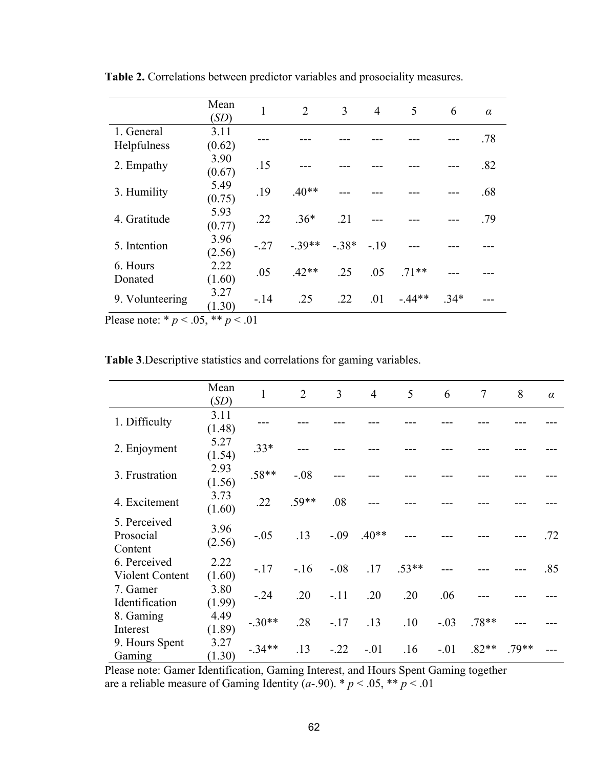**Table 2.** Correlations between predictor variables and prosociality measures.

| | Mean (*SD*) | 1 | 2 | 3 | 4 | 5 | 6 | *α* |
|---|---|---|---|---|---|---|---|---|
| 1. General Helpfulness | 3.11 (0.62) | --- | --- | --- | --- | --- | --- | .78 |
| 2. Empathy | 3.90 (0.67) | .15 | --- | --- | --- | --- | --- | .82 |
| 3. Humility | 5.49 (0.75) | .19 | .40** | --- | --- | --- | --- | .68 |
| 4. Gratitude | 5.93 (0.77) | .22 | .36* | .21 | --- | --- | --- | .79 |
| 5. Intention | 3.96 (2.56) | -.27 | -.39** | -.38* | -.19 | --- | --- | --- |
| 6. Hours Donated | 2.22 (1.60) | .05 | .42** | .25 | .05 | .71** | --- | --- |
| 9. Volunteering | 3.27 (1.30) | -.14 | .25 | .22 | .01 | -.44** | .34* | --- |

Please note: * $p < .05$, ** $p < .01$

**Table 3**.Descriptive statistics and correlations for gaming variables.

| | Mean (*SD*) | 1 | 2 | 3 | 4 | 5 | 6 | 7 | 8 | *α* |
|---|---|---|---|---|---|---|---|---|---|---|
| 1. Difficulty | 3.11 (1.48) | --- | --- | --- | --- | --- | --- | --- | --- | --- |
| 2. Enjoyment | 5.27 (1.54) | .33* | --- | --- | --- | --- | --- | --- | --- | --- |
| 3. Frustration | 2.93 (1.56) | .58** | -.08 | --- | --- | --- | --- | --- | --- | --- |
| 4. Excitement | 3.73 (1.60) | .22 | .59** | .08 | --- | --- | --- | --- | --- | --- |
| 5. Perceived Prosocial Content | 3.96 (2.56) | -.05 | .13 | -.09 | .40** | --- | --- | --- | --- | .72 |
| 6. Perceived Violent Content | 2.22 (1.60) | -.17 | -.16 | -.08 | .17 | .53** | --- | --- | --- | .85 |
| 7. Gamer Identification | 3.80 (1.99) | -.24 | .20 | -.11 | .20 | .20 | .06 | --- | --- | --- |
| 8. Gaming Interest | 4.49 (1.89) | -.30** | .28 | -.17 | .13 | .10 | -.03 | .78** | --- | --- |
| 9. Hours Spent Gaming | 3.27 (1.30) | -.34** | .13 | -.22 | -.01 | .16 | -.01 | .82** | .79** | --- |

Please note: Gamer Identification, Gaming Interest, and Hours Spent Gaming together are a reliable measure of Gaming Identity (*a*-.90). * $p < .05$, ** $p < .01$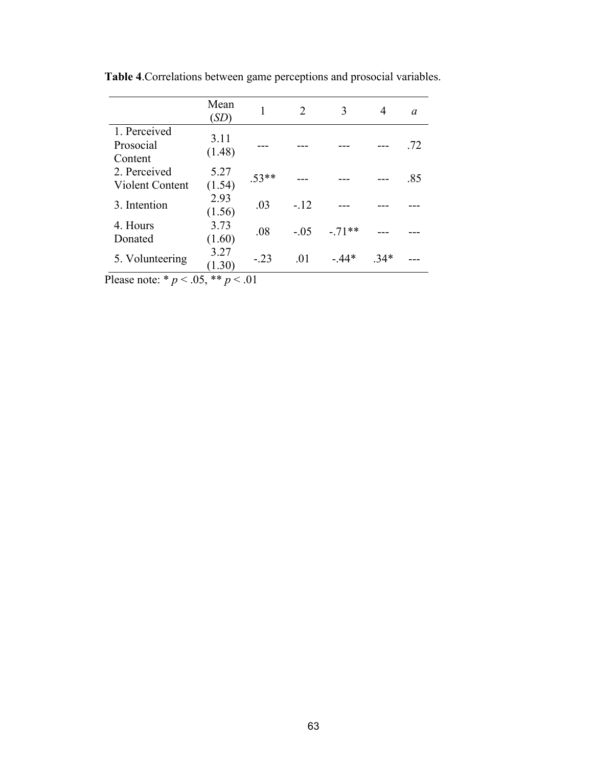**Table 4**.Correlations between game perceptions and prosocial variables.

| | Mean (*SD*) | 1 | 2 | 3 | 4 | *a* |
|---|---|---|---|---|---|---|
| 1. Perceived Prosocial Content | 3.11 (1.48) | --- | --- | --- | --- | .72 |
| 2. Perceived Violent Content | 5.27 (1.54) | .53** | --- | --- | --- | .85 |
| 3. Intention | 2.93 (1.56) | .03 | -.12 | --- | --- | --- |
| 4. Hours Donated | 3.73 (1.60) | .08 | -.05 | -.71** | --- | --- |
| 5. Volunteering | 3.27 (1.30) | -.23 | .01 | -.44* | .34* | --- |

Please note: * $p < .05$, ** $p < .01$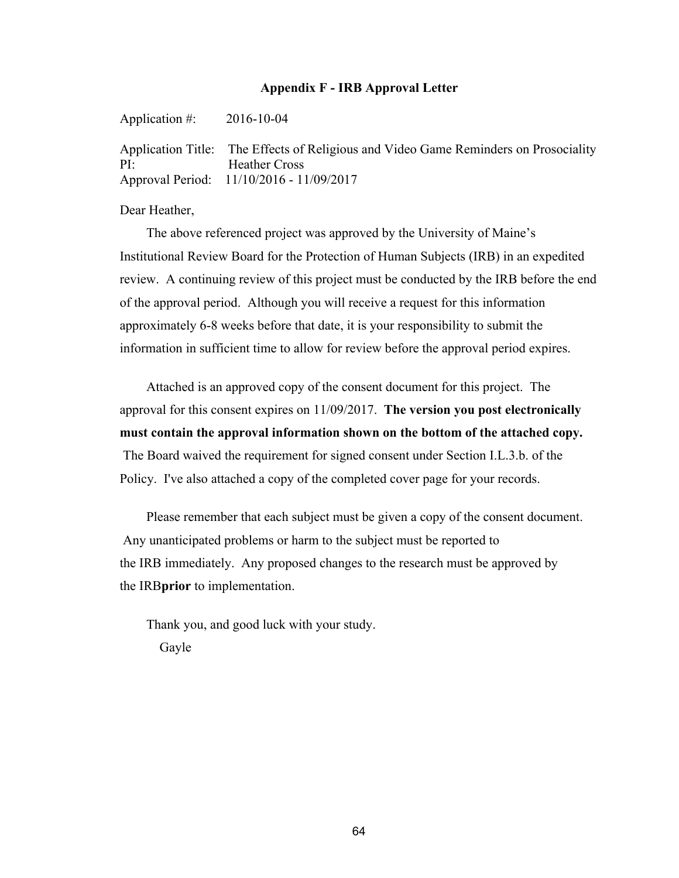## Appendix F - IRB Approval Letter

Application #: 2016-10-04

Application Title: The Effects of Religious and Video Game Reminders on Prosociality
PI: Heather Cross
Approval Period: 11/10/2016 - 11/09/2017

Dear Heather,

The above referenced project was approved by the University of Maine's Institutional Review Board for the Protection of Human Subjects (IRB) in an expedited review. A continuing review of this project must be conducted by the IRB before the end of the approval period. Although you will receive a request for this information approximately 6-8 weeks before that date, it is your responsibility to submit the information in sufficient time to allow for review before the approval period expires.

Attached is an approved copy of the consent document for this project. The approval for this consent expires on 11/09/2017. **The version you post electronically must contain the approval information shown on the bottom of the attached copy.** The Board waived the requirement for signed consent under Section I.L.3.b. of the Policy. I've also attached a copy of the completed cover page for your records.

Please remember that each subject must be given a copy of the consent document. Any unanticipated problems or harm to the subject must be reported to the IRB immediately. Any proposed changes to the research must be approved by the IRB**prior** to implementation.

Thank you, and good luck with your study.

Gayle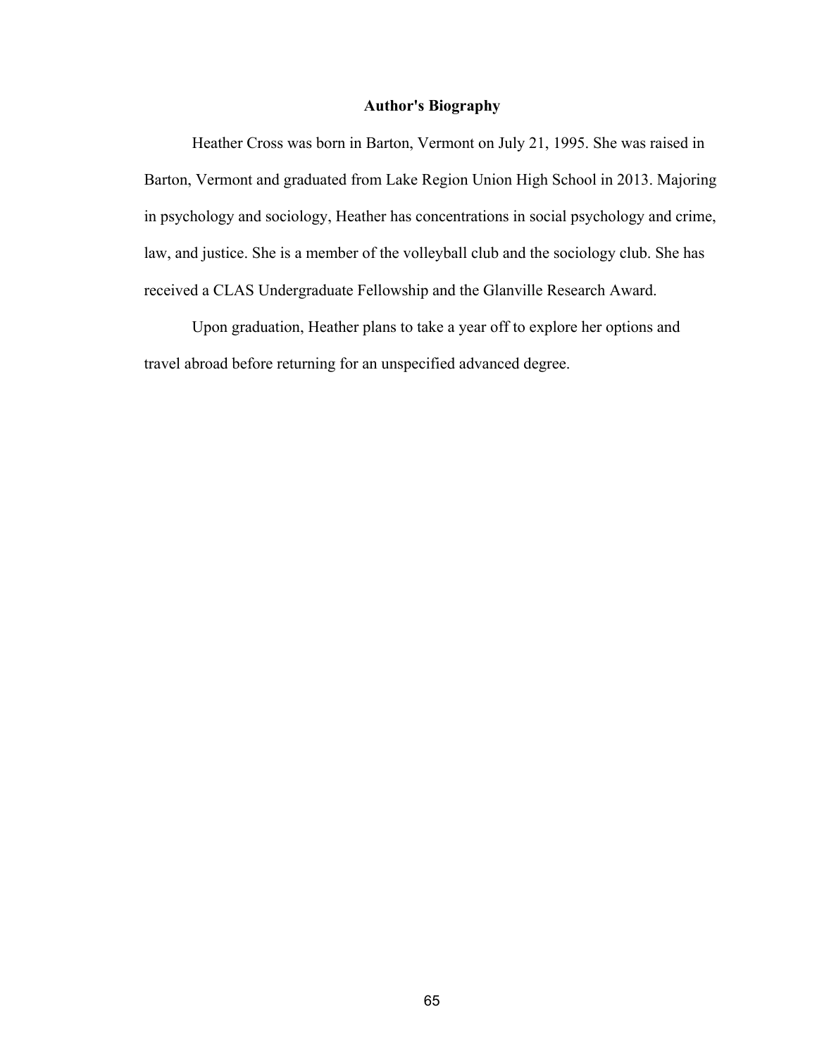## Author's Biography

Heather Cross was born in Barton, Vermont on July 21, 1995. She was raised in Barton, Vermont and graduated from Lake Region Union High School in 2013. Majoring in psychology and sociology, Heather has concentrations in social psychology and crime, law, and justice. She is a member of the volleyball club and the sociology club. She has received a CLAS Undergraduate Fellowship and the Glanville Research Award.

Upon graduation, Heather plans to take a year off to explore her options and travel abroad before returning for an unspecified advanced degree.